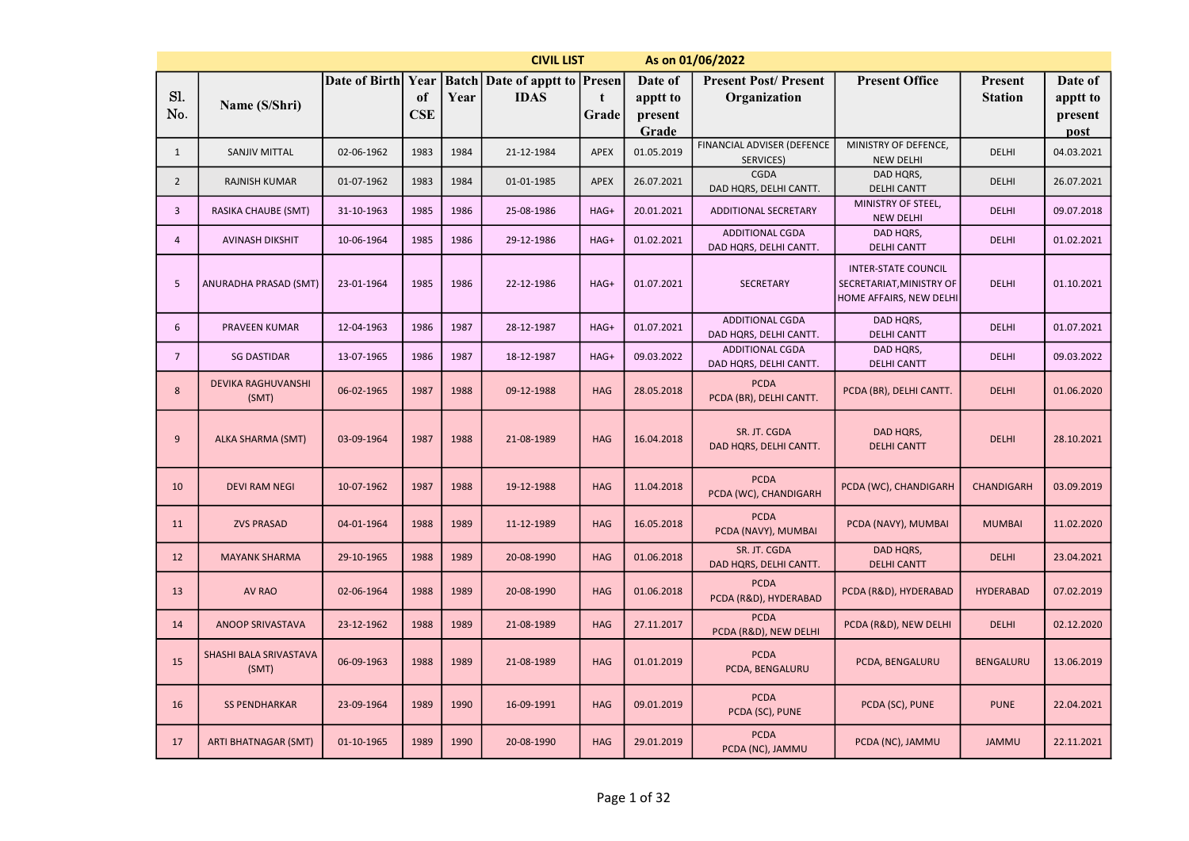**CIVIL LIST As on 01/06/2022**

| Sl. No. | Name (S/Shri) | Date of Birth | Year of CSE | Batch Year | Date of apptt to IDAS | Present Grade | Date of apptt to present Grade | Present Post/ Present Organization | Present Office | Present Station | Date of apptt to present post |
|---|---|---|---|---|---|---|---|---|---|---|---|
| 1 | SANJIV MITTAL | 02-06-1962 | 1983 | 1984 | 21-12-1984 | APEX | 01.05.2019 | FINANCIAL ADVISER (DEFENCE SERVICES) | MINISTRY OF DEFENCE, NEW DELHI | DELHI | 04.03.2021 |
| 2 | RAJNISH KUMAR | 01-07-1962 | 1983 | 1984 | 01-01-1985 | APEX | 26.07.2021 | CGDA DAD HQRS, DELHI CANTT. | DAD HQRS, DELHI CANTT | DELHI | 26.07.2021 |
| 3 | RASIKA CHAUBE (SMT) | 31-10-1963 | 1985 | 1986 | 25-08-1986 | HAG+ | 20.01.2021 | ADDITIONAL SECRETARY | MINISTRY OF STEEL, NEW DELHI | DELHI | 09.07.2018 |
| 4 | AVINASH DIKSHIT | 10-06-1964 | 1985 | 1986 | 29-12-1986 | HAG+ | 01.02.2021 | ADDITIONAL CGDA DAD HQRS, DELHI CANTT. | DAD HQRS, DELHI CANTT | DELHI | 01.02.2021 |
| 5 | ANURADHA PRASAD (SMT) | 23-01-1964 | 1985 | 1986 | 22-12-1986 | HAG+ | 01.07.2021 | SECRETARY | INTER-STATE COUNCIL SECRETARIAT,MINISTRY OF HOME AFFAIRS, NEW DELHI | DELHI | 01.10.2021 |
| 6 | PRAVEEN KUMAR | 12-04-1963 | 1986 | 1987 | 28-12-1987 | HAG+ | 01.07.2021 | ADDITIONAL CGDA DAD HQRS, DELHI CANTT. | DAD HQRS, DELHI CANTT | DELHI | 01.07.2021 |
| 7 | SG DASTIDAR | 13-07-1965 | 1986 | 1987 | 18-12-1987 | HAG+ | 09.03.2022 | ADDITIONAL CGDA DAD HQRS, DELHI CANTT. | DAD HQRS, DELHI CANTT | DELHI | 09.03.2022 |
| 8 | DEVIKA RAGHUVANSHI (SMT) | 06-02-1965 | 1987 | 1988 | 09-12-1988 | HAG | 28.05.2018 | PCDA PCDA (BR), DELHI CANTT. | PCDA (BR), DELHI CANTT. | DELHI | 01.06.2020 |
| 9 | ALKA SHARMA (SMT) | 03-09-1964 | 1987 | 1988 | 21-08-1989 | HAG | 16.04.2018 | SR. JT. CGDA DAD HQRS, DELHI CANTT. | DAD HQRS, DELHI CANTT | DELHI | 28.10.2021 |
| 10 | DEVI RAM NEGI | 10-07-1962 | 1987 | 1988 | 19-12-1988 | HAG | 11.04.2018 | PCDA PCDA (WC), CHANDIGARH | PCDA (WC), CHANDIGARH | CHANDIGARH | 03.09.2019 |
| 11 | ZVS PRASAD | 04-01-1964 | 1988 | 1989 | 11-12-1989 | HAG | 16.05.2018 | PCDA PCDA (NAVY), MUMBAI | PCDA (NAVY), MUMBAI | MUMBAI | 11.02.2020 |
| 12 | MAYANK SHARMA | 29-10-1965 | 1988 | 1989 | 20-08-1990 | HAG | 01.06.2018 | SR. JT. CGDA DAD HQRS, DELHI CANTT. | DAD HQRS, DELHI CANTT | DELHI | 23.04.2021 |
| 13 | AV RAO | 02-06-1964 | 1988 | 1989 | 20-08-1990 | HAG | 01.06.2018 | PCDA PCDA (R&D), HYDERABAD | PCDA (R&D), HYDERABAD | HYDERABAD | 07.02.2019 |
| 14 | ANOOP SRIVASTAVA | 23-12-1962 | 1988 | 1989 | 21-08-1989 | HAG | 27.11.2017 | PCDA PCDA (R&D), NEW DELHI | PCDA (R&D), NEW DELHI | DELHI | 02.12.2020 |
| 15 | SHASHI BALA SRIVASTAVA (SMT) | 06-09-1963 | 1988 | 1989 | 21-08-1989 | HAG | 01.01.2019 | PCDA PCDA, BENGALURU | PCDA, BENGALURU | BENGALURU | 13.06.2019 |
| 16 | SS PENDHARKAR | 23-09-1964 | 1989 | 1990 | 16-09-1991 | HAG | 09.01.2019 | PCDA PCDA (SC), PUNE | PCDA (SC), PUNE | PUNE | 22.04.2021 |
| 17 | ARTI BHATNAGAR (SMT) | 01-10-1965 | 1989 | 1990 | 20-08-1990 | HAG | 29.01.2019 | PCDA PCDA (NC), JAMMU | PCDA (NC), JAMMU | JAMMU | 22.11.2021 |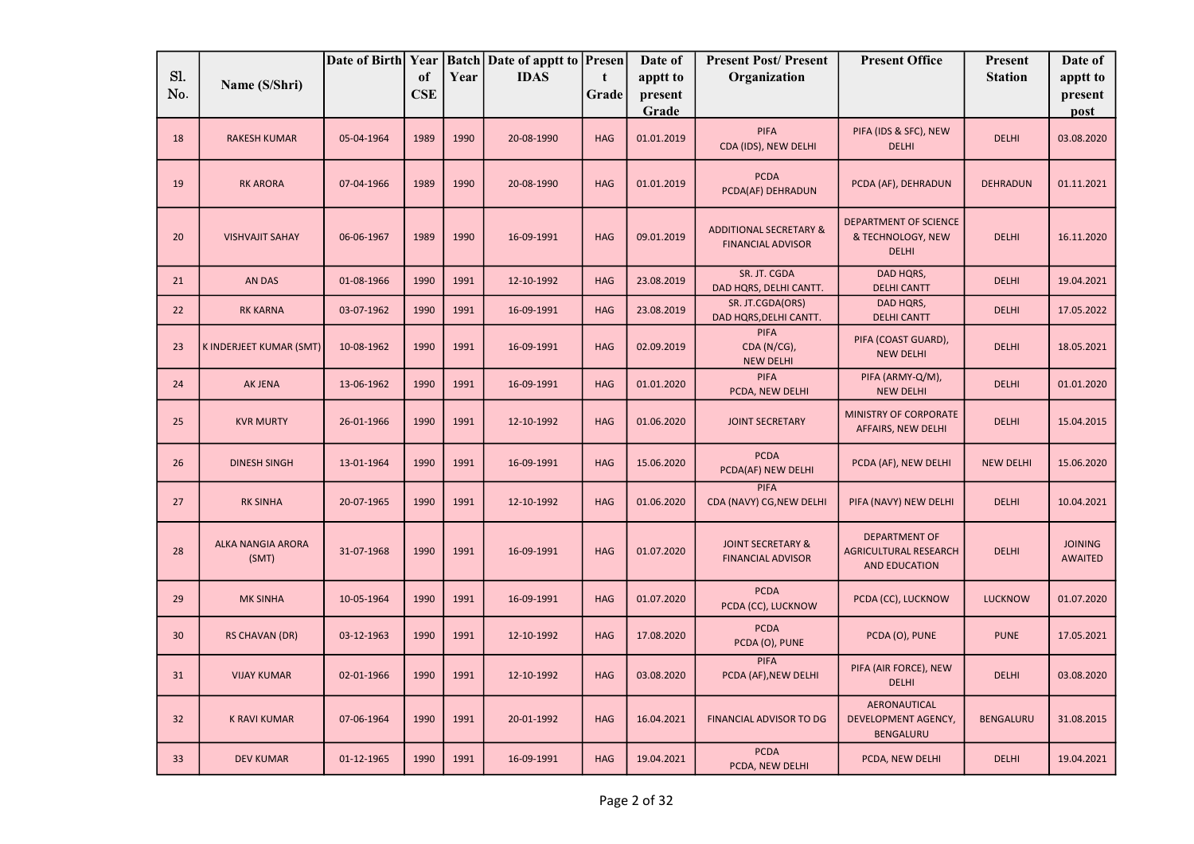| Sl. No. | Name (S/Shri) | Date of Birth | Year of CSE | Batch Year | Date of apptt to IDAS | Present Grade | Date of apptt to present Grade | Present Post/ Present Organization | Present Office | Present Station | Date of apptt to present post |
|---|---|---|---|---|---|---|---|---|---|---|---|
| 18 | RAKESH KUMAR | 05-04-1964 | 1989 | 1990 | 20-08-1990 | HAG | 01.01.2019 | PIFA CDA (IDS), NEW DELHI | PIFA (IDS & SFC), NEW DELHI | DELHI | 03.08.2020 |
| 19 | RK ARORA | 07-04-1966 | 1989 | 1990 | 20-08-1990 | HAG | 01.01.2019 | PCDA PCDA(AF) DEHRADUN | PCDA (AF), DEHRADUN | DEHRADUN | 01.11.2021 |
| 20 | VISHVAJIT SAHAY | 06-06-1967 | 1989 | 1990 | 16-09-1991 | HAG | 09.01.2019 | ADDITIONAL SECRETARY & FINANCIAL ADVISOR | DEPARTMENT OF SCIENCE & TECHNOLOGY, NEW DELHI | DELHI | 16.11.2020 |
| 21 | AN DAS | 01-08-1966 | 1990 | 1991 | 12-10-1992 | HAG | 23.08.2019 | SR. JT. CGDA DAD HQRS, DELHI CANTT. | DAD HQRS, DELHI CANTT | DELHI | 19.04.2021 |
| 22 | RK KARNA | 03-07-1962 | 1990 | 1991 | 16-09-1991 | HAG | 23.08.2019 | SR. JT.CGDA(ORS) DAD HQRS,DELHI CANTT. | DAD HQRS, DELHI CANTT | DELHI | 17.05.2022 |
| 23 | K INDERJEET KUMAR (SMT) | 10-08-1962 | 1990 | 1991 | 16-09-1991 | HAG | 02.09.2019 | PIFA CDA (N/CG), NEW DELHI | PIFA (COAST GUARD), NEW DELHI | DELHI | 18.05.2021 |
| 24 | AK JENA | 13-06-1962 | 1990 | 1991 | 16-09-1991 | HAG | 01.01.2020 | PIFA PCDA, NEW DELHI | PIFA (ARMY-Q/M), NEW DELHI | DELHI | 01.01.2020 |
| 25 | KVR MURTY | 26-01-1966 | 1990 | 1991 | 12-10-1992 | HAG | 01.06.2020 | JOINT SECRETARY | MINISTRY OF CORPORATE AFFAIRS, NEW DELHI | DELHI | 15.04.2015 |
| 26 | DINESH SINGH | 13-01-1964 | 1990 | 1991 | 16-09-1991 | HAG | 15.06.2020 | PCDA PCDA(AF) NEW DELHI | PCDA (AF), NEW DELHI | NEW DELHI | 15.06.2020 |
| 27 | RK SINHA | 20-07-1965 | 1990 | 1991 | 12-10-1992 | HAG | 01.06.2020 | PIFA CDA (NAVY) CG,NEW DELHI | PIFA (NAVY) NEW DELHI | DELHI | 10.04.2021 |
| 28 | ALKA NANGIA ARORA (SMT) | 31-07-1968 | 1990 | 1991 | 16-09-1991 | HAG | 01.07.2020 | JOINT SECRETARY & FINANCIAL ADVISOR | DEPARTMENT OF AGRICULTURAL RESEARCH AND EDUCATION | DELHI | JOINING AWAITED |
| 29 | MK SINHA | 10-05-1964 | 1990 | 1991 | 16-09-1991 | HAG | 01.07.2020 | PCDA PCDA (CC), LUCKNOW | PCDA (CC), LUCKNOW | LUCKNOW | 01.07.2020 |
| 30 | RS CHAVAN (DR) | 03-12-1963 | 1990 | 1991 | 12-10-1992 | HAG | 17.08.2020 | PCDA PCDA (O), PUNE | PCDA (O), PUNE | PUNE | 17.05.2021 |
| 31 | VIJAY KUMAR | 02-01-1966 | 1990 | 1991 | 12-10-1992 | HAG | 03.08.2020 | PIFA PCDA (AF),NEW DELHI | PIFA (AIR FORCE), NEW DELHI | DELHI | 03.08.2020 |
| 32 | K RAVI KUMAR | 07-06-1964 | 1990 | 1991 | 20-01-1992 | HAG | 16.04.2021 | FINANCIAL ADVISOR TO DG | AERONAUTICAL DEVELOPMENT AGENCY, BENGALURU | BENGALURU | 31.08.2015 |
| 33 | DEV KUMAR | 01-12-1965 | 1990 | 1991 | 16-09-1991 | HAG | 19.04.2021 | PCDA PCDA, NEW DELHI | PCDA, NEW DELHI | DELHI | 19.04.2021 |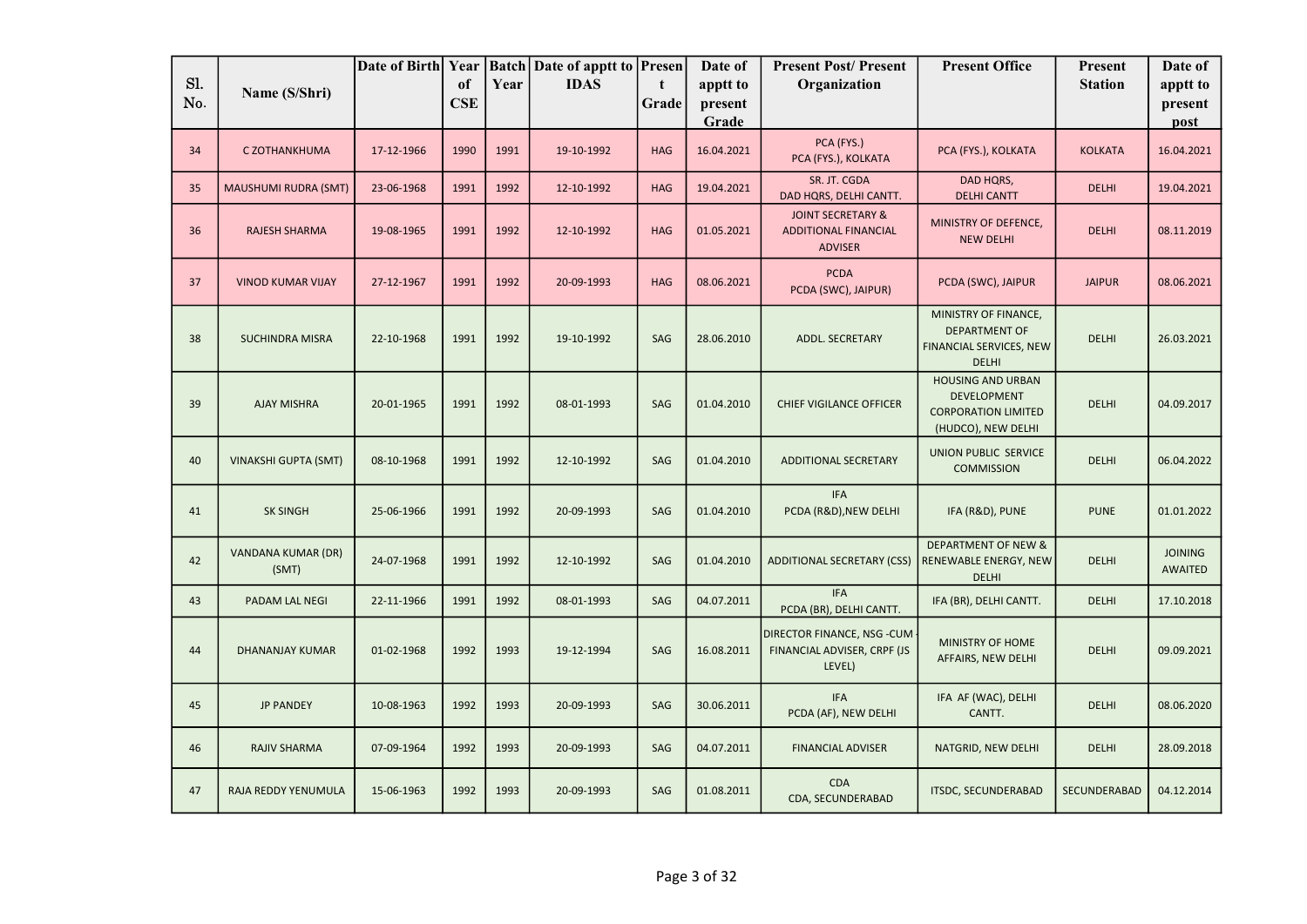| Sl. No. | Name (S/Shri) | Date of Birth | Year of CSE | Batch Year | Date of apptt to IDAS | Present Grade | Date of apptt to present Grade | Present Post/ Present Organization | Present Office | Present Station | Date of apptt to present post |
|---|---|---|---|---|---|---|---|---|---|---|---|
| 34 | C ZOTHANKHUMA | 17-12-1966 | 1990 | 1991 | 19-10-1992 | HAG | 16.04.2021 | PCA (FYS.) PCA (FYS.), KOLKATA | PCA (FYS.), KOLKATA | KOLKATA | 16.04.2021 |
| 35 | MAUSHUMI RUDRA (SMT) | 23-06-1968 | 1991 | 1992 | 12-10-1992 | HAG | 19.04.2021 | SR. JT. CGDA DAD HQRS, DELHI CANTT. | DAD HQRS, DELHI CANTT | DELHI | 19.04.2021 |
| 36 | RAJESH SHARMA | 19-08-1965 | 1991 | 1992 | 12-10-1992 | HAG | 01.05.2021 | JOINT SECRETARY & ADDITIONAL FINANCIAL ADVISER | MINISTRY OF DEFENCE, NEW DELHI | DELHI | 08.11.2019 |
| 37 | VINOD KUMAR VIJAY | 27-12-1967 | 1991 | 1992 | 20-09-1993 | HAG | 08.06.2021 | PCDA PCDA (SWC), JAIPUR) | PCDA (SWC), JAIPUR | JAIPUR | 08.06.2021 |
| 38 | SUCHINDRA MISRA | 22-10-1968 | 1991 | 1992 | 19-10-1992 | SAG | 28.06.2010 | ADDL. SECRETARY | MINISTRY OF FINANCE, DEPARTMENT OF FINANCIAL SERVICES, NEW DELHI | DELHI | 26.03.2021 |
| 39 | AJAY MISHRA | 20-01-1965 | 1991 | 1992 | 08-01-1993 | SAG | 01.04.2010 | CHIEF VIGILANCE OFFICER | HOUSING AND URBAN DEVELOPMENT CORPORATION LIMITED (HUDCO), NEW DELHI | DELHI | 04.09.2017 |
| 40 | VINAKSHI GUPTA (SMT) | 08-10-1968 | 1991 | 1992 | 12-10-1992 | SAG | 01.04.2010 | ADDITIONAL SECRETARY | UNION PUBLIC SERVICE COMMISSION | DELHI | 06.04.2022 |
| 41 | SK SINGH | 25-06-1966 | 1991 | 1992 | 20-09-1993 | SAG | 01.04.2010 | IFA PCDA (R&D),NEW DELHI | IFA (R&D), PUNE | PUNE | 01.01.2022 |
| 42 | VANDANA KUMAR (DR) (SMT) | 24-07-1968 | 1991 | 1992 | 12-10-1992 | SAG | 01.04.2010 | ADDITIONAL SECRETARY (CSS) | DEPARTMENT OF NEW & RENEWABLE ENERGY, NEW DELHI | DELHI | JOINING AWAITED |
| 43 | PADAM LAL NEGI | 22-11-1966 | 1991 | 1992 | 08-01-1993 | SAG | 04.07.2011 | IFA PCDA (BR), DELHI CANTT. | IFA (BR), DELHI CANTT. | DELHI | 17.10.2018 |
| 44 | DHANANJAY KUMAR | 01-02-1968 | 1992 | 1993 | 19-12-1994 | SAG | 16.08.2011 | DIRECTOR FINANCE, NSG -CUM - FINANCIAL ADVISER, CRPF (JS LEVEL) | MINISTRY OF HOME AFFAIRS, NEW DELHI | DELHI | 09.09.2021 |
| 45 | JP PANDEY | 10-08-1963 | 1992 | 1993 | 20-09-1993 | SAG | 30.06.2011 | IFA PCDA (AF), NEW DELHI | IFA AF (WAC), DELHI CANTT. | DELHI | 08.06.2020 |
| 46 | RAJIV SHARMA | 07-09-1964 | 1992 | 1993 | 20-09-1993 | SAG | 04.07.2011 | FINANCIAL ADVISER | NATGRID, NEW DELHI | DELHI | 28.09.2018 |
| 47 | RAJA REDDY YENUMULA | 15-06-1963 | 1992 | 1993 | 20-09-1993 | SAG | 01.08.2011 | CDA CDA, SECUNDERABAD | ITSDC, SECUNDERABAD | SECUNDERABAD | 04.12.2014 |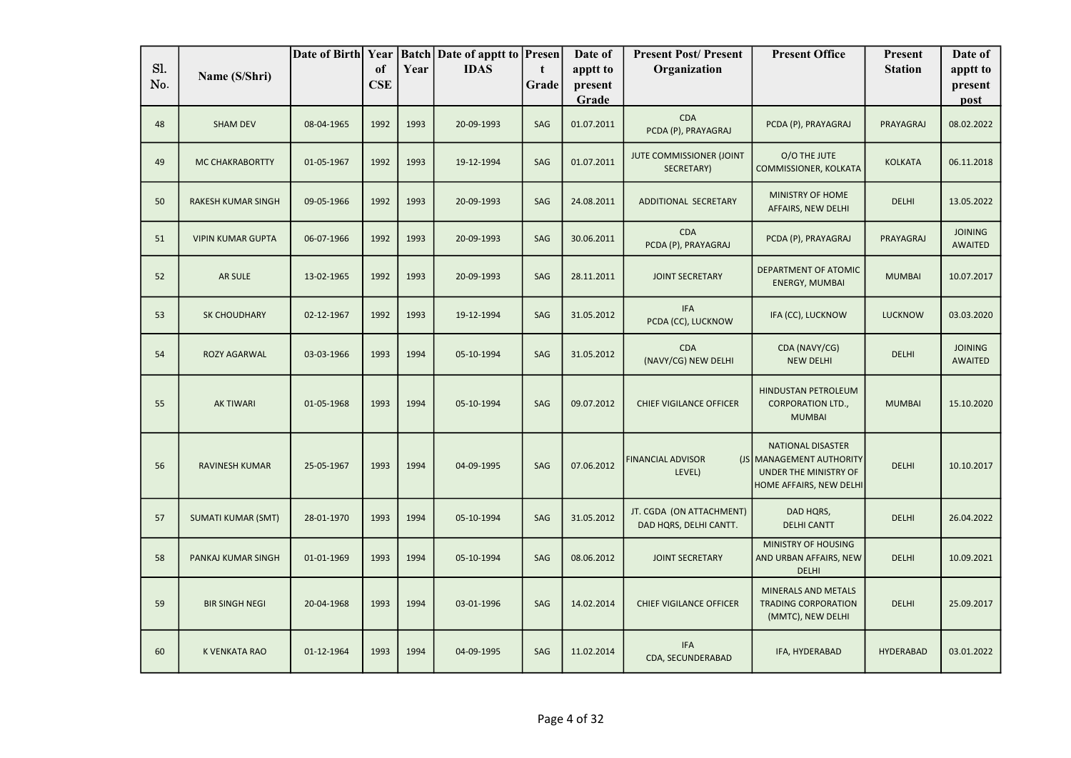| Sl. No. | Name (S/Shri) | Date of Birth | Year of CSE | Batch Year | Date of apptt to IDAS | Present Grade | Date of apptt to present Grade | Present Post/ Present Organization | Present Office | Present Station | Date of apptt to present post |
|---|---|---|---|---|---|---|---|---|---|---|---|
| 48 | SHAM DEV | 08-04-1965 | 1992 | 1993 | 20-09-1993 | SAG | 01.07.2011 | CDA PCDA (P), PRAYAGRAJ | PCDA (P), PRAYAGRAJ | PRAYAGRAJ | 08.02.2022 |
| 49 | MC CHAKRABORTTY | 01-05-1967 | 1992 | 1993 | 19-12-1994 | SAG | 01.07.2011 | JUTE COMMISSIONER (JOINT SECRETARY) | O/O THE JUTE COMMISSIONER, KOLKATA | KOLKATA | 06.11.2018 |
| 50 | RAKESH KUMAR SINGH | 09-05-1966 | 1992 | 1993 | 20-09-1993 | SAG | 24.08.2011 | ADDITIONAL SECRETARY | MINISTRY OF HOME AFFAIRS, NEW DELHI | DELHI | 13.05.2022 |
| 51 | VIPIN KUMAR GUPTA | 06-07-1966 | 1992 | 1993 | 20-09-1993 | SAG | 30.06.2011 | CDA PCDA (P), PRAYAGRAJ | PCDA (P), PRAYAGRAJ | PRAYAGRAJ | JOINING AWAITED |
| 52 | AR SULE | 13-02-1965 | 1992 | 1993 | 20-09-1993 | SAG | 28.11.2011 | JOINT SECRETARY | DEPARTMENT OF ATOMIC ENERGY, MUMBAI | MUMBAI | 10.07.2017 |
| 53 | SK CHOUDHARY | 02-12-1967 | 1992 | 1993 | 19-12-1994 | SAG | 31.05.2012 | IFA PCDA (CC), LUCKNOW | IFA (CC), LUCKNOW | LUCKNOW | 03.03.2020 |
| 54 | ROZY AGARWAL | 03-03-1966 | 1993 | 1994 | 05-10-1994 | SAG | 31.05.2012 | CDA (NAVY/CG) NEW DELHI | CDA (NAVY/CG) NEW DELHI | DELHI | JOINING AWAITED |
| 55 | AK TIWARI | 01-05-1968 | 1993 | 1994 | 05-10-1994 | SAG | 09.07.2012 | CHIEF VIGILANCE OFFICER | HINDUSTAN PETROLEUM CORPORATION LTD., MUMBAI | MUMBAI | 15.10.2020 |
| 56 | RAVINESH KUMAR | 25-05-1967 | 1993 | 1994 | 04-09-1995 | SAG | 07.06.2012 | FINANCIAL ADVISOR (JS LEVEL) | NATIONAL DISASTER MANAGEMENT AUTHORITY UNDER THE MINISTRY OF HOME AFFAIRS, NEW DELHI | DELHI | 10.10.2017 |
| 57 | SUMATI KUMAR (SMT) | 28-01-1970 | 1993 | 1994 | 05-10-1994 | SAG | 31.05.2012 | JT. CGDA (ON ATTACHMENT) DAD HQRS, DELHI CANTT. | DAD HQRS, DELHI CANTT | DELHI | 26.04.2022 |
| 58 | PANKAJ KUMAR SINGH | 01-01-1969 | 1993 | 1994 | 05-10-1994 | SAG | 08.06.2012 | JOINT SECRETARY | MINISTRY OF HOUSING AND URBAN AFFAIRS, NEW DELHI | DELHI | 10.09.2021 |
| 59 | BIR SINGH NEGI | 20-04-1968 | 1993 | 1994 | 03-01-1996 | SAG | 14.02.2014 | CHIEF VIGILANCE OFFICER | MINERALS AND METALS TRADING CORPORATION (MMTC), NEW DELHI | DELHI | 25.09.2017 |
| 60 | K VENKATA RAO | 01-12-1964 | 1993 | 1994 | 04-09-1995 | SAG | 11.02.2014 | IFA CDA, SECUNDERABAD | IFA, HYDERABAD | HYDERABAD | 03.01.2022 |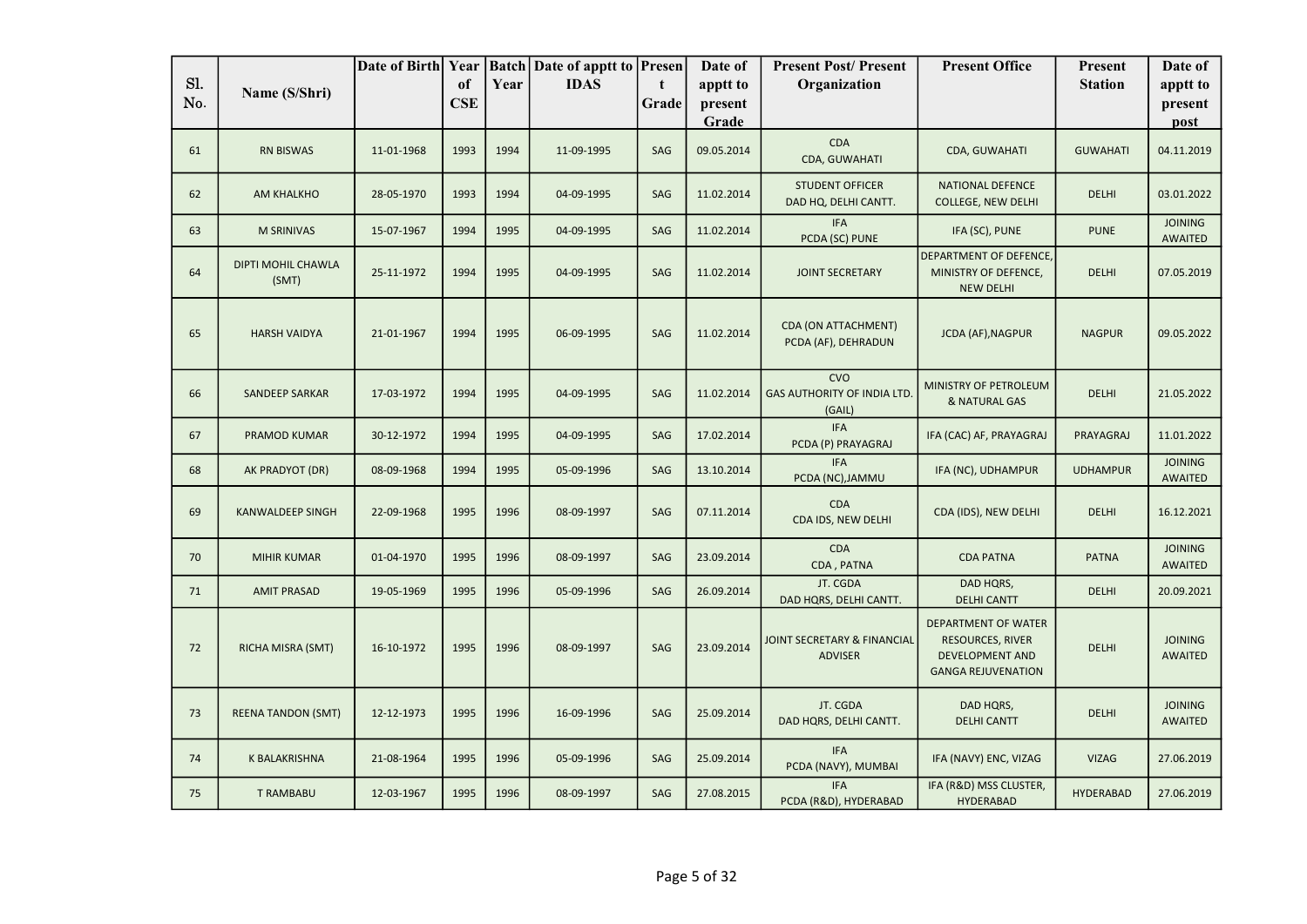| Sl. No. | Name (S/Shri) | Date of Birth | Year of CSE | Batch Year | Date of apptt to IDAS | Present Grade | Date of apptt to present Grade | Present Post/ Present Organization | Present Office | Present Station | Date of apptt to present post |
|---|---|---|---|---|---|---|---|---|---|---|---|
| 61 | RN BISWAS | 11-01-1968 | 1993 | 1994 | 11-09-1995 | SAG | 09.05.2014 | CDA CDA, GUWAHATI | CDA, GUWAHATI | GUWAHATI | 04.11.2019 |
| 62 | AM KHALKHO | 28-05-1970 | 1993 | 1994 | 04-09-1995 | SAG | 11.02.2014 | STUDENT OFFICER DAD HQ, DELHI CANTT. | NATIONAL DEFENCE COLLEGE, NEW DELHI | DELHI | 03.01.2022 |
| 63 | M SRINIVAS | 15-07-1967 | 1994 | 1995 | 04-09-1995 | SAG | 11.02.2014 | IFA PCDA (SC) PUNE | IFA (SC), PUNE | PUNE | JOINING AWAITED |
| 64 | DIPTI MOHIL CHAWLA (SMT) | 25-11-1972 | 1994 | 1995 | 04-09-1995 | SAG | 11.02.2014 | JOINT SECRETARY | DEPARTMENT OF DEFENCE, MINISTRY OF DEFENCE, NEW DELHI | DELHI | 07.05.2019 |
| 65 | HARSH VAIDYA | 21-01-1967 | 1994 | 1995 | 06-09-1995 | SAG | 11.02.2014 | CDA (ON ATTACHMENT) PCDA (AF), DEHRADUN | JCDA (AF),NAGPUR | NAGPUR | 09.05.2022 |
| 66 | SANDEEP SARKAR | 17-03-1972 | 1994 | 1995 | 04-09-1995 | SAG | 11.02.2014 | CVO GAS AUTHORITY OF INDIA LTD. (GAIL) | MINISTRY OF PETROLEUM & NATURAL GAS | DELHI | 21.05.2022 |
| 67 | PRAMOD KUMAR | 30-12-1972 | 1994 | 1995 | 04-09-1995 | SAG | 17.02.2014 | IFA PCDA (P) PRAYAGRAJ | IFA (CAC) AF, PRAYAGRAJ | PRAYAGRAJ | 11.01.2022 |
| 68 | AK PRADYOT (DR) | 08-09-1968 | 1994 | 1995 | 05-09-1996 | SAG | 13.10.2014 | IFA PCDA (NC),JAMMU | IFA (NC), UDHAMPUR | UDHAMPUR | JOINING AWAITED |
| 69 | KANWALDEEP SINGH | 22-09-1968 | 1995 | 1996 | 08-09-1997 | SAG | 07.11.2014 | CDA CDA IDS, NEW DELHI | CDA (IDS), NEW DELHI | DELHI | 16.12.2021 |
| 70 | MIHIR KUMAR | 01-04-1970 | 1995 | 1996 | 08-09-1997 | SAG | 23.09.2014 | CDA CDA , PATNA | CDA PATNA | PATNA | JOINING AWAITED |
| 71 | AMIT PRASAD | 19-05-1969 | 1995 | 1996 | 05-09-1996 | SAG | 26.09.2014 | JT. CGDA DAD HQRS, DELHI CANTT. | DAD HQRS, DELHI CANTT | DELHI | 20.09.2021 |
| 72 | RICHA MISRA (SMT) | 16-10-1972 | 1995 | 1996 | 08-09-1997 | SAG | 23.09.2014 | JOINT SECRETARY & FINANCIAL ADVISER | DEPARTMENT OF WATER RESOURCES, RIVER DEVELOPMENT AND GANGA REJUVENATION | DELHI | JOINING AWAITED |
| 73 | REENA TANDON (SMT) | 12-12-1973 | 1995 | 1996 | 16-09-1996 | SAG | 25.09.2014 | JT. CGDA DAD HQRS, DELHI CANTT. | DAD HQRS, DELHI CANTT | DELHI | JOINING AWAITED |
| 74 | K BALAKRISHNA | 21-08-1964 | 1995 | 1996 | 05-09-1996 | SAG | 25.09.2014 | IFA PCDA (NAVY), MUMBAI | IFA (NAVY) ENC, VIZAG | VIZAG | 27.06.2019 |
| 75 | T RAMBABU | 12-03-1967 | 1995 | 1996 | 08-09-1997 | SAG | 27.08.2015 | IFA PCDA (R&D), HYDERABAD | IFA (R&D) MSS CLUSTER, HYDERABAD | HYDERABAD | 27.06.2019 |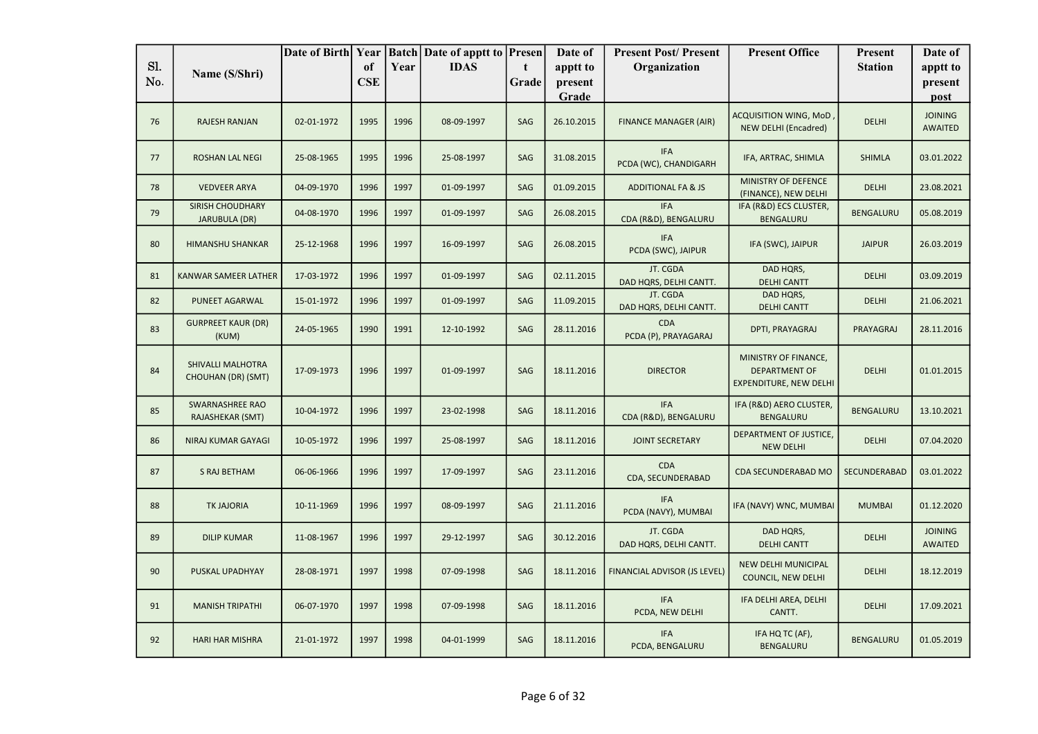| Sl. No. | Name (S/Shri) | Date of Birth | Year of CSE | Batch Year | Date of apptt to IDAS | Present Grade | Date of apptt to present Grade | Present Post/ Present Organization | Present Office | Present Station | Date of apptt to present post |
|---|---|---|---|---|---|---|---|---|---|---|---|
| 76 | RAJESH RANJAN | 02-01-1972 | 1995 | 1996 | 08-09-1997 | SAG | 26.10.2015 | FINANCE MANAGER (AIR) | ACQUISITION WING, MoD , NEW DELHI (Encadred) | DELHI | JOINING AWAITED |
| 77 | ROSHAN LAL NEGI | 25-08-1965 | 1995 | 1996 | 25-08-1997 | SAG | 31.08.2015 | IFA PCDA (WC), CHANDIGARH | IFA, ARTRAC, SHIMLA | SHIMLA | 03.01.2022 |
| 78 | VEDVEER ARYA | 04-09-1970 | 1996 | 1997 | 01-09-1997 | SAG | 01.09.2015 | ADDITIONAL FA & JS | MINISTRY OF DEFENCE (FINANCE), NEW DELHI | DELHI | 23.08.2021 |
| 79 | SIRISH CHOUDHARY JARUBULA (DR) | 04-08-1970 | 1996 | 1997 | 01-09-1997 | SAG | 26.08.2015 | IFA CDA (R&D), BENGALURU | IFA (R&D) ECS CLUSTER, BENGALURU | BENGALURU | 05.08.2019 |
| 80 | HIMANSHU SHANKAR | 25-12-1968 | 1996 | 1997 | 16-09-1997 | SAG | 26.08.2015 | IFA PCDA (SWC), JAIPUR | IFA (SWC), JAIPUR | JAIPUR | 26.03.2019 |
| 81 | KANWAR SAMEER LATHER | 17-03-1972 | 1996 | 1997 | 01-09-1997 | SAG | 02.11.2015 | JT. CGDA DAD HQRS, DELHI CANTT. | DAD HQRS, DELHI CANTT | DELHI | 03.09.2019 |
| 82 | PUNEET AGARWAL | 15-01-1972 | 1996 | 1997 | 01-09-1997 | SAG | 11.09.2015 | JT. CGDA DAD HQRS, DELHI CANTT. | DAD HQRS, DELHI CANTT | DELHI | 21.06.2021 |
| 83 | GURPREET KAUR (DR) (KUM) | 24-05-1965 | 1990 | 1991 | 12-10-1992 | SAG | 28.11.2016 | CDA PCDA (P), PRAYAGARAJ | DPTI, PRAYAGRAJ | PRAYAGRAJ | 28.11.2016 |
| 84 | SHIVALLI MALHOTRA CHOUHAN (DR) (SMT) | 17-09-1973 | 1996 | 1997 | 01-09-1997 | SAG | 18.11.2016 | DIRECTOR | MINISTRY OF FINANCE, DEPARTMENT OF EXPENDITURE, NEW DELHI | DELHI | 01.01.2015 |
| 85 | SWARNASHREE RAO RAJASHEKAR (SMT) | 10-04-1972 | 1996 | 1997 | 23-02-1998 | SAG | 18.11.2016 | IFA CDA (R&D), BENGALURU | IFA (R&D) AERO CLUSTER, BENGALURU | BENGALURU | 13.10.2021 |
| 86 | NIRAJ KUMAR GAYAGI | 10-05-1972 | 1996 | 1997 | 25-08-1997 | SAG | 18.11.2016 | JOINT SECRETARY | DEPARTMENT OF JUSTICE, NEW DELHI | DELHI | 07.04.2020 |
| 87 | S RAJ BETHAM | 06-06-1966 | 1996 | 1997 | 17-09-1997 | SAG | 23.11.2016 | CDA CDA, SECUNDERABAD | CDA SECUNDERABAD MO | SECUNDERABAD | 03.01.2022 |
| 88 | TK JAJORIA | 10-11-1969 | 1996 | 1997 | 08-09-1997 | SAG | 21.11.2016 | IFA PCDA (NAVY), MUMBAI | IFA (NAVY) WNC, MUMBAI | MUMBAI | 01.12.2020 |
| 89 | DILIP KUMAR | 11-08-1967 | 1996 | 1997 | 29-12-1997 | SAG | 30.12.2016 | JT. CGDA DAD HQRS, DELHI CANTT. | DAD HQRS, DELHI CANTT | DELHI | JOINING AWAITED |
| 90 | PUSKAL UPADHYAY | 28-08-1971 | 1997 | 1998 | 07-09-1998 | SAG | 18.11.2016 | FINANCIAL ADVISOR (JS LEVEL) | NEW DELHI MUNICIPAL COUNCIL, NEW DELHI | DELHI | 18.12.2019 |
| 91 | MANISH TRIPATHI | 06-07-1970 | 1997 | 1998 | 07-09-1998 | SAG | 18.11.2016 | IFA PCDA, NEW DELHI | IFA DELHI AREA, DELHI CANTT. | DELHI | 17.09.2021 |
| 92 | HARI HAR MISHRA | 21-01-1972 | 1997 | 1998 | 04-01-1999 | SAG | 18.11.2016 | IFA PCDA, BENGALURU | IFA HQ TC (AF), BENGALURU | BENGALURU | 01.05.2019 |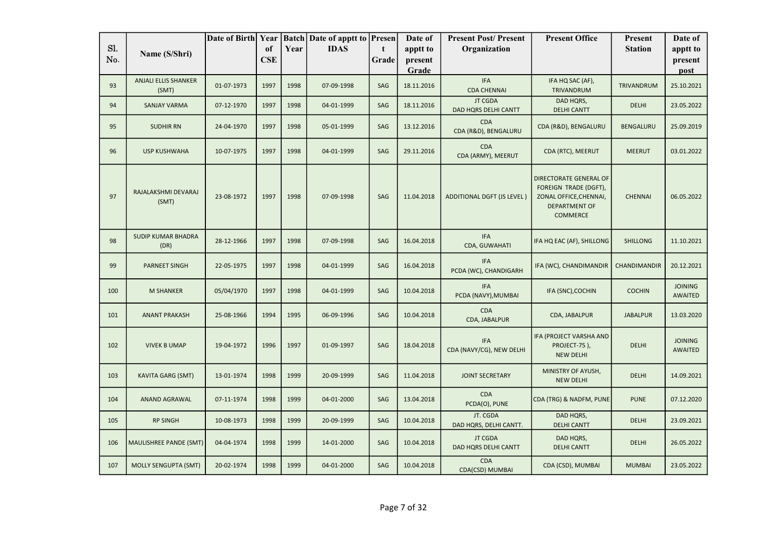| Sl. No. | Name (S/Shri) | Date of Birth | Year of CSE | Batch Year | Date of apptt to IDAS | Present Grade | Date of apptt to present Grade | Present Post/ Present Organization | Present Office | Present Station | Date of apptt to present post |
|---|---|---|---|---|---|---|---|---|---|---|---|
| 93 | ANJALI ELLIS SHANKER (SMT) | 01-07-1973 | 1997 | 1998 | 07-09-1998 | SAG | 18.11.2016 | IFA CDA CHENNAI | IFA HQ SAC (AF), TRIVANDRUM | TRIVANDRUM | 25.10.2021 |
| 94 | SANJAY VARMA | 07-12-1970 | 1997 | 1998 | 04-01-1999 | SAG | 18.11.2016 | JT CGDA DAD HQRS DELHI CANTT | DAD HQRS, DELHI CANTT | DELHI | 23.05.2022 |
| 95 | SUDHIR RN | 24-04-1970 | 1997 | 1998 | 05-01-1999 | SAG | 13.12.2016 | CDA CDA (R&D), BENGALURU | CDA (R&D), BENGALURU | BENGALURU | 25.09.2019 |
| 96 | USP KUSHWAHA | 10-07-1975 | 1997 | 1998 | 04-01-1999 | SAG | 29.11.2016 | CDA CDA (ARMY), MEERUT | CDA (RTC), MEERUT | MEERUT | 03.01.2022 |
| 97 | RAJALAKSHMI DEVARAJ (SMT) | 23-08-1972 | 1997 | 1998 | 07-09-1998 | SAG | 11.04.2018 | ADDITIONAL DGFT (JS LEVEL ) | DIRECTORATE GENERAL OF FOREIGN TRADE (DGFT), ZONAL OFFICE,CHENNAI, DEPARTMENT OF COMMERCE | CHENNAI | 06.05.2022 |
| 98 | SUDIP KUMAR BHADRA (DR) | 28-12-1966 | 1997 | 1998 | 07-09-1998 | SAG | 16.04.2018 | IFA CDA, GUWAHATI | IFA HQ EAC (AF), SHILLONG | SHILLONG | 11.10.2021 |
| 99 | PARNEET SINGH | 22-05-1975 | 1997 | 1998 | 04-01-1999 | SAG | 16.04.2018 | IFA PCDA (WC), CHANDIGARH | IFA (WC), CHANDIMANDIR | CHANDIMANDIR | 20.12.2021 |
| 100 | M SHANKER | 05/04/1970 | 1997 | 1998 | 04-01-1999 | SAG | 10.04.2018 | IFA PCDA (NAVY),MUMBAI | IFA (SNC),COCHIN | COCHIN | JOINING AWAITED |
| 101 | ANANT PRAKASH | 25-08-1966 | 1994 | 1995 | 06-09-1996 | SAG | 10.04.2018 | CDA CDA, JABALPUR | CDA, JABALPUR | JABALPUR | 13.03.2020 |
| 102 | VIVEK B UMAP | 19-04-1972 | 1996 | 1997 | 01-09-1997 | SAG | 18.04.2018 | IFA CDA (NAVY/CG), NEW DELHI | IFA (PROJECT VARSHA AND PROJECT-75 ), NEW DELHI | DELHI | JOINING AWAITED |
| 103 | KAVITA GARG (SMT) | 13-01-1974 | 1998 | 1999 | 20-09-1999 | SAG | 11.04.2018 | JOINT SECRETARY | MINISTRY OF AYUSH, NEW DELHI | DELHI | 14.09.2021 |
| 104 | ANAND AGRAWAL | 07-11-1974 | 1998 | 1999 | 04-01-2000 | SAG | 13.04.2018 | CDA PCDA(O), PUNE | CDA (TRG) & NADFM, PUNE | PUNE | 07.12.2020 |
| 105 | RP SINGH | 10-08-1973 | 1998 | 1999 | 20-09-1999 | SAG | 10.04.2018 | JT. CGDA DAD HQRS, DELHI CANTT. | DAD HQRS, DELHI CANTT | DELHI | 23.09.2021 |
| 106 | MAULISHREE PANDE (SMT) | 04-04-1974 | 1998 | 1999 | 14-01-2000 | SAG | 10.04.2018 | JT CGDA DAD HQRS DELHI CANTT | DAD HQRS, DELHI CANTT | DELHI | 26.05.2022 |
| 107 | MOLLY SENGUPTA (SMT) | 20-02-1974 | 1998 | 1999 | 04-01-2000 | SAG | 10.04.2018 | CDA CDA(CSD) MUMBAI | CDA (CSD), MUMBAI | MUMBAI | 23.05.2022 |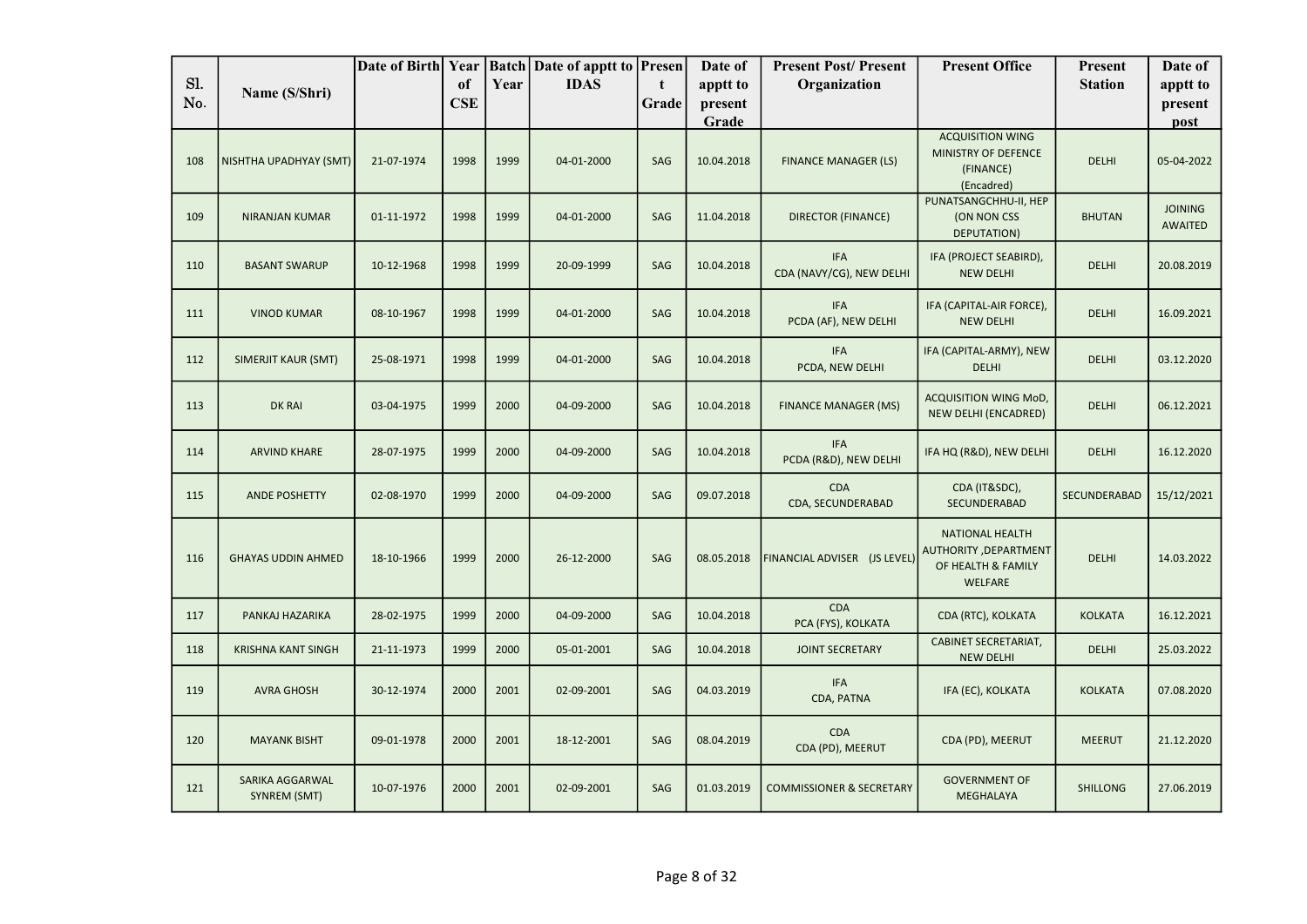| Sl. No. | Name (S/Shri) | Date of Birth | Year of CSE | Batch Year | Date of apptt to IDAS | Present Grade | Date of apptt to present Grade | Present Post/ Present Organization | Present Office | Present Station | Date of apptt to present post |
|---|---|---|---|---|---|---|---|---|---|---|---|
| 108 | NISHTHA UPADHYAY (SMT) | 21-07-1974 | 1998 | 1999 | 04-01-2000 | SAG | 10.04.2018 | FINANCE MANAGER (LS) | ACQUISITION WING MINISTRY OF DEFENCE (FINANCE) (Encadred) | DELHI | 05-04-2022 |
| 109 | NIRANJAN KUMAR | 01-11-1972 | 1998 | 1999 | 04-01-2000 | SAG | 11.04.2018 | DIRECTOR (FINANCE) | PUNATSANGCHHU-II, HEP (ON NON CSS DEPUTATION) | BHUTAN | JOINING AWAITED |
| 110 | BASANT SWARUP | 10-12-1968 | 1998 | 1999 | 20-09-1999 | SAG | 10.04.2018 | IFA CDA (NAVY/CG), NEW DELHI | IFA (PROJECT SEABIRD), NEW DELHI | DELHI | 20.08.2019 |
| 111 | VINOD KUMAR | 08-10-1967 | 1998 | 1999 | 04-01-2000 | SAG | 10.04.2018 | IFA PCDA (AF), NEW DELHI | IFA (CAPITAL-AIR FORCE), NEW DELHI | DELHI | 16.09.2021 |
| 112 | SIMERJIT KAUR (SMT) | 25-08-1971 | 1998 | 1999 | 04-01-2000 | SAG | 10.04.2018 | IFA PCDA, NEW DELHI | IFA (CAPITAL-ARMY), NEW DELHI | DELHI | 03.12.2020 |
| 113 | DK RAI | 03-04-1975 | 1999 | 2000 | 04-09-2000 | SAG | 10.04.2018 | FINANCE MANAGER (MS) | ACQUISITION WING MoD, NEW DELHI (ENCADRED) | DELHI | 06.12.2021 |
| 114 | ARVIND KHARE | 28-07-1975 | 1999 | 2000 | 04-09-2000 | SAG | 10.04.2018 | IFA PCDA (R&D), NEW DELHI | IFA HQ (R&D), NEW DELHI | DELHI | 16.12.2020 |
| 115 | ANDE POSHETTY | 02-08-1970 | 1999 | 2000 | 04-09-2000 | SAG | 09.07.2018 | CDA CDA, SECUNDERABAD | CDA (IT&SDC), SECUNDERABAD | SECUNDERABAD | 15/12/2021 |
| 116 | GHAYAS UDDIN AHMED | 18-10-1966 | 1999 | 2000 | 26-12-2000 | SAG | 08.05.2018 | FINANCIAL ADVISER (JS LEVEL) | NATIONAL HEALTH AUTHORITY ,DEPARTMENT OF HEALTH & FAMILY WELFARE | DELHI | 14.03.2022 |
| 117 | PANKAJ HAZARIKA | 28-02-1975 | 1999 | 2000 | 04-09-2000 | SAG | 10.04.2018 | CDA PCA (FYS), KOLKATA | CDA (RTC), KOLKATA | KOLKATA | 16.12.2021 |
| 118 | KRISHNA KANT SINGH | 21-11-1973 | 1999 | 2000 | 05-01-2001 | SAG | 10.04.2018 | JOINT SECRETARY | CABINET SECRETARIAT, NEW DELHI | DELHI | 25.03.2022 |
| 119 | AVRA GHOSH | 30-12-1974 | 2000 | 2001 | 02-09-2001 | SAG | 04.03.2019 | IFA CDA, PATNA | IFA (EC), KOLKATA | KOLKATA | 07.08.2020 |
| 120 | MAYANK BISHT | 09-01-1978 | 2000 | 2001 | 18-12-2001 | SAG | 08.04.2019 | CDA CDA (PD), MEERUT | CDA (PD), MEERUT | MEERUT | 21.12.2020 |
| 121 | SARIKA AGGARWAL SYNREM (SMT) | 10-07-1976 | 2000 | 2001 | 02-09-2001 | SAG | 01.03.2019 | COMMISSIONER & SECRETARY | GOVERNMENT OF MEGHALAYA | SHILLONG | 27.06.2019 |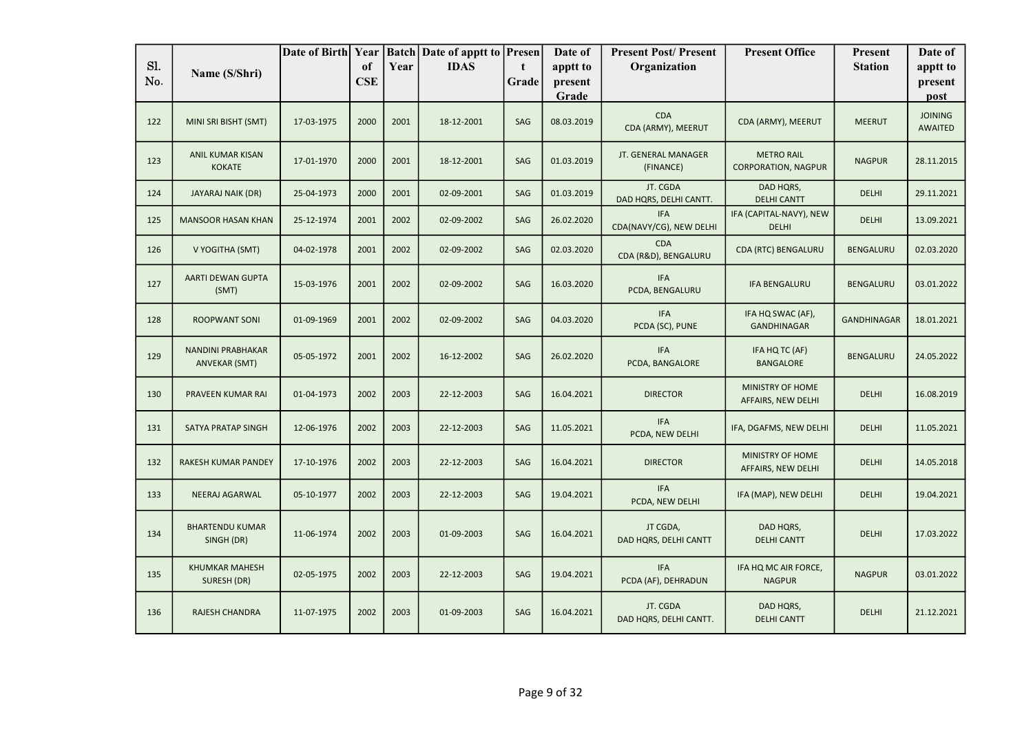| Sl. No. | Name (S/Shri) | Date of Birth | Year of CSE | Batch Year | Date of apptt to IDAS | Present Grade | Date of apptt to present Grade | Present Post/ Present Organization | Present Office | Present Station | Date of apptt to present post |
|---|---|---|---|---|---|---|---|---|---|---|---|
| 122 | MINI SRI BISHT (SMT) | 17-03-1975 | 2000 | 2001 | 18-12-2001 | SAG | 08.03.2019 | CDA CDA (ARMY), MEERUT | CDA (ARMY), MEERUT | MEERUT | JOINING AWAITED |
| 123 | ANIL KUMAR KISAN KOKATE | 17-01-1970 | 2000 | 2001 | 18-12-2001 | SAG | 01.03.2019 | JT. GENERAL MANAGER (FINANCE) | METRO RAIL CORPORATION, NAGPUR | NAGPUR | 28.11.2015 |
| 124 | JAYARAJ NAIK (DR) | 25-04-1973 | 2000 | 2001 | 02-09-2001 | SAG | 01.03.2019 | JT. CGDA DAD HQRS, DELHI CANTT. | DAD HQRS, DELHI CANTT | DELHI | 29.11.2021 |
| 125 | MANSOOR HASAN KHAN | 25-12-1974 | 2001 | 2002 | 02-09-2002 | SAG | 26.02.2020 | IFA CDA(NAVY/CG), NEW DELHI | IFA (CAPITAL-NAVY), NEW DELHI | DELHI | 13.09.2021 |
| 126 | V YOGITHA (SMT) | 04-02-1978 | 2001 | 2002 | 02-09-2002 | SAG | 02.03.2020 | CDA CDA (R&D), BENGALURU | CDA (RTC) BENGALURU | BENGALURU | 02.03.2020 |
| 127 | AARTI DEWAN GUPTA (SMT) | 15-03-1976 | 2001 | 2002 | 02-09-2002 | SAG | 16.03.2020 | IFA PCDA, BENGALURU | IFA BENGALURU | BENGALURU | 03.01.2022 |
| 128 | ROOPWANT SONI | 01-09-1969 | 2001 | 2002 | 02-09-2002 | SAG | 04.03.2020 | IFA PCDA (SC), PUNE | IFA HQ SWAC (AF), GANDHINAGAR | GANDHINAGAR | 18.01.2021 |
| 129 | NANDINI PRABHAKAR ANVEKAR (SMT) | 05-05-1972 | 2001 | 2002 | 16-12-2002 | SAG | 26.02.2020 | IFA PCDA, BANGALORE | IFA HQ TC (AF) BANGALORE | BENGALURU | 24.05.2022 |
| 130 | PRAVEEN KUMAR RAI | 01-04-1973 | 2002 | 2003 | 22-12-2003 | SAG | 16.04.2021 | DIRECTOR | MINISTRY OF HOME AFFAIRS, NEW DELHI | DELHI | 16.08.2019 |
| 131 | SATYA PRATAP SINGH | 12-06-1976 | 2002 | 2003 | 22-12-2003 | SAG | 11.05.2021 | IFA PCDA, NEW DELHI | IFA, DGAFMS, NEW DELHI | DELHI | 11.05.2021 |
| 132 | RAKESH KUMAR PANDEY | 17-10-1976 | 2002 | 2003 | 22-12-2003 | SAG | 16.04.2021 | DIRECTOR | MINISTRY OF HOME AFFAIRS, NEW DELHI | DELHI | 14.05.2018 |
| 133 | NEERAJ AGARWAL | 05-10-1977 | 2002 | 2003 | 22-12-2003 | SAG | 19.04.2021 | IFA PCDA, NEW DELHI | IFA (MAP), NEW DELHI | DELHI | 19.04.2021 |
| 134 | BHARTENDU KUMAR SINGH (DR) | 11-06-1974 | 2002 | 2003 | 01-09-2003 | SAG | 16.04.2021 | JT CGDA, DAD HQRS, DELHI CANTT | DAD HQRS, DELHI CANTT | DELHI | 17.03.2022 |
| 135 | KHUMKAR MAHESH SURESH (DR) | 02-05-1975 | 2002 | 2003 | 22-12-2003 | SAG | 19.04.2021 | IFA PCDA (AF), DEHRADUN | IFA HQ MC AIR FORCE, NAGPUR | NAGPUR | 03.01.2022 |
| 136 | RAJESH CHANDRA | 11-07-1975 | 2002 | 2003 | 01-09-2003 | SAG | 16.04.2021 | JT. CGDA DAD HQRS, DELHI CANTT. | DAD HQRS, DELHI CANTT | DELHI | 21.12.2021 |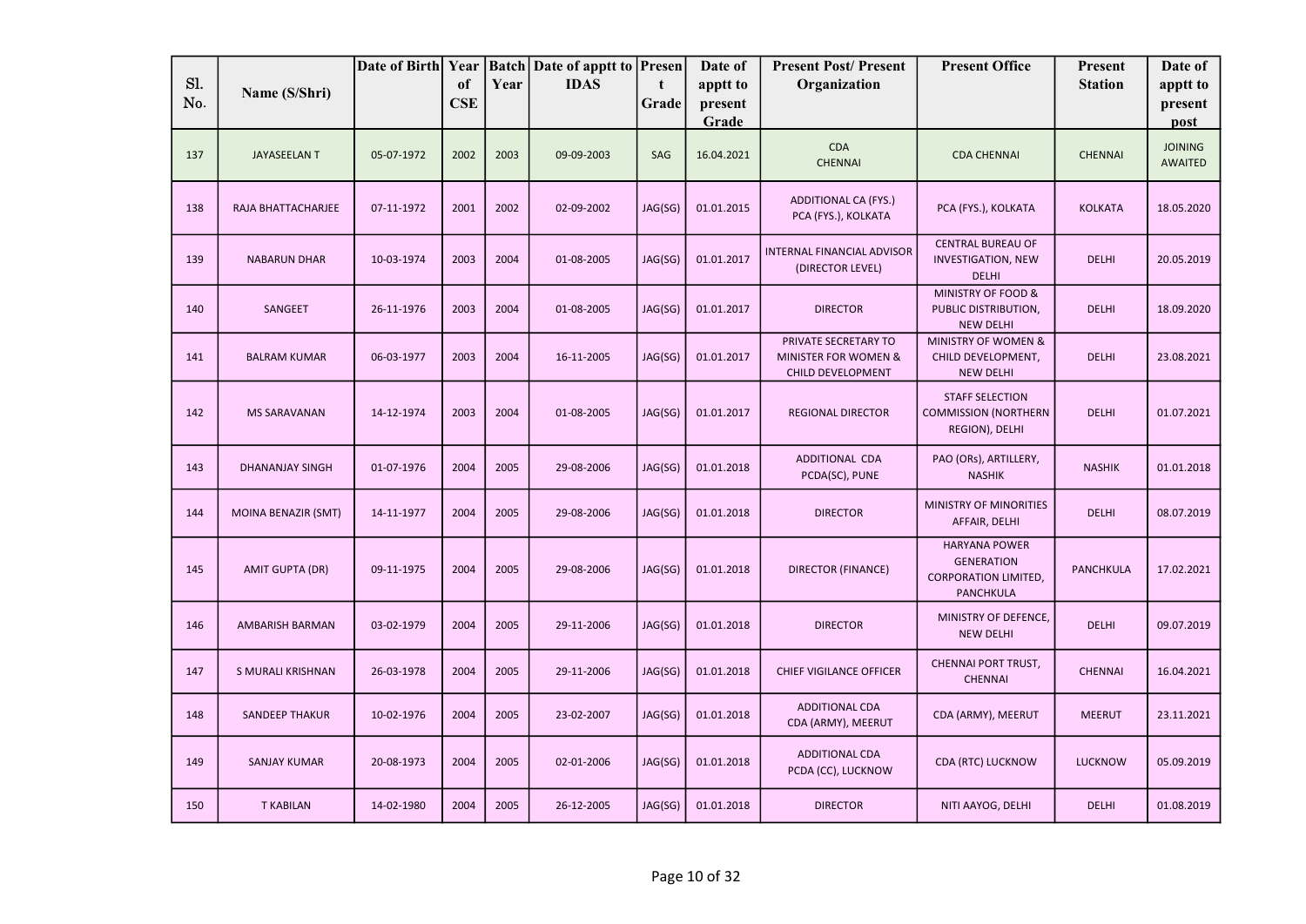| Sl. No. | Name (S/Shri) | Date of Birth | Year of CSE | Batch Year | Date of apptt to IDAS | Present Grade | Date of apptt to present Grade | Present Post/ Present Organization | Present Office | Present Station | Date of apptt to present post |
|---|---|---|---|---|---|---|---|---|---|---|---|
| 137 | JAYASEELAN T | 05-07-1972 | 2002 | 2003 | 09-09-2003 | SAG | 16.04.2021 | CDA CHENNAI | CDA CHENNAI | CHENNAI | JOINING AWAITED |
| 138 | RAJA BHATTACHARJEE | 07-11-1972 | 2001 | 2002 | 02-09-2002 | JAG(SG) | 01.01.2015 | ADDITIONAL CA (FYS.) PCA (FYS.), KOLKATA | PCA (FYS.), KOLKATA | KOLKATA | 18.05.2020 |
| 139 | NABARUN DHAR | 10-03-1974 | 2003 | 2004 | 01-08-2005 | JAG(SG) | 01.01.2017 | INTERNAL FINANCIAL ADVISOR (DIRECTOR LEVEL) | CENTRAL BUREAU OF INVESTIGATION, NEW DELHI | DELHI | 20.05.2019 |
| 140 | SANGEET | 26-11-1976 | 2003 | 2004 | 01-08-2005 | JAG(SG) | 01.01.2017 | DIRECTOR | MINISTRY OF FOOD & PUBLIC DISTRIBUTION, NEW DELHI | DELHI | 18.09.2020 |
| 141 | BALRAM KUMAR | 06-03-1977 | 2003 | 2004 | 16-11-2005 | JAG(SG) | 01.01.2017 | PRIVATE SECRETARY TO MINISTER FOR WOMEN & CHILD DEVELOPMENT | MINISTRY OF WOMEN & CHILD DEVELOPMENT, NEW DELHI | DELHI | 23.08.2021 |
| 142 | MS SARAVANAN | 14-12-1974 | 2003 | 2004 | 01-08-2005 | JAG(SG) | 01.01.2017 | REGIONAL DIRECTOR | STAFF SELECTION COMMISSION (NORTHERN REGION), DELHI | DELHI | 01.07.2021 |
| 143 | DHANANJAY SINGH | 01-07-1976 | 2004 | 2005 | 29-08-2006 | JAG(SG) | 01.01.2018 | ADDITIONAL CDA PCDA(SC), PUNE | PAO (ORs), ARTILLERY, NASHIK | NASHIK | 01.01.2018 |
| 144 | MOINA BENAZIR (SMT) | 14-11-1977 | 2004 | 2005 | 29-08-2006 | JAG(SG) | 01.01.2018 | DIRECTOR | MINISTRY OF MINORITIES AFFAIR, DELHI | DELHI | 08.07.2019 |
| 145 | AMIT GUPTA (DR) | 09-11-1975 | 2004 | 2005 | 29-08-2006 | JAG(SG) | 01.01.2018 | DIRECTOR (FINANCE) | HARYANA POWER GENERATION CORPORATION LIMITED, PANCHKULA | PANCHKULA | 17.02.2021 |
| 146 | AMBARISH BARMAN | 03-02-1979 | 2004 | 2005 | 29-11-2006 | JAG(SG) | 01.01.2018 | DIRECTOR | MINISTRY OF DEFENCE, NEW DELHI | DELHI | 09.07.2019 |
| 147 | S MURALI KRISHNAN | 26-03-1978 | 2004 | 2005 | 29-11-2006 | JAG(SG) | 01.01.2018 | CHIEF VIGILANCE OFFICER | CHENNAI PORT TRUST, CHENNAI | CHENNAI | 16.04.2021 |
| 148 | SANDEEP THAKUR | 10-02-1976 | 2004 | 2005 | 23-02-2007 | JAG(SG) | 01.01.2018 | ADDITIONAL CDA CDA (ARMY), MEERUT | CDA (ARMY), MEERUT | MEERUT | 23.11.2021 |
| 149 | SANJAY KUMAR | 20-08-1973 | 2004 | 2005 | 02-01-2006 | JAG(SG) | 01.01.2018 | ADDITIONAL CDA PCDA (CC), LUCKNOW | CDA (RTC) LUCKNOW | LUCKNOW | 05.09.2019 |
| 150 | T KABILAN | 14-02-1980 | 2004 | 2005 | 26-12-2005 | JAG(SG) | 01.01.2018 | DIRECTOR | NITI AAYOG, DELHI | DELHI | 01.08.2019 |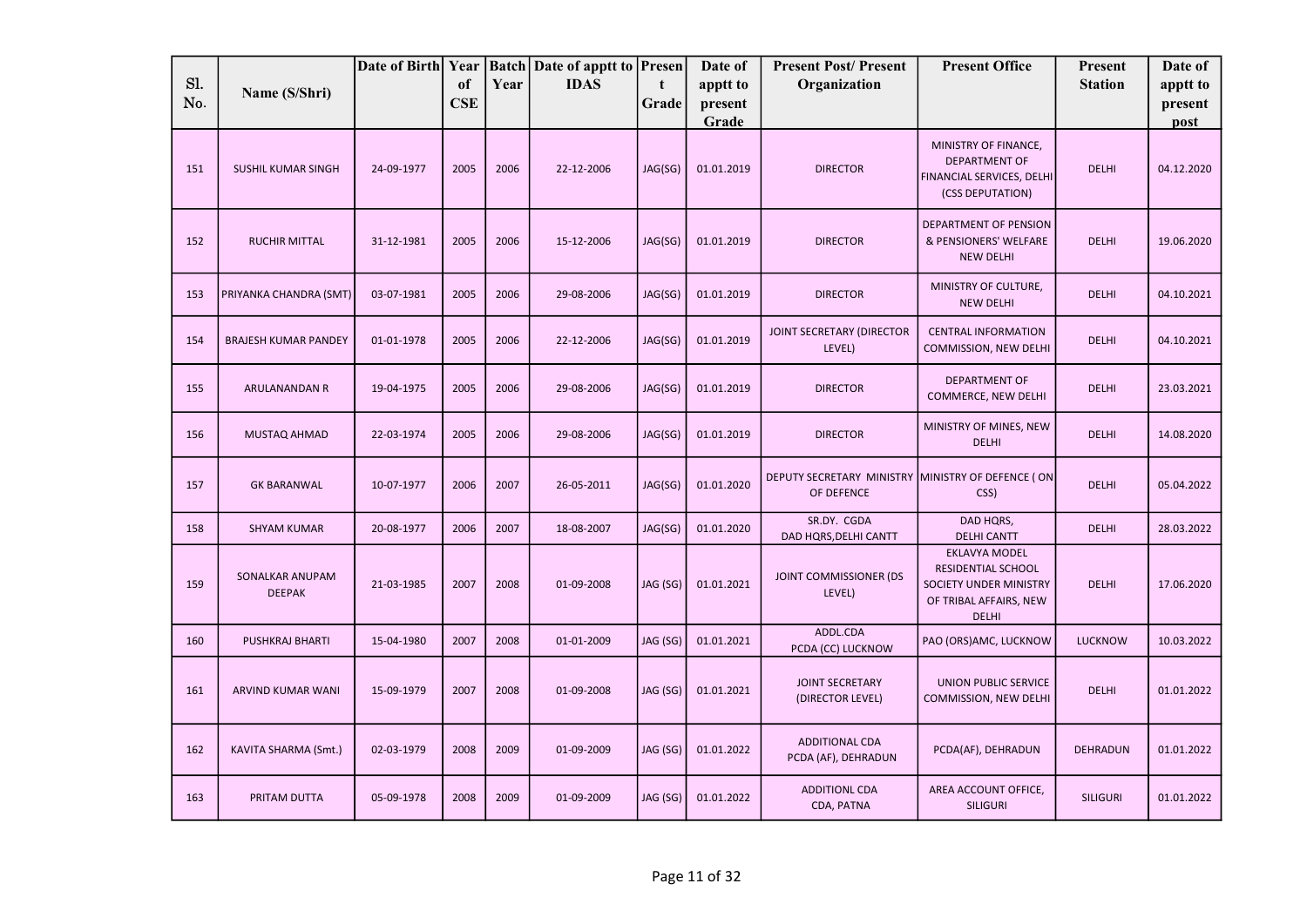| Sl. No. | Name (S/Shri) | Date of Birth | Year of CSE | Batch Year | Date of apptt to IDAS | Present Grade | Date of apptt to present Grade | Present Post/ Present Organization | Present Office | Present Station | Date of apptt to present post |
|---|---|---|---|---|---|---|---|---|---|---|---|
| 151 | SUSHIL KUMAR SINGH | 24-09-1977 | 2005 | 2006 | 22-12-2006 | JAG(SG) | 01.01.2019 | DIRECTOR | MINISTRY OF FINANCE, DEPARTMENT OF FINANCIAL SERVICES, DELHI (CSS DEPUTATION) | DELHI | 04.12.2020 |
| 152 | RUCHIR MITTAL | 31-12-1981 | 2005 | 2006 | 15-12-2006 | JAG(SG) | 01.01.2019 | DIRECTOR | DEPARTMENT OF PENSION & PENSIONERS' WELFARE NEW DELHI | DELHI | 19.06.2020 |
| 153 | PRIYANKA CHANDRA (SMT) | 03-07-1981 | 2005 | 2006 | 29-08-2006 | JAG(SG) | 01.01.2019 | DIRECTOR | MINISTRY OF CULTURE, NEW DELHI | DELHI | 04.10.2021 |
| 154 | BRAJESH KUMAR PANDEY | 01-01-1978 | 2005 | 2006 | 22-12-2006 | JAG(SG) | 01.01.2019 | JOINT SECRETARY (DIRECTOR LEVEL) | CENTRAL INFORMATION COMMISSION, NEW DELHI | DELHI | 04.10.2021 |
| 155 | ARULANANDAN R | 19-04-1975 | 2005 | 2006 | 29-08-2006 | JAG(SG) | 01.01.2019 | DIRECTOR | DEPARTMENT OF COMMERCE, NEW DELHI | DELHI | 23.03.2021 |
| 156 | MUSTAQ AHMAD | 22-03-1974 | 2005 | 2006 | 29-08-2006 | JAG(SG) | 01.01.2019 | DIRECTOR | MINISTRY OF MINES, NEW DELHI | DELHI | 14.08.2020 |
| 157 | GK BARANWAL | 10-07-1977 | 2006 | 2007 | 26-05-2011 | JAG(SG) | 01.01.2020 | DEPUTY SECRETARY MINISTRY OF DEFENCE | MINISTRY OF DEFENCE ( ON CSS) | DELHI | 05.04.2022 |
| 158 | SHYAM KUMAR | 20-08-1977 | 2006 | 2007 | 18-08-2007 | JAG(SG) | 01.01.2020 | SR.DY. CGDA DAD HQRS,DELHI CANTT | DAD HQRS, DELHI CANTT | DELHI | 28.03.2022 |
| 159 | SONALKAR ANUPAM DEEPAK | 21-03-1985 | 2007 | 2008 | 01-09-2008 | JAG (SG) | 01.01.2021 | JOINT COMMISSIONER (DS LEVEL) | EKLAVYA MODEL RESIDENTIAL SCHOOL SOCIETY UNDER MINISTRY OF TRIBAL AFFAIRS, NEW DELHI | DELHI | 17.06.2020 |
| 160 | PUSHKRAJ BHARTI | 15-04-1980 | 2007 | 2008 | 01-01-2009 | JAG (SG) | 01.01.2021 | ADDL.CDA PCDA (CC) LUCKNOW | PAO (ORS)AMC, LUCKNOW | LUCKNOW | 10.03.2022 |
| 161 | ARVIND KUMAR WANI | 15-09-1979 | 2007 | 2008 | 01-09-2008 | JAG (SG) | 01.01.2021 | JOINT SECRETARY (DIRECTOR LEVEL) | UNION PUBLIC SERVICE COMMISSION, NEW DELHI | DELHI | 01.01.2022 |
| 162 | KAVITA SHARMA (Smt.) | 02-03-1979 | 2008 | 2009 | 01-09-2009 | JAG (SG) | 01.01.2022 | ADDITIONAL CDA PCDA (AF), DEHRADUN | PCDA(AF), DEHRADUN | DEHRADUN | 01.01.2022 |
| 163 | PRITAM DUTTA | 05-09-1978 | 2008 | 2009 | 01-09-2009 | JAG (SG) | 01.01.2022 | ADDITIONL CDA CDA, PATNA | AREA ACCOUNT OFFICE, SILIGURI | SILIGURI | 01.01.2022 |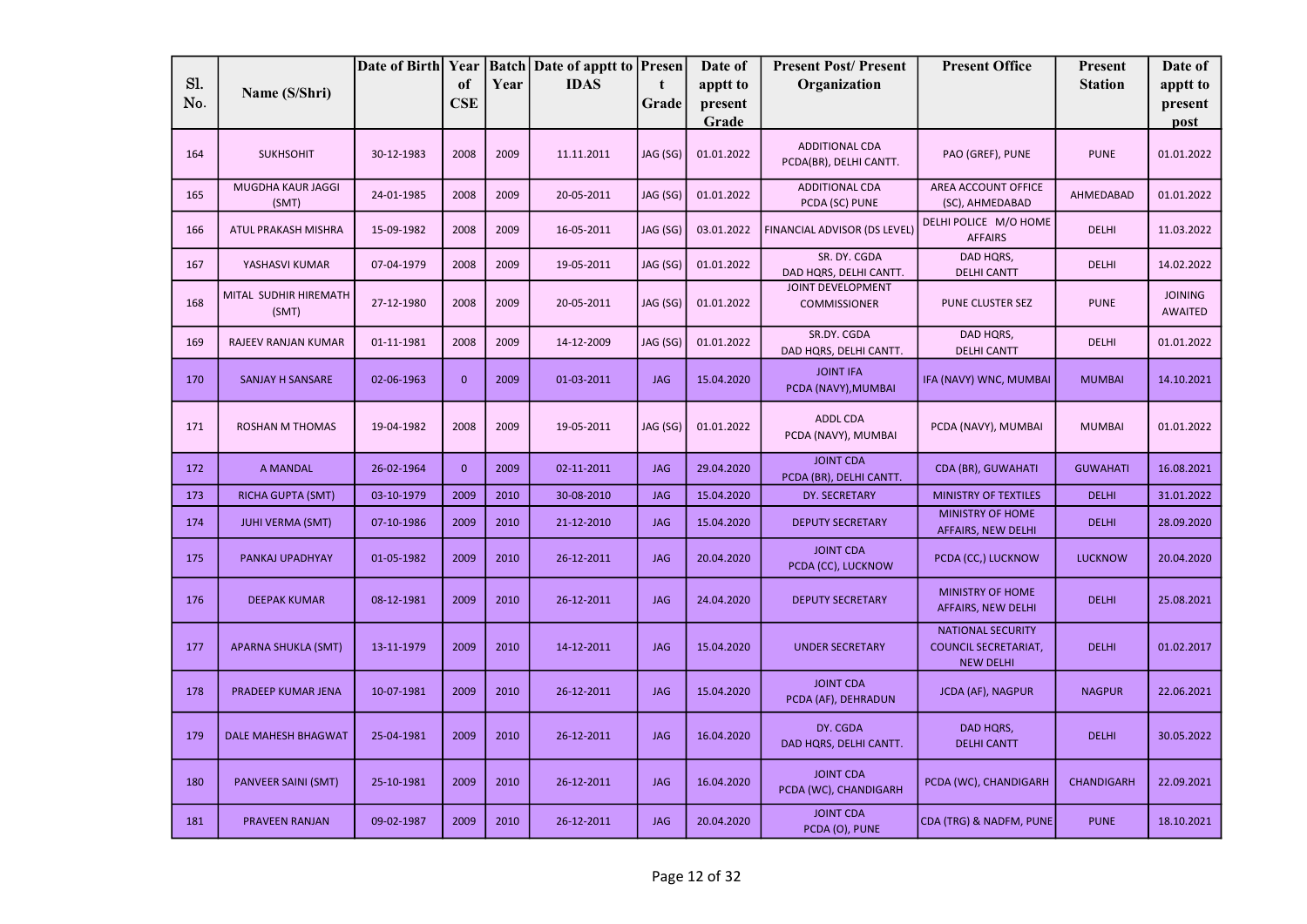| Sl. No. | Name (S/Shri) | Date of Birth | Year of CSE | Batch Year | Date of apptt to IDAS | Present Grade | Date of apptt to present Grade | Present Post/ Present Organization | Present Office | Present Station | Date of apptt to present post |
|---|---|---|---|---|---|---|---|---|---|---|---|
| 164 | SUKHSOHIT | 30-12-1983 | 2008 | 2009 | 11.11.2011 | JAG (SG) | 01.01.2022 | ADDITIONAL CDA PCDA(BR), DELHI CANTT. | PAO (GREF), PUNE | PUNE | 01.01.2022 |
| 165 | MUGDHA KAUR JAGGI (SMT) | 24-01-1985 | 2008 | 2009 | 20-05-2011 | JAG (SG) | 01.01.2022 | ADDITIONAL CDA PCDA (SC) PUNE | AREA ACCOUNT OFFICE (SC), AHMEDABAD | AHMEDABAD | 01.01.2022 |
| 166 | ATUL PRAKASH MISHRA | 15-09-1982 | 2008 | 2009 | 16-05-2011 | JAG (SG) | 03.01.2022 | FINANCIAL ADVISOR (DS LEVEL) | DELHI POLICE M/O HOME AFFAIRS | DELHI | 11.03.2022 |
| 167 | YASHASVI KUMAR | 07-04-1979 | 2008 | 2009 | 19-05-2011 | JAG (SG) | 01.01.2022 | SR. DY. CGDA DAD HQRS, DELHI CANTT. | DAD HQRS, DELHI CANTT | DELHI | 14.02.2022 |
| 168 | MITAL SUDHIR HIREMATH (SMT) | 27-12-1980 | 2008 | 2009 | 20-05-2011 | JAG (SG) | 01.01.2022 | JOINT DEVELOPMENT COMMISSIONER | PUNE CLUSTER SEZ | PUNE | JOINING AWAITED |
| 169 | RAJEEV RANJAN KUMAR | 01-11-1981 | 2008 | 2009 | 14-12-2009 | JAG (SG) | 01.01.2022 | SR.DY. CGDA DAD HQRS, DELHI CANTT. | DAD HQRS, DELHI CANTT | DELHI | 01.01.2022 |
| 170 | SANJAY H SANSARE | 02-06-1963 | 0 | 2009 | 01-03-2011 | JAG | 15.04.2020 | JOINT IFA PCDA (NAVY),MUMBAI | IFA (NAVY) WNC, MUMBAI | MUMBAI | 14.10.2021 |
| 171 | ROSHAN M THOMAS | 19-04-1982 | 2008 | 2009 | 19-05-2011 | JAG (SG) | 01.01.2022 | ADDL CDA PCDA (NAVY), MUMBAI | PCDA (NAVY), MUMBAI | MUMBAI | 01.01.2022 |
| 172 | A MANDAL | 26-02-1964 | 0 | 2009 | 02-11-2011 | JAG | 29.04.2020 | JOINT CDA PCDA (BR), DELHI CANTT. | CDA (BR), GUWAHATI | GUWAHATI | 16.08.2021 |
| 173 | RICHA GUPTA (SMT) | 03-10-1979 | 2009 | 2010 | 30-08-2010 | JAG | 15.04.2020 | DY. SECRETARY | MINISTRY OF TEXTILES | DELHI | 31.01.2022 |
| 174 | JUHI VERMA (SMT) | 07-10-1986 | 2009 | 2010 | 21-12-2010 | JAG | 15.04.2020 | DEPUTY SECRETARY | MINISTRY OF HOME AFFAIRS, NEW DELHI | DELHI | 28.09.2020 |
| 175 | PANKAJ UPADHYAY | 01-05-1982 | 2009 | 2010 | 26-12-2011 | JAG | 20.04.2020 | JOINT CDA PCDA (CC), LUCKNOW | PCDA (CC,) LUCKNOW | LUCKNOW | 20.04.2020 |
| 176 | DEEPAK KUMAR | 08-12-1981 | 2009 | 2010 | 26-12-2011 | JAG | 24.04.2020 | DEPUTY SECRETARY | MINISTRY OF HOME AFFAIRS, NEW DELHI | DELHI | 25.08.2021 |
| 177 | APARNA SHUKLA (SMT) | 13-11-1979 | 2009 | 2010 | 14-12-2011 | JAG | 15.04.2020 | UNDER SECRETARY | NATIONAL SECURITY COUNCIL SECRETARIAT, NEW DELHI | DELHI | 01.02.2017 |
| 178 | PRADEEP KUMAR JENA | 10-07-1981 | 2009 | 2010 | 26-12-2011 | JAG | 15.04.2020 | JOINT CDA PCDA (AF), DEHRADUN | JCDA (AF), NAGPUR | NAGPUR | 22.06.2021 |
| 179 | DALE MAHESH BHAGWAT | 25-04-1981 | 2009 | 2010 | 26-12-2011 | JAG | 16.04.2020 | DY. CGDA DAD HQRS, DELHI CANTT. | DAD HQRS, DELHI CANTT | DELHI | 30.05.2022 |
| 180 | PANVEER SAINI (SMT) | 25-10-1981 | 2009 | 2010 | 26-12-2011 | JAG | 16.04.2020 | JOINT CDA PCDA (WC), CHANDIGARH | PCDA (WC), CHANDIGARH | CHANDIGARH | 22.09.2021 |
| 181 | PRAVEEN RANJAN | 09-02-1987 | 2009 | 2010 | 26-12-2011 | JAG | 20.04.2020 | JOINT CDA PCDA (O), PUNE | CDA (TRG) & NADFM, PUNE | PUNE | 18.10.2021 |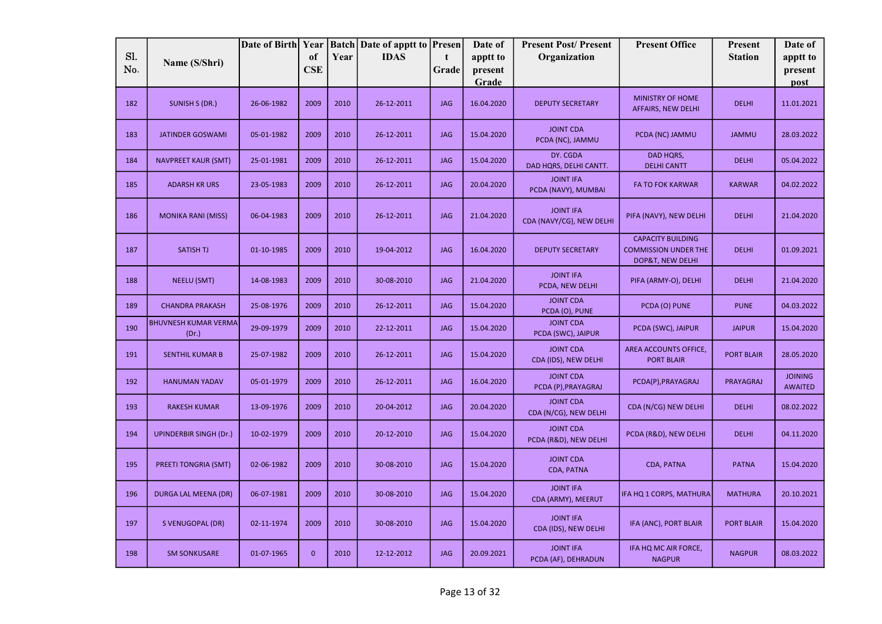| Sl. No. | Name (S/Shri) | Date of Birth | Year of CSE | Batch Year | Date of apptt to IDAS | Present Grade | Date of apptt to present Grade | Present Post/ Present Organization | Present Office | Present Station | Date of apptt to present post |
|---|---|---|---|---|---|---|---|---|---|---|---|
| 182 | SUNISH S (DR.) | 26-06-1982 | 2009 | 2010 | 26-12-2011 | JAG | 16.04.2020 | DEPUTY SECRETARY | MINISTRY OF HOME AFFAIRS, NEW DELHI | DELHI | 11.01.2021 |
| 183 | JATINDER GOSWAMI | 05-01-1982 | 2009 | 2010 | 26-12-2011 | JAG | 15.04.2020 | JOINT CDA PCDA (NC), JAMMU | PCDA (NC) JAMMU | JAMMU | 28.03.2022 |
| 184 | NAVPREET KAUR (SMT) | 25-01-1981 | 2009 | 2010 | 26-12-2011 | JAG | 15.04.2020 | DY. CGDA DAD HQRS, DELHI CANTT. | DAD HQRS, DELHI CANTT | DELHI | 05.04.2022 |
| 185 | ADARSH KR URS | 23-05-1983 | 2009 | 2010 | 26-12-2011 | JAG | 20.04.2020 | JOINT IFA PCDA (NAVY), MUMBAI | FA TO FOK KARWAR | KARWAR | 04.02.2022 |
| 186 | MONIKA RANI (MISS) | 06-04-1983 | 2009 | 2010 | 26-12-2011 | JAG | 21.04.2020 | JOINT IFA CDA (NAVY/CG), NEW DELHI | PIFA (NAVY), NEW DELHI | DELHI | 21.04.2020 |
| 187 | SATISH TJ | 01-10-1985 | 2009 | 2010 | 19-04-2012 | JAG | 16.04.2020 | DEPUTY SECRETARY | CAPACITY BUILDING COMMISSION UNDER THE DOP&T, NEW DELHI | DELHI | 01.09.2021 |
| 188 | NEELU (SMT) | 14-08-1983 | 2009 | 2010 | 30-08-2010 | JAG | 21.04.2020 | JOINT IFA PCDA, NEW DELHI | PIFA (ARMY-O), DELHI | DELHI | 21.04.2020 |
| 189 | CHANDRA PRAKASH | 25-08-1976 | 2009 | 2010 | 26-12-2011 | JAG | 15.04.2020 | JOINT CDA PCDA (O), PUNE | PCDA (O) PUNE | PUNE | 04.03.2022 |
| 190 | BHUVNESH KUMAR VERMA (Dr.) | 29-09-1979 | 2009 | 2010 | 22-12-2011 | JAG | 15.04.2020 | JOINT CDA PCDA (SWC), JAIPUR | PCDA (SWC), JAIPUR | JAIPUR | 15.04.2020 |
| 191 | SENTHIL KUMAR B | 25-07-1982 | 2009 | 2010 | 26-12-2011 | JAG | 15.04.2020 | JOINT CDA CDA (IDS), NEW DELHI | AREA ACCOUNTS OFFICE, PORT BLAIR | PORT BLAIR | 28.05.2020 |
| 192 | HANUMAN YADAV | 05-01-1979 | 2009 | 2010 | 26-12-2011 | JAG | 16.04.2020 | JOINT CDA PCDA (P),PRAYAGRAJ | PCDA(P),PRAYAGRAJ | PRAYAGRAJ | JOINING AWAITED |
| 193 | RAKESH KUMAR | 13-09-1976 | 2009 | 2010 | 20-04-2012 | JAG | 20.04.2020 | JOINT CDA CDA (N/CG), NEW DELHI | CDA (N/CG) NEW DELHI | DELHI | 08.02.2022 |
| 194 | UPINDERBIR SINGH (Dr.) | 10-02-1979 | 2009 | 2010 | 20-12-2010 | JAG | 15.04.2020 | JOINT CDA PCDA (R&D), NEW DELHI | PCDA (R&D), NEW DELHI | DELHI | 04.11.2020 |
| 195 | PREETI TONGRIA (SMT) | 02-06-1982 | 2009 | 2010 | 30-08-2010 | JAG | 15.04.2020 | JOINT CDA CDA, PATNA | CDA, PATNA | PATNA | 15.04.2020 |
| 196 | DURGA LAL MEENA (DR) | 06-07-1981 | 2009 | 2010 | 30-08-2010 | JAG | 15.04.2020 | JOINT IFA CDA (ARMY), MEERUT | IFA HQ 1 CORPS, MATHURA | MATHURA | 20.10.2021 |
| 197 | S VENUGOPAL (DR) | 02-11-1974 | 2009 | 2010 | 30-08-2010 | JAG | 15.04.2020 | JOINT IFA CDA (IDS), NEW DELHI | IFA (ANC), PORT BLAIR | PORT BLAIR | 15.04.2020 |
| 198 | SM SONKUSARE | 01-07-1965 | 0 | 2010 | 12-12-2012 | JAG | 20.09.2021 | JOINT IFA PCDA (AF), DEHRADUN | IFA HQ MC AIR FORCE, NAGPUR | NAGPUR | 08.03.2022 |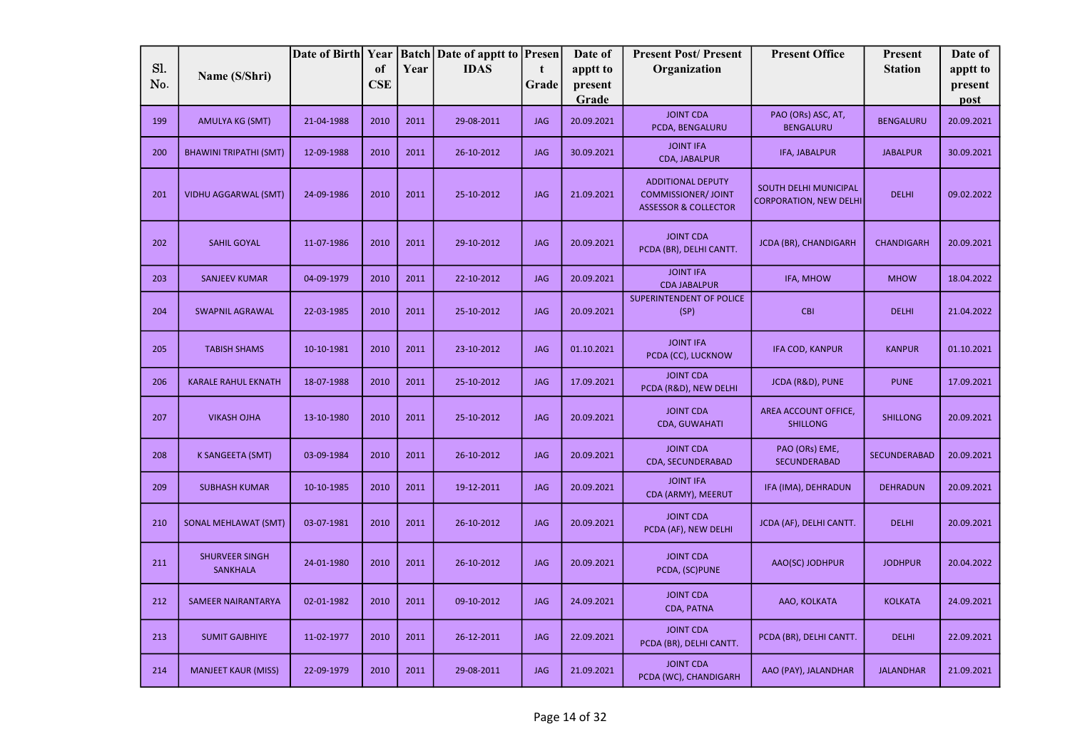| Sl. No. | Name (S/Shri) | Date of Birth | Year of CSE | Batch Year | Date of apptt to IDAS | Present Grade | Date of apptt to present Grade | Present Post/ Present Organization | Present Office | Present Station | Date of apptt to present post |
|---|---|---|---|---|---|---|---|---|---|---|---|
| 199 | AMULYA KG (SMT) | 21-04-1988 | 2010 | 2011 | 29-08-2011 | JAG | 20.09.2021 | JOINT CDA PCDA, BENGALURU | PAO (ORs) ASC, AT, BENGALURU | BENGALURU | 20.09.2021 |
| 200 | BHAWINI TRIPATHI (SMT) | 12-09-1988 | 2010 | 2011 | 26-10-2012 | JAG | 30.09.2021 | JOINT IFA CDA, JABALPUR | IFA, JABALPUR | JABALPUR | 30.09.2021 |
| 201 | VIDHU AGGARWAL (SMT) | 24-09-1986 | 2010 | 2011 | 25-10-2012 | JAG | 21.09.2021 | ADDITIONAL DEPUTY COMMISSIONER/ JOINT ASSESSOR & COLLECTOR | SOUTH DELHI MUNICIPAL CORPORATION, NEW DELHI | DELHI | 09.02.2022 |
| 202 | SAHIL GOYAL | 11-07-1986 | 2010 | 2011 | 29-10-2012 | JAG | 20.09.2021 | JOINT CDA PCDA (BR), DELHI CANTT. | JCDA (BR), CHANDIGARH | CHANDIGARH | 20.09.2021 |
| 203 | SANJEEV KUMAR | 04-09-1979 | 2010 | 2011 | 22-10-2012 | JAG | 20.09.2021 | JOINT IFA CDA JABALPUR | IFA, MHOW | MHOW | 18.04.2022 |
| 204 | SWAPNIL AGRAWAL | 22-03-1985 | 2010 | 2011 | 25-10-2012 | JAG | 20.09.2021 | SUPERINTENDENT OF POLICE (SP) | CBI | DELHI | 21.04.2022 |
| 205 | TABISH SHAMS | 10-10-1981 | 2010 | 2011 | 23-10-2012 | JAG | 01.10.2021 | JOINT IFA PCDA (CC), LUCKNOW | IFA COD, KANPUR | KANPUR | 01.10.2021 |
| 206 | KARALE RAHUL EKNATH | 18-07-1988 | 2010 | 2011 | 25-10-2012 | JAG | 17.09.2021 | JOINT CDA PCDA (R&D), NEW DELHI | JCDA (R&D), PUNE | PUNE | 17.09.2021 |
| 207 | VIKASH OJHA | 13-10-1980 | 2010 | 2011 | 25-10-2012 | JAG | 20.09.2021 | JOINT CDA CDA, GUWAHATI | AREA ACCOUNT OFFICE, SHILLONG | SHILLONG | 20.09.2021 |
| 208 | K SANGEETA (SMT) | 03-09-1984 | 2010 | 2011 | 26-10-2012 | JAG | 20.09.2021 | JOINT CDA CDA, SECUNDERABAD | PAO (ORs) EME, SECUNDERABAD | SECUNDERABAD | 20.09.2021 |
| 209 | SUBHASH KUMAR | 10-10-1985 | 2010 | 2011 | 19-12-2011 | JAG | 20.09.2021 | JOINT IFA CDA (ARMY), MEERUT | IFA (IMA), DEHRADUN | DEHRADUN | 20.09.2021 |
| 210 | SONAL MEHLAWAT (SMT) | 03-07-1981 | 2010 | 2011 | 26-10-2012 | JAG | 20.09.2021 | JOINT CDA PCDA (AF), NEW DELHI | JCDA (AF), DELHI CANTT. | DELHI | 20.09.2021 |
| 211 | SHURVEER SINGH SANKHALA | 24-01-1980 | 2010 | 2011 | 26-10-2012 | JAG | 20.09.2021 | JOINT CDA PCDA, (SC)PUNE | AAO(SC) JODHPUR | JODHPUR | 20.04.2022 |
| 212 | SAMEER NAIRANTARYA | 02-01-1982 | 2010 | 2011 | 09-10-2012 | JAG | 24.09.2021 | JOINT CDA CDA, PATNA | AAO, KOLKATA | KOLKATA | 24.09.2021 |
| 213 | SUMIT GAJBHIYE | 11-02-1977 | 2010 | 2011 | 26-12-2011 | JAG | 22.09.2021 | JOINT CDA PCDA (BR), DELHI CANTT. | PCDA (BR), DELHI CANTT. | DELHI | 22.09.2021 |
| 214 | MANJEET KAUR (MISS) | 22-09-1979 | 2010 | 2011 | 29-08-2011 | JAG | 21.09.2021 | JOINT CDA PCDA (WC), CHANDIGARH | AAO (PAY), JALANDHAR | JALANDHAR | 21.09.2021 |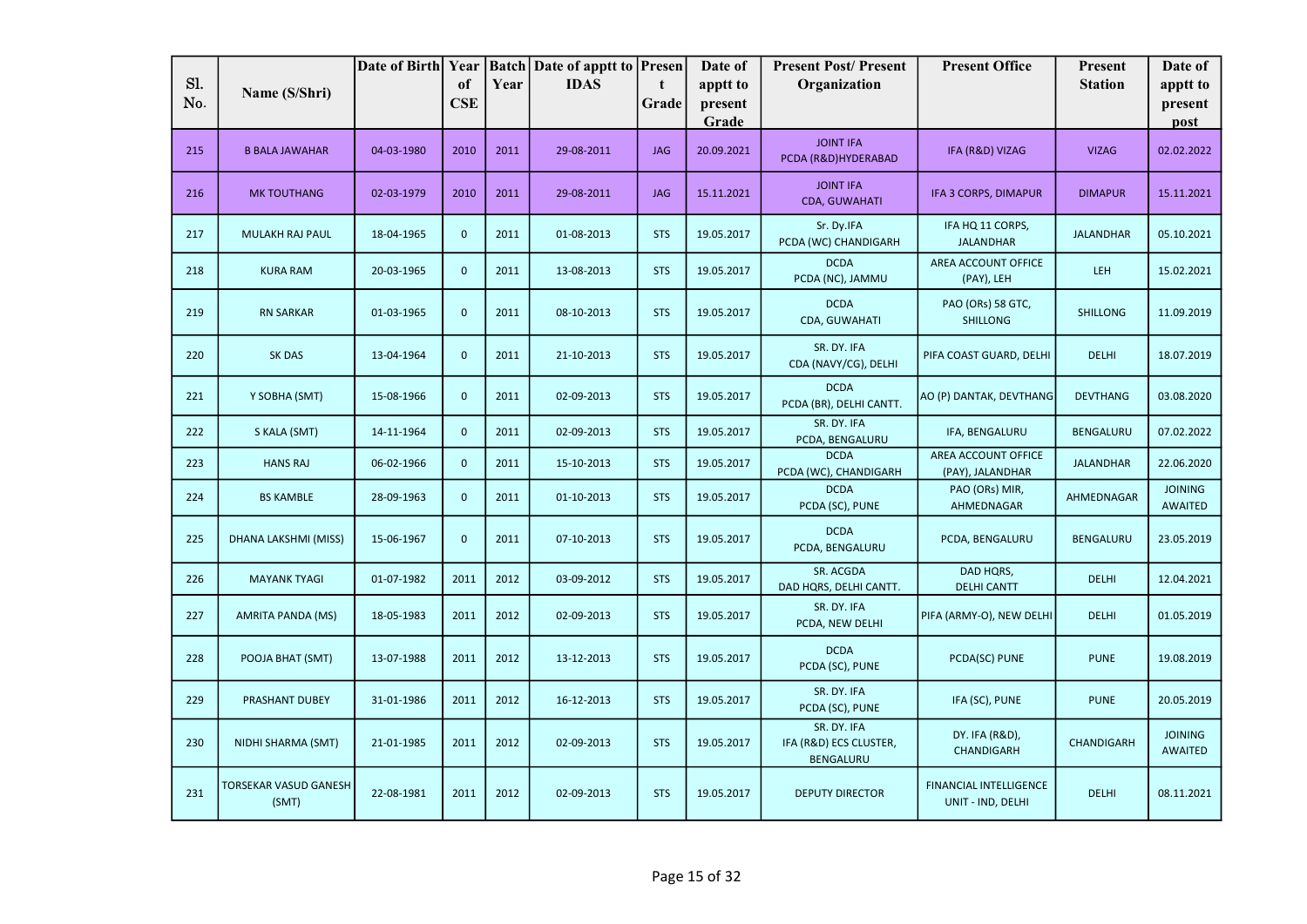| Sl. No. | Name (S/Shri) | Date of Birth | Year of CSE | Batch Year | Date of apptt to IDAS | Present Grade | Date of apptt to present Grade | Present Post/ Present Organization | Present Office | Present Station | Date of apptt to present post |
|---|---|---|---|---|---|---|---|---|---|---|---|
| 215 | B BALA JAWAHAR | 04-03-1980 | 2010 | 2011 | 29-08-2011 | JAG | 20.09.2021 | JOINT IFA PCDA (R&D)HYDERABAD | IFA (R&D) VIZAG | VIZAG | 02.02.2022 |
| 216 | MK TOUTHANG | 02-03-1979 | 2010 | 2011 | 29-08-2011 | JAG | 15.11.2021 | JOINT IFA CDA, GUWAHATI | IFA 3 CORPS, DIMAPUR | DIMAPUR | 15.11.2021 |
| 217 | MULAKH RAJ PAUL | 18-04-1965 | 0 | 2011 | 01-08-2013 | STS | 19.05.2017 | Sr. Dy.IFA PCDA (WC) CHANDIGARH | IFA HQ 11 CORPS, JALANDHAR | JALANDHAR | 05.10.2021 |
| 218 | KURA RAM | 20-03-1965 | 0 | 2011 | 13-08-2013 | STS | 19.05.2017 | DCDA PCDA (NC), JAMMU | AREA ACCOUNT OFFICE (PAY), LEH | LEH | 15.02.2021 |
| 219 | RN SARKAR | 01-03-1965 | 0 | 2011 | 08-10-2013 | STS | 19.05.2017 | DCDA CDA, GUWAHATI | PAO (ORs) 58 GTC, SHILLONG | SHILLONG | 11.09.2019 |
| 220 | SK DAS | 13-04-1964 | 0 | 2011 | 21-10-2013 | STS | 19.05.2017 | SR. DY. IFA CDA (NAVY/CG), DELHI | PIFA COAST GUARD, DELHI | DELHI | 18.07.2019 |
| 221 | Y SOBHA (SMT) | 15-08-1966 | 0 | 2011 | 02-09-2013 | STS | 19.05.2017 | DCDA PCDA (BR), DELHI CANTT. | AO (P) DANTAK, DEVTHANG | DEVTHANG | 03.08.2020 |
| 222 | S KALA (SMT) | 14-11-1964 | 0 | 2011 | 02-09-2013 | STS | 19.05.2017 | SR. DY. IFA PCDA, BENGALURU | IFA, BENGALURU | BENGALURU | 07.02.2022 |
| 223 | HANS RAJ | 06-02-1966 | 0 | 2011 | 15-10-2013 | STS | 19.05.2017 | DCDA PCDA (WC), CHANDIGARH | AREA ACCOUNT OFFICE (PAY), JALANDHAR | JALANDHAR | 22.06.2020 |
| 224 | BS KAMBLE | 28-09-1963 | 0 | 2011 | 01-10-2013 | STS | 19.05.2017 | DCDA PCDA (SC), PUNE | PAO (ORs) MIR, AHMEDNAGAR | AHMEDNAGAR | JOINING AWAITED |
| 225 | DHANA LAKSHMI (MISS) | 15-06-1967 | 0 | 2011 | 07-10-2013 | STS | 19.05.2017 | DCDA PCDA, BENGALURU | PCDA, BENGALURU | BENGALURU | 23.05.2019 |
| 226 | MAYANK TYAGI | 01-07-1982 | 2011 | 2012 | 03-09-2012 | STS | 19.05.2017 | SR. ACGDA DAD HQRS, DELHI CANTT. | DAD HQRS, DELHI CANTT | DELHI | 12.04.2021 |
| 227 | AMRITA PANDA (MS) | 18-05-1983 | 2011 | 2012 | 02-09-2013 | STS | 19.05.2017 | SR. DY. IFA PCDA, NEW DELHI | PIFA (ARMY-O), NEW DELHI | DELHI | 01.05.2019 |
| 228 | POOJA BHAT (SMT) | 13-07-1988 | 2011 | 2012 | 13-12-2013 | STS | 19.05.2017 | DCDA PCDA (SC), PUNE | PCDA(SC) PUNE | PUNE | 19.08.2019 |
| 229 | PRASHANT DUBEY | 31-01-1986 | 2011 | 2012 | 16-12-2013 | STS | 19.05.2017 | SR. DY. IFA PCDA (SC), PUNE | IFA (SC), PUNE | PUNE | 20.05.2019 |
| 230 | NIDHI SHARMA (SMT) | 21-01-1985 | 2011 | 2012 | 02-09-2013 | STS | 19.05.2017 | SR. DY. IFA IFA (R&D) ECS CLUSTER, BENGALURU | DY. IFA (R&D), CHANDIGARH | CHANDIGARH | JOINING AWAITED |
| 231 | TORSEKAR VASUD GANESH (SMT) | 22-08-1981 | 2011 | 2012 | 02-09-2013 | STS | 19.05.2017 | DEPUTY DIRECTOR | FINANCIAL INTELLIGENCE UNIT - IND, DELHI | DELHI | 08.11.2021 |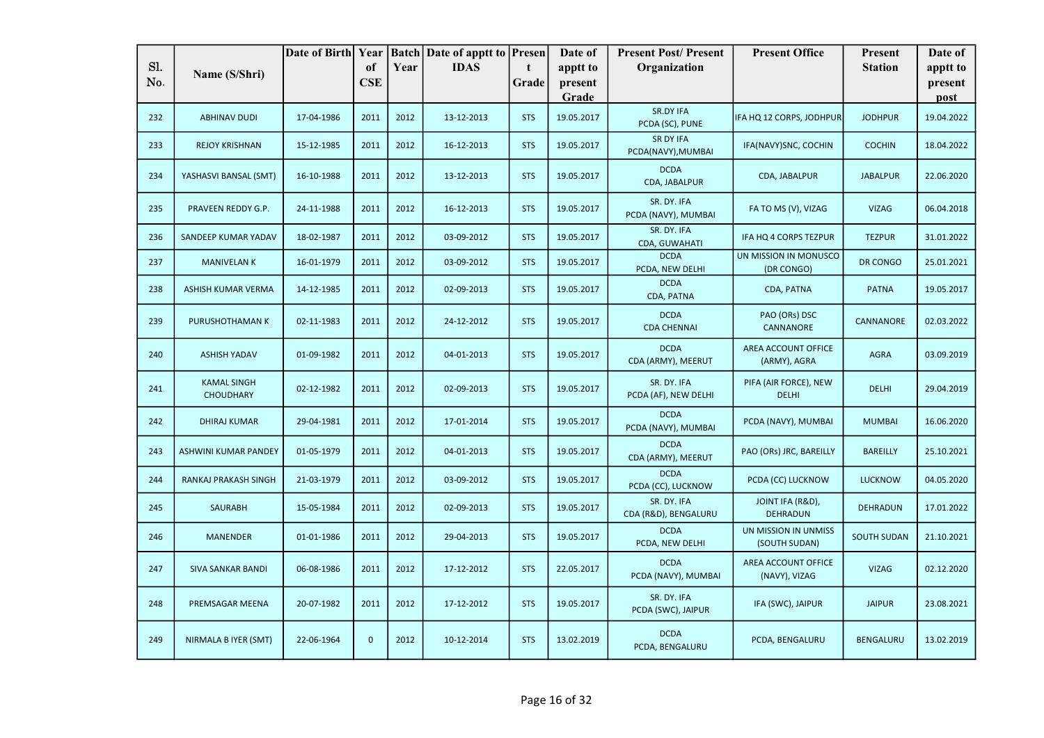| Sl. No. | Name (S/Shri) | Date of Birth | Year of CSE | Batch Year | Date of apptt to IDAS | Present Grade | Date of apptt to present Grade | Present Post/ Present Organization | Present Office | Present Station | Date of apptt to present post |
|---|---|---|---|---|---|---|---|---|---|---|---|
| 232 | ABHINAV DUDI | 17-04-1986 | 2011 | 2012 | 13-12-2013 | STS | 19.05.2017 | SR.DY IFA PCDA (SC), PUNE | IFA HQ 12 CORPS, JODHPUR | JODHPUR | 19.04.2022 |
| 233 | REJOY KRISHNAN | 15-12-1985 | 2011 | 2012 | 16-12-2013 | STS | 19.05.2017 | SR DY IFA PCDA(NAVY),MUMBAI | IFA(NAVY)SNC, COCHIN | COCHIN | 18.04.2022 |
| 234 | YASHASVI BANSAL (SMT) | 16-10-1988 | 2011 | 2012 | 13-12-2013 | STS | 19.05.2017 | DCDA CDA, JABALPUR | CDA, JABALPUR | JABALPUR | 22.06.2020 |
| 235 | PRAVEEN REDDY G.P. | 24-11-1988 | 2011 | 2012 | 16-12-2013 | STS | 19.05.2017 | SR. DY. IFA PCDA (NAVY), MUMBAI | FA TO MS (V), VIZAG | VIZAG | 06.04.2018 |
| 236 | SANDEEP KUMAR YADAV | 18-02-1987 | 2011 | 2012 | 03-09-2012 | STS | 19.05.2017 | SR. DY. IFA CDA, GUWAHATI | IFA HQ 4 CORPS TEZPUR | TEZPUR | 31.01.2022 |
| 237 | MANIVELAN K | 16-01-1979 | 2011 | 2012 | 03-09-2012 | STS | 19.05.2017 | DCDA PCDA, NEW DELHI | UN MISSION IN MONUSCO (DR CONGO) | DR CONGO | 25.01.2021 |
| 238 | ASHISH KUMAR VERMA | 14-12-1985 | 2011 | 2012 | 02-09-2013 | STS | 19.05.2017 | DCDA CDA, PATNA | CDA, PATNA | PATNA | 19.05.2017 |
| 239 | PURUSHOTHAMAN K | 02-11-1983 | 2011 | 2012 | 24-12-2012 | STS | 19.05.2017 | DCDA CDA CHENNAI | PAO (ORs) DSC CANNANORE | CANNANORE | 02.03.2022 |
| 240 | ASHISH YADAV | 01-09-1982 | 2011 | 2012 | 04-01-2013 | STS | 19.05.2017 | DCDA CDA (ARMY), MEERUT | AREA ACCOUNT OFFICE (ARMY), AGRA | AGRA | 03.09.2019 |
| 241 | KAMAL SINGH CHOUDHARY | 02-12-1982 | 2011 | 2012 | 02-09-2013 | STS | 19.05.2017 | SR. DY. IFA PCDA (AF), NEW DELHI | PIFA (AIR FORCE), NEW DELHI | DELHI | 29.04.2019 |
| 242 | DHIRAJ KUMAR | 29-04-1981 | 2011 | 2012 | 17-01-2014 | STS | 19.05.2017 | DCDA PCDA (NAVY), MUMBAI | PCDA (NAVY), MUMBAI | MUMBAI | 16.06.2020 |
| 243 | ASHWINI KUMAR PANDEY | 01-05-1979 | 2011 | 2012 | 04-01-2013 | STS | 19.05.2017 | DCDA CDA (ARMY), MEERUT | PAO (ORs) JRC, BAREILLY | BAREILLY | 25.10.2021 |
| 244 | RANKAJ PRAKASH SINGH | 21-03-1979 | 2011 | 2012 | 03-09-2012 | STS | 19.05.2017 | DCDA PCDA (CC), LUCKNOW | PCDA (CC) LUCKNOW | LUCKNOW | 04.05.2020 |
| 245 | SAURABH | 15-05-1984 | 2011 | 2012 | 02-09-2013 | STS | 19.05.2017 | SR. DY. IFA CDA (R&D), BENGALURU | JOINT IFA (R&D), DEHRADUN | DEHRADUN | 17.01.2022 |
| 246 | MANENDER | 01-01-1986 | 2011 | 2012 | 29-04-2013 | STS | 19.05.2017 | DCDA PCDA, NEW DELHI | UN MISSION IN UNMISS (SOUTH SUDAN) | SOUTH SUDAN | 21.10.2021 |
| 247 | SIVA SANKAR BANDI | 06-08-1986 | 2011 | 2012 | 17-12-2012 | STS | 22.05.2017 | DCDA PCDA (NAVY), MUMBAI | AREA ACCOUNT OFFICE (NAVY), VIZAG | VIZAG | 02.12.2020 |
| 248 | PREMSAGAR MEENA | 20-07-1982 | 2011 | 2012 | 17-12-2012 | STS | 19.05.2017 | SR. DY. IFA PCDA (SWC), JAIPUR | IFA (SWC), JAIPUR | JAIPUR | 23.08.2021 |
| 249 | NIRMALA B IYER (SMT) | 22-06-1964 | 0 | 2012 | 10-12-2014 | STS | 13.02.2019 | DCDA PCDA, BENGALURU | PCDA, BENGALURU | BENGALURU | 13.02.2019 |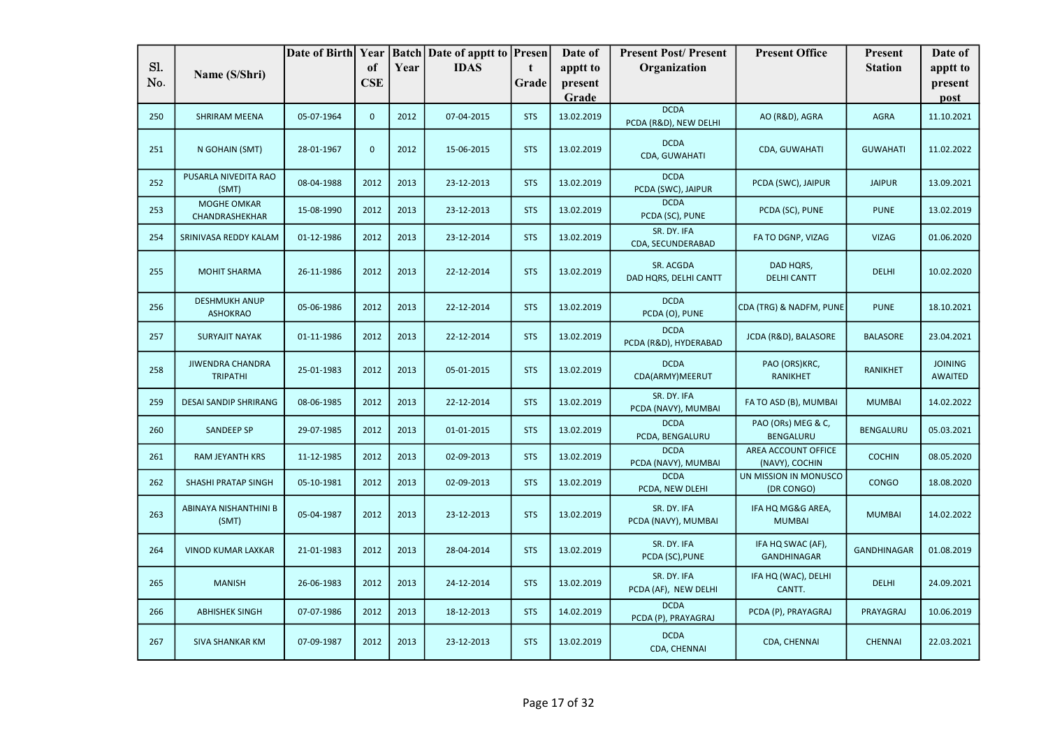| Sl. No. | Name (S/Shri) | Date of Birth | Year of CSE | Batch Year | Date of apptt to IDAS | Present Grade | Date of apptt to present Grade | Present Post/ Present Organization | Present Office | Present Station | Date of apptt to present post |
|---|---|---|---|---|---|---|---|---|---|---|---|
| 250 | SHRIRAM MEENA | 05-07-1964 | 0 | 2012 | 07-04-2015 | STS | 13.02.2019 | DCDA PCDA (R&D), NEW DELHI | AO (R&D), AGRA | AGRA | 11.10.2021 |
| 251 | N GOHAIN (SMT) | 28-01-1967 | 0 | 2012 | 15-06-2015 | STS | 13.02.2019 | DCDA CDA, GUWAHATI | CDA, GUWAHATI | GUWAHATI | 11.02.2022 |
| 252 | PUSARLA NIVEDITA RAO (SMT) | 08-04-1988 | 2012 | 2013 | 23-12-2013 | STS | 13.02.2019 | DCDA PCDA (SWC), JAIPUR | PCDA (SWC), JAIPUR | JAIPUR | 13.09.2021 |
| 253 | MOGHE OMKAR CHANDRASHEKHAR | 15-08-1990 | 2012 | 2013 | 23-12-2013 | STS | 13.02.2019 | DCDA PCDA (SC), PUNE | PCDA (SC), PUNE | PUNE | 13.02.2019 |
| 254 | SRINIVASA REDDY KALAM | 01-12-1986 | 2012 | 2013 | 23-12-2014 | STS | 13.02.2019 | SR. DY. IFA CDA, SECUNDERABAD | FA TO DGNP, VIZAG | VIZAG | 01.06.2020 |
| 255 | MOHIT SHARMA | 26-11-1986 | 2012 | 2013 | 22-12-2014 | STS | 13.02.2019 | SR. ACGDA DAD HQRS, DELHI CANTT | DAD HQRS, DELHI CANTT | DELHI | 10.02.2020 |
| 256 | DESHMUKH ANUP ASHOKRAO | 05-06-1986 | 2012 | 2013 | 22-12-2014 | STS | 13.02.2019 | DCDA PCDA (O), PUNE | CDA (TRG) & NADFM, PUNE | PUNE | 18.10.2021 |
| 257 | SURYAJIT NAYAK | 01-11-1986 | 2012 | 2013 | 22-12-2014 | STS | 13.02.2019 | DCDA PCDA (R&D), HYDERABAD | JCDA (R&D), BALASORE | BALASORE | 23.04.2021 |
| 258 | JIWENDRA CHANDRA TRIPATHI | 25-01-1983 | 2012 | 2013 | 05-01-2015 | STS | 13.02.2019 | DCDA CDA(ARMY)MEERUT | PAO (ORS)KRC, RANIKHET | RANIKHET | JOINING AWAITED |
| 259 | DESAI SANDIP SHRIRANG | 08-06-1985 | 2012 | 2013 | 22-12-2014 | STS | 13.02.2019 | SR. DY. IFA PCDA (NAVY), MUMBAI | FA TO ASD (B), MUMBAI | MUMBAI | 14.02.2022 |
| 260 | SANDEEP SP | 29-07-1985 | 2012 | 2013 | 01-01-2015 | STS | 13.02.2019 | DCDA PCDA, BENGALURU | PAO (ORs) MEG & C, BENGALURU | BENGALURU | 05.03.2021 |
| 261 | RAM JEYANTH KRS | 11-12-1985 | 2012 | 2013 | 02-09-2013 | STS | 13.02.2019 | DCDA PCDA (NAVY), MUMBAI | AREA ACCOUNT OFFICE (NAVY), COCHIN | COCHIN | 08.05.2020 |
| 262 | SHASHI PRATAP SINGH | 05-10-1981 | 2012 | 2013 | 02-09-2013 | STS | 13.02.2019 | DCDA PCDA, NEW DLEHI | UN MISSION IN MONUSCO (DR CONGO) | CONGO | 18.08.2020 |
| 263 | ABINAYA NISHANTHINI B (SMT) | 05-04-1987 | 2012 | 2013 | 23-12-2013 | STS | 13.02.2019 | SR. DY. IFA PCDA (NAVY), MUMBAI | IFA HQ MG&G AREA, MUMBAI | MUMBAI | 14.02.2022 |
| 264 | VINOD KUMAR LAXKAR | 21-01-1983 | 2012 | 2013 | 28-04-2014 | STS | 13.02.2019 | SR. DY. IFA PCDA (SC),PUNE | IFA HQ SWAC (AF), GANDHINAGAR | GANDHINAGAR | 01.08.2019 |
| 265 | MANISH | 26-06-1983 | 2012 | 2013 | 24-12-2014 | STS | 13.02.2019 | SR. DY. IFA PCDA (AF), NEW DELHI | IFA HQ (WAC), DELHI CANTT. | DELHI | 24.09.2021 |
| 266 | ABHISHEK SINGH | 07-07-1986 | 2012 | 2013 | 18-12-2013 | STS | 14.02.2019 | DCDA PCDA (P), PRAYAGRAJ | PCDA (P), PRAYAGRAJ | PRAYAGRAJ | 10.06.2019 |
| 267 | SIVA SHANKAR KM | 07-09-1987 | 2012 | 2013 | 23-12-2013 | STS | 13.02.2019 | DCDA CDA, CHENNAI | CDA, CHENNAI | CHENNAI | 22.03.2021 |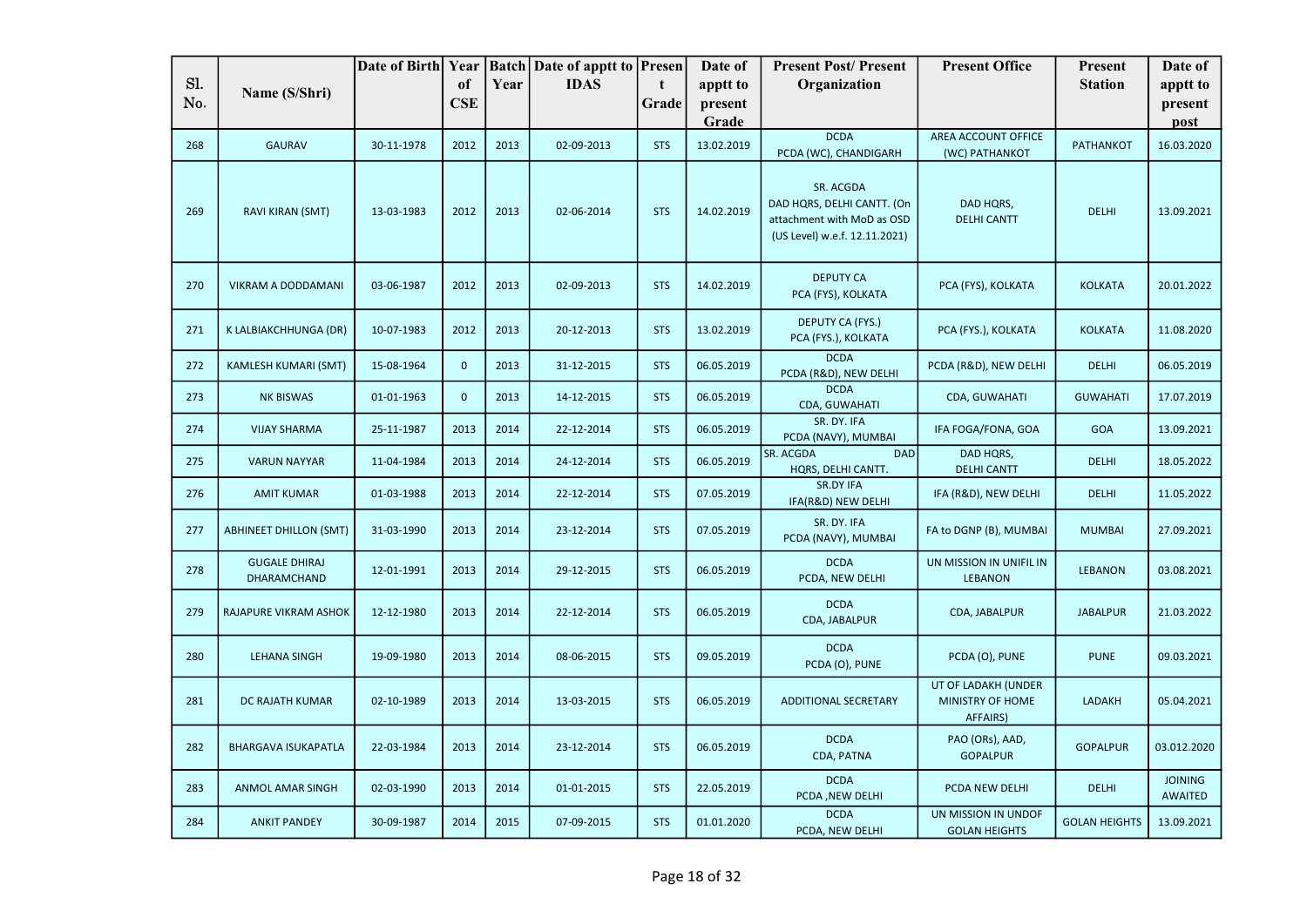| Sl. No. | Name (S/Shri) | Date of Birth | Year of CSE | Batch Year | Date of apptt to IDAS | Present Grade | Date of apptt to present Grade | Present Post/ Present Organization | Present Office | Present Station | Date of apptt to present post |
|---|---|---|---|---|---|---|---|---|---|---|---|
| 268 | GAURAV | 30-11-1978 | 2012 | 2013 | 02-09-2013 | STS | 13.02.2019 | DCDA PCDA (WC), CHANDIGARH | AREA ACCOUNT OFFICE (WC) PATHANKOT | PATHANKOT | 16.03.2020 |
| 269 | RAVI KIRAN (SMT) | 13-03-1983 | 2012 | 2013 | 02-06-2014 | STS | 14.02.2019 | SR. ACGDA DAD HQRS, DELHI CANTT. (On attachment with MoD as OSD (US Level) w.e.f. 12.11.2021) | DAD HQRS, DELHI CANTT | DELHI | 13.09.2021 |
| 270 | VIKRAM A DODDAMANI | 03-06-1987 | 2012 | 2013 | 02-09-2013 | STS | 14.02.2019 | DEPUTY CA PCA (FYS), KOLKATA | PCA (FYS), KOLKATA | KOLKATA | 20.01.2022 |
| 271 | K LALBIAKCHHUNGA (DR) | 10-07-1983 | 2012 | 2013 | 20-12-2013 | STS | 13.02.2019 | DEPUTY CA (FYS.) PCA (FYS.), KOLKATA | PCA (FYS.), KOLKATA | KOLKATA | 11.08.2020 |
| 272 | KAMLESH KUMARI (SMT) | 15-08-1964 | 0 | 2013 | 31-12-2015 | STS | 06.05.2019 | DCDA PCDA (R&D), NEW DELHI | PCDA (R&D), NEW DELHI | DELHI | 06.05.2019 |
| 273 | NK BISWAS | 01-01-1963 | 0 | 2013 | 14-12-2015 | STS | 06.05.2019 | DCDA CDA, GUWAHATI | CDA, GUWAHATI | GUWAHATI | 17.07.2019 |
| 274 | VIJAY SHARMA | 25-11-1987 | 2013 | 2014 | 22-12-2014 | STS | 06.05.2019 | SR. DY. IFA PCDA (NAVY), MUMBAI | IFA FOGA/FONA, GOA | GOA | 13.09.2021 |
| 275 | VARUN NAYYAR | 11-04-1984 | 2013 | 2014 | 24-12-2014 | STS | 06.05.2019 | SR. ACGDA DAD HQRS, DELHI CANTT. | DAD HQRS, DELHI CANTT | DELHI | 18.05.2022 |
| 276 | AMIT KUMAR | 01-03-1988 | 2013 | 2014 | 22-12-2014 | STS | 07.05.2019 | SR.DY IFA IFA(R&D) NEW DELHI | IFA (R&D), NEW DELHI | DELHI | 11.05.2022 |
| 277 | ABHINEET DHILLON (SMT) | 31-03-1990 | 2013 | 2014 | 23-12-2014 | STS | 07.05.2019 | SR. DY. IFA PCDA (NAVY), MUMBAI | FA to DGNP (B), MUMBAI | MUMBAI | 27.09.2021 |
| 278 | GUGALE DHIRAJ DHARAMCHAND | 12-01-1991 | 2013 | 2014 | 29-12-2015 | STS | 06.05.2019 | DCDA PCDA, NEW DELHI | UN MISSION IN UNIFIL IN LEBANON | LEBANON | 03.08.2021 |
| 279 | RAJAPURE VIKRAM ASHOK | 12-12-1980 | 2013 | 2014 | 22-12-2014 | STS | 06.05.2019 | DCDA CDA, JABALPUR | CDA, JABALPUR | JABALPUR | 21.03.2022 |
| 280 | LEHANA SINGH | 19-09-1980 | 2013 | 2014 | 08-06-2015 | STS | 09.05.2019 | DCDA PCDA (O), PUNE | PCDA (O), PUNE | PUNE | 09.03.2021 |
| 281 | DC RAJATH KUMAR | 02-10-1989 | 2013 | 2014 | 13-03-2015 | STS | 06.05.2019 | ADDITIONAL SECRETARY | UT OF LADAKH (UNDER MINISTRY OF HOME AFFAIRS) | LADAKH | 05.04.2021 |
| 282 | BHARGAVA ISUKAPATLA | 22-03-1984 | 2013 | 2014 | 23-12-2014 | STS | 06.05.2019 | DCDA CDA, PATNA | PAO (ORs), AAD, GOPALPUR | GOPALPUR | 03.012.2020 |
| 283 | ANMOL AMAR SINGH | 02-03-1990 | 2013 | 2014 | 01-01-2015 | STS | 22.05.2019 | DCDA PCDA ,NEW DELHI | PCDA NEW DELHI | DELHI | JOINING AWAITED |
| 284 | ANKIT PANDEY | 30-09-1987 | 2014 | 2015 | 07-09-2015 | STS | 01.01.2020 | DCDA PCDA, NEW DELHI | UN MISSION IN UNDOF GOLAN HEIGHTS | GOLAN HEIGHTS | 13.09.2021 |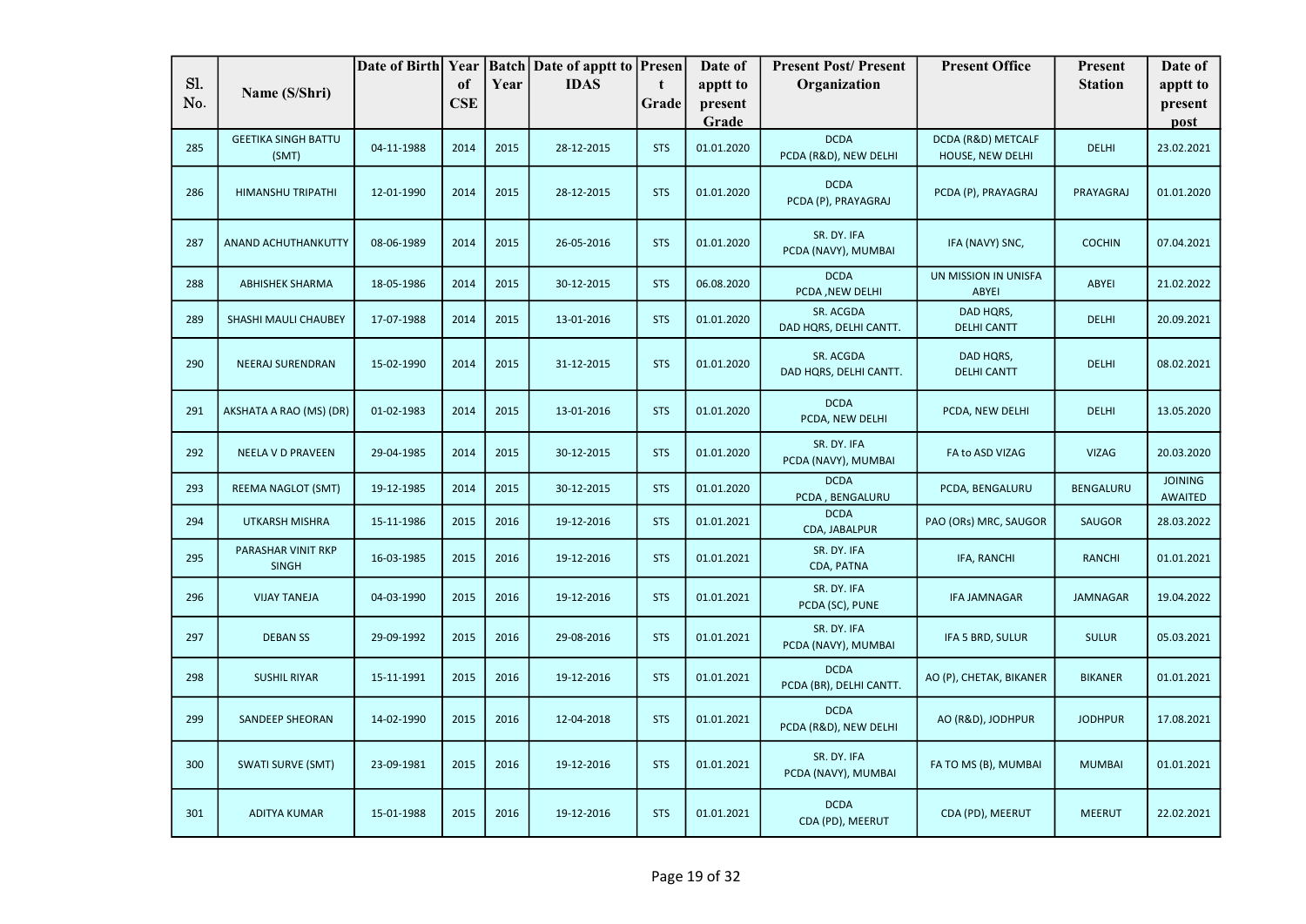| Sl. No. | Name (S/Shri) | Date of Birth | Year of CSE | Batch Year | Date of apptt to IDAS | Present Grade | Date of apptt to present Grade | Present Post/ Present Organization | Present Office | Present Station | Date of apptt to present post |
|---|---|---|---|---|---|---|---|---|---|---|---|
| 285 | GEETIKA SINGH BATTU (SMT) | 04-11-1988 | 2014 | 2015 | 28-12-2015 | STS | 01.01.2020 | DCDA PCDA (R&D), NEW DELHI | DCDA (R&D) METCALF HOUSE, NEW DELHI | DELHI | 23.02.2021 |
| 286 | HIMANSHU TRIPATHI | 12-01-1990 | 2014 | 2015 | 28-12-2015 | STS | 01.01.2020 | DCDA PCDA (P), PRAYAGRAJ | PCDA (P), PRAYAGRAJ | PRAYAGRAJ | 01.01.2020 |
| 287 | ANAND ACHUTHANKUTTY | 08-06-1989 | 2014 | 2015 | 26-05-2016 | STS | 01.01.2020 | SR. DY. IFA PCDA (NAVY), MUMBAI | IFA (NAVY) SNC, | COCHIN | 07.04.2021 |
| 288 | ABHISHEK SHARMA | 18-05-1986 | 2014 | 2015 | 30-12-2015 | STS | 06.08.2020 | DCDA PCDA ,NEW DELHI | UN MISSION IN UNISFA ABYEI | ABYEI | 21.02.2022 |
| 289 | SHASHI MAULI CHAUBEY | 17-07-1988 | 2014 | 2015 | 13-01-2016 | STS | 01.01.2020 | SR. ACGDA DAD HQRS, DELHI CANTT. | DAD HQRS, DELHI CANTT | DELHI | 20.09.2021 |
| 290 | NEERAJ SURENDRAN | 15-02-1990 | 2014 | 2015 | 31-12-2015 | STS | 01.01.2020 | SR. ACGDA DAD HQRS, DELHI CANTT. | DAD HQRS, DELHI CANTT | DELHI | 08.02.2021 |
| 291 | AKSHATA A RAO (MS) (DR) | 01-02-1983 | 2014 | 2015 | 13-01-2016 | STS | 01.01.2020 | DCDA PCDA, NEW DELHI | PCDA, NEW DELHI | DELHI | 13.05.2020 |
| 292 | NEELA V D PRAVEEN | 29-04-1985 | 2014 | 2015 | 30-12-2015 | STS | 01.01.2020 | SR. DY. IFA PCDA (NAVY), MUMBAI | FA to ASD VIZAG | VIZAG | 20.03.2020 |
| 293 | REEMA NAGLOT (SMT) | 19-12-1985 | 2014 | 2015 | 30-12-2015 | STS | 01.01.2020 | DCDA PCDA , BENGALURU | PCDA, BENGALURU | BENGALURU | JOINING AWAITED |
| 294 | UTKARSH MISHRA | 15-11-1986 | 2015 | 2016 | 19-12-2016 | STS | 01.01.2021 | DCDA CDA, JABALPUR | PAO (ORs) MRC, SAUGOR | SAUGOR | 28.03.2022 |
| 295 | PARASHAR VINIT RKP SINGH | 16-03-1985 | 2015 | 2016 | 19-12-2016 | STS | 01.01.2021 | SR. DY. IFA CDA, PATNA | IFA, RANCHI | RANCHI | 01.01.2021 |
| 296 | VIJAY TANEJA | 04-03-1990 | 2015 | 2016 | 19-12-2016 | STS | 01.01.2021 | SR. DY. IFA PCDA (SC), PUNE | IFA JAMNAGAR | JAMNAGAR | 19.04.2022 |
| 297 | DEBAN SS | 29-09-1992 | 2015 | 2016 | 29-08-2016 | STS | 01.01.2021 | SR. DY. IFA PCDA (NAVY), MUMBAI | IFA 5 BRD, SULUR | SULUR | 05.03.2021 |
| 298 | SUSHIL RIYAR | 15-11-1991 | 2015 | 2016 | 19-12-2016 | STS | 01.01.2021 | DCDA PCDA (BR), DELHI CANTT. | AO (P), CHETAK, BIKANER | BIKANER | 01.01.2021 |
| 299 | SANDEEP SHEORAN | 14-02-1990 | 2015 | 2016 | 12-04-2018 | STS | 01.01.2021 | DCDA PCDA (R&D), NEW DELHI | AO (R&D), JODHPUR | JODHPUR | 17.08.2021 |
| 300 | SWATI SURVE (SMT) | 23-09-1981 | 2015 | 2016 | 19-12-2016 | STS | 01.01.2021 | SR. DY. IFA PCDA (NAVY), MUMBAI | FA TO MS (B), MUMBAI | MUMBAI | 01.01.2021 |
| 301 | ADITYA KUMAR | 15-01-1988 | 2015 | 2016 | 19-12-2016 | STS | 01.01.2021 | DCDA CDA (PD), MEERUT | CDA (PD), MEERUT | MEERUT | 22.02.2021 |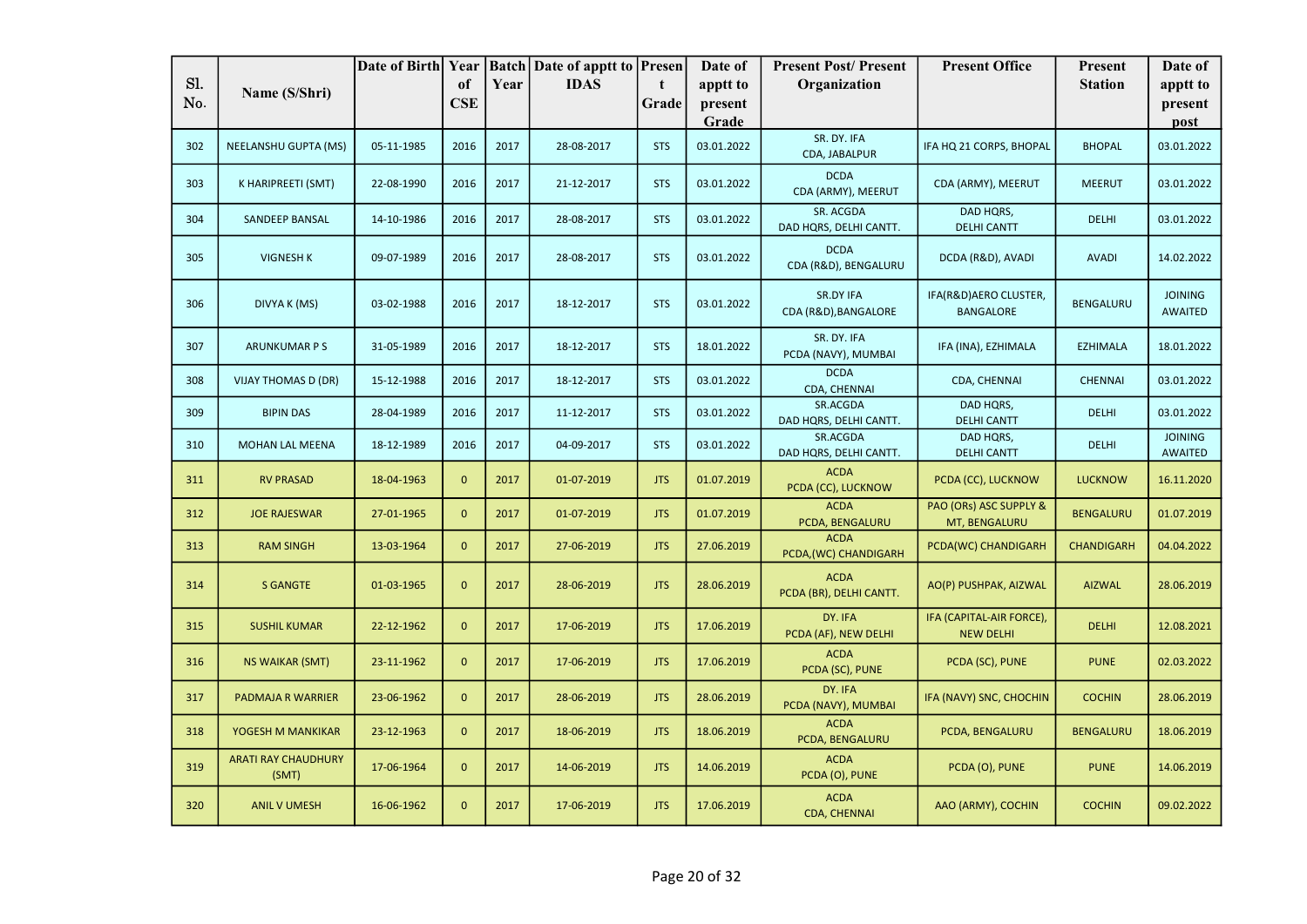| Sl. No. | Name (S/Shri) | Date of Birth | Year of CSE | Batch Year | Date of apptt to IDAS | Present Grade | Date of apptt to present Grade | Present Post/ Present Organization | Present Office | Present Station | Date of apptt to present post |
|---|---|---|---|---|---|---|---|---|---|---|---|
| 302 | NEELANSHU GUPTA (MS) | 05-11-1985 | 2016 | 2017 | 28-08-2017 | STS | 03.01.2022 | SR. DY. IFA CDA, JABALPUR | IFA HQ 21 CORPS, BHOPAL | BHOPAL | 03.01.2022 |
| 303 | K HARIPREETI (SMT) | 22-08-1990 | 2016 | 2017 | 21-12-2017 | STS | 03.01.2022 | DCDA CDA (ARMY), MEERUT | CDA (ARMY), MEERUT | MEERUT | 03.01.2022 |
| 304 | SANDEEP BANSAL | 14-10-1986 | 2016 | 2017 | 28-08-2017 | STS | 03.01.2022 | SR. ACGDA DAD HQRS, DELHI CANTT. | DAD HQRS, DELHI CANTT | DELHI | 03.01.2022 |
| 305 | VIGNESH K | 09-07-1989 | 2016 | 2017 | 28-08-2017 | STS | 03.01.2022 | DCDA CDA (R&D), BENGALURU | DCDA (R&D), AVADI | AVADI | 14.02.2022 |
| 306 | DIVYA K (MS) | 03-02-1988 | 2016 | 2017 | 18-12-2017 | STS | 03.01.2022 | SR.DY IFA CDA (R&D),BANGALORE | IFA(R&D)AERO CLUSTER, BANGALORE | BENGALURU | JOINING AWAITED |
| 307 | ARUNKUMAR P S | 31-05-1989 | 2016 | 2017 | 18-12-2017 | STS | 18.01.2022 | SR. DY. IFA PCDA (NAVY), MUMBAI | IFA (INA), EZHIMALA | EZHIMALA | 18.01.2022 |
| 308 | VIJAY THOMAS D (DR) | 15-12-1988 | 2016 | 2017 | 18-12-2017 | STS | 03.01.2022 | DCDA CDA, CHENNAI | CDA, CHENNAI | CHENNAI | 03.01.2022 |
| 309 | BIPIN DAS | 28-04-1989 | 2016 | 2017 | 11-12-2017 | STS | 03.01.2022 | SR.ACGDA DAD HQRS, DELHI CANTT. | DAD HQRS, DELHI CANTT | DELHI | 03.01.2022 |
| 310 | MOHAN LAL MEENA | 18-12-1989 | 2016 | 2017 | 04-09-2017 | STS | 03.01.2022 | SR.ACGDA DAD HQRS, DELHI CANTT. | DAD HQRS, DELHI CANTT | DELHI | JOINING AWAITED |
| 311 | RV PRASAD | 18-04-1963 | 0 | 2017 | 01-07-2019 | JTS | 01.07.2019 | ACDA PCDA (CC), LUCKNOW | PCDA (CC), LUCKNOW | LUCKNOW | 16.11.2020 |
| 312 | JOE RAJESWAR | 27-01-1965 | 0 | 2017 | 01-07-2019 | JTS | 01.07.2019 | ACDA PCDA, BENGALURU | PAO (ORs) ASC SUPPLY & MT, BENGALURU | BENGALURU | 01.07.2019 |
| 313 | RAM SINGH | 13-03-1964 | 0 | 2017 | 27-06-2019 | JTS | 27.06.2019 | ACDA PCDA,(WC) CHANDIGARH | PCDA(WC) CHANDIGARH | CHANDIGARH | 04.04.2022 |
| 314 | S GANGTE | 01-03-1965 | 0 | 2017 | 28-06-2019 | JTS | 28.06.2019 | ACDA PCDA (BR), DELHI CANTT. | AO(P) PUSHPAK, AIZWAL | AIZWAL | 28.06.2019 |
| 315 | SUSHIL KUMAR | 22-12-1962 | 0 | 2017 | 17-06-2019 | JTS | 17.06.2019 | DY. IFA PCDA (AF), NEW DELHI | IFA (CAPITAL-AIR FORCE), NEW DELHI | DELHI | 12.08.2021 |
| 316 | NS WAIKAR (SMT) | 23-11-1962 | 0 | 2017 | 17-06-2019 | JTS | 17.06.2019 | ACDA PCDA (SC), PUNE | PCDA (SC), PUNE | PUNE | 02.03.2022 |
| 317 | PADMAJA R WARRIER | 23-06-1962 | 0 | 2017 | 28-06-2019 | JTS | 28.06.2019 | DY. IFA PCDA (NAVY), MUMBAI | IFA (NAVY) SNC, CHOCHIN | COCHIN | 28.06.2019 |
| 318 | YOGESH M MANKIKAR | 23-12-1963 | 0 | 2017 | 18-06-2019 | JTS | 18.06.2019 | ACDA PCDA, BENGALURU | PCDA, BENGALURU | BENGALURU | 18.06.2019 |
| 319 | ARATI RAY CHAUDHURY (SMT) | 17-06-1964 | 0 | 2017 | 14-06-2019 | JTS | 14.06.2019 | ACDA PCDA (O), PUNE | PCDA (O), PUNE | PUNE | 14.06.2019 |
| 320 | ANIL V UMESH | 16-06-1962 | 0 | 2017 | 17-06-2019 | JTS | 17.06.2019 | ACDA CDA, CHENNAI | AAO (ARMY), COCHIN | COCHIN | 09.02.2022 |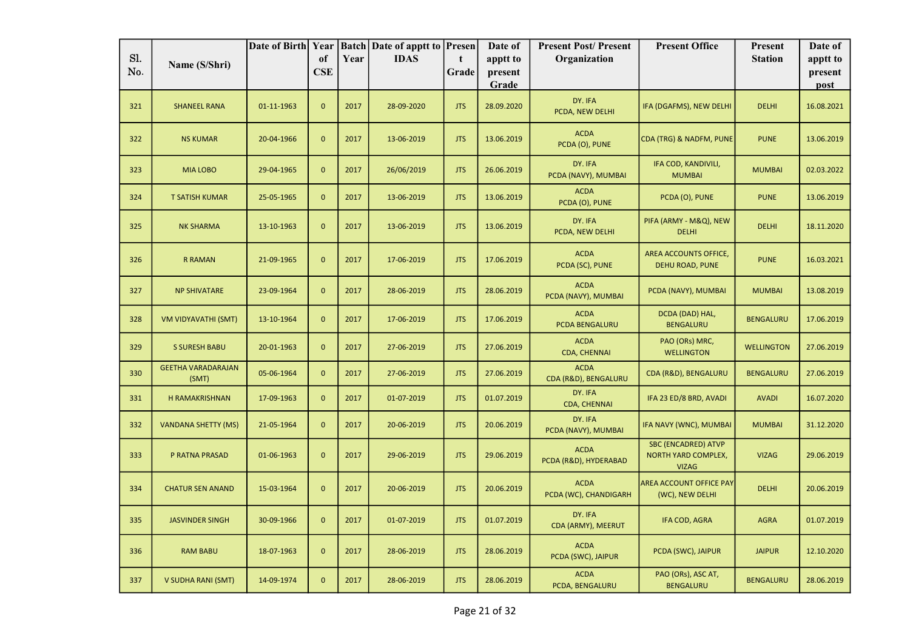| Sl. No. | Name (S/Shri) | Date of Birth | Year of CSE | Batch Year | Date of apptt to IDAS | Present Grade | Date of apptt to present Grade | Present Post/ Present Organization | Present Office | Present Station | Date of apptt to present post |
|---|---|---|---|---|---|---|---|---|---|---|---|
| 321 | SHANEEL RANA | 01-11-1963 | 0 | 2017 | 28-09-2020 | JTS | 28.09.2020 | DY. IFA PCDA, NEW DELHI | IFA (DGAFMS), NEW DELHI | DELHI | 16.08.2021 |
| 322 | NS KUMAR | 20-04-1966 | 0 | 2017 | 13-06-2019 | JTS | 13.06.2019 | ACDA PCDA (O), PUNE | CDA (TRG) & NADFM, PUNE | PUNE | 13.06.2019 |
| 323 | MIA LOBO | 29-04-1965 | 0 | 2017 | 26/06/2019 | JTS | 26.06.2019 | DY. IFA PCDA (NAVY), MUMBAI | IFA COD, KANDIVILI, MUMBAI | MUMBAI | 02.03.2022 |
| 324 | T SATISH KUMAR | 25-05-1965 | 0 | 2017 | 13-06-2019 | JTS | 13.06.2019 | ACDA PCDA (O), PUNE | PCDA (O), PUNE | PUNE | 13.06.2019 |
| 325 | NK SHARMA | 13-10-1963 | 0 | 2017 | 13-06-2019 | JTS | 13.06.2019 | DY. IFA PCDA, NEW DELHI | PIFA (ARMY - M&Q), NEW DELHI | DELHI | 18.11.2020 |
| 326 | R RAMAN | 21-09-1965 | 0 | 2017 | 17-06-2019 | JTS | 17.06.2019 | ACDA PCDA (SC), PUNE | AREA ACCOUNTS OFFICE, DEHU ROAD, PUNE | PUNE | 16.03.2021 |
| 327 | NP SHIVATARE | 23-09-1964 | 0 | 2017 | 28-06-2019 | JTS | 28.06.2019 | ACDA PCDA (NAVY), MUMBAI | PCDA (NAVY), MUMBAI | MUMBAI | 13.08.2019 |
| 328 | VM VIDYAVATHI (SMT) | 13-10-1964 | 0 | 2017 | 17-06-2019 | JTS | 17.06.2019 | ACDA PCDA BENGALURU | DCDA (DAD) HAL, BENGALURU | BENGALURU | 17.06.2019 |
| 329 | S SURESH BABU | 20-01-1963 | 0 | 2017 | 27-06-2019 | JTS | 27.06.2019 | ACDA CDA, CHENNAI | PAO (ORs) MRC, WELLINGTON | WELLINGTON | 27.06.2019 |
| 330 | GEETHA VARADARAJAN (SMT) | 05-06-1964 | 0 | 2017 | 27-06-2019 | JTS | 27.06.2019 | ACDA CDA (R&D), BENGALURU | CDA (R&D), BENGALURU | BENGALURU | 27.06.2019 |
| 331 | H RAMAKRISHNAN | 17-09-1963 | 0 | 2017 | 01-07-2019 | JTS | 01.07.2019 | DY. IFA CDA, CHENNAI | IFA 23 ED/8 BRD, AVADI | AVADI | 16.07.2020 |
| 332 | VANDANA SHETTY (MS) | 21-05-1964 | 0 | 2017 | 20-06-2019 | JTS | 20.06.2019 | DY. IFA PCDA (NAVY), MUMBAI | IFA NAVY (WNC), MUMBAI | MUMBAI | 31.12.2020 |
| 333 | P RATNA PRASAD | 01-06-1963 | 0 | 2017 | 29-06-2019 | JTS | 29.06.2019 | ACDA PCDA (R&D), HYDERABAD | SBC (ENCADRED) ATVP NORTH YARD COMPLEX, VIZAG | VIZAG | 29.06.2019 |
| 334 | CHATUR SEN ANAND | 15-03-1964 | 0 | 2017 | 20-06-2019 | JTS | 20.06.2019 | ACDA PCDA (WC), CHANDIGARH | AREA ACCOUNT OFFICE PAY (WC), NEW DELHI | DELHI | 20.06.2019 |
| 335 | JASVINDER SINGH | 30-09-1966 | 0 | 2017 | 01-07-2019 | JTS | 01.07.2019 | DY. IFA CDA (ARMY), MEERUT | IFA COD, AGRA | AGRA | 01.07.2019 |
| 336 | RAM BABU | 18-07-1963 | 0 | 2017 | 28-06-2019 | JTS | 28.06.2019 | ACDA PCDA (SWC), JAIPUR | PCDA (SWC), JAIPUR | JAIPUR | 12.10.2020 |
| 337 | V SUDHA RANI (SMT) | 14-09-1974 | 0 | 2017 | 28-06-2019 | JTS | 28.06.2019 | ACDA PCDA, BENGALURU | PAO (ORs), ASC AT, BENGALURU | BENGALURU | 28.06.2019 |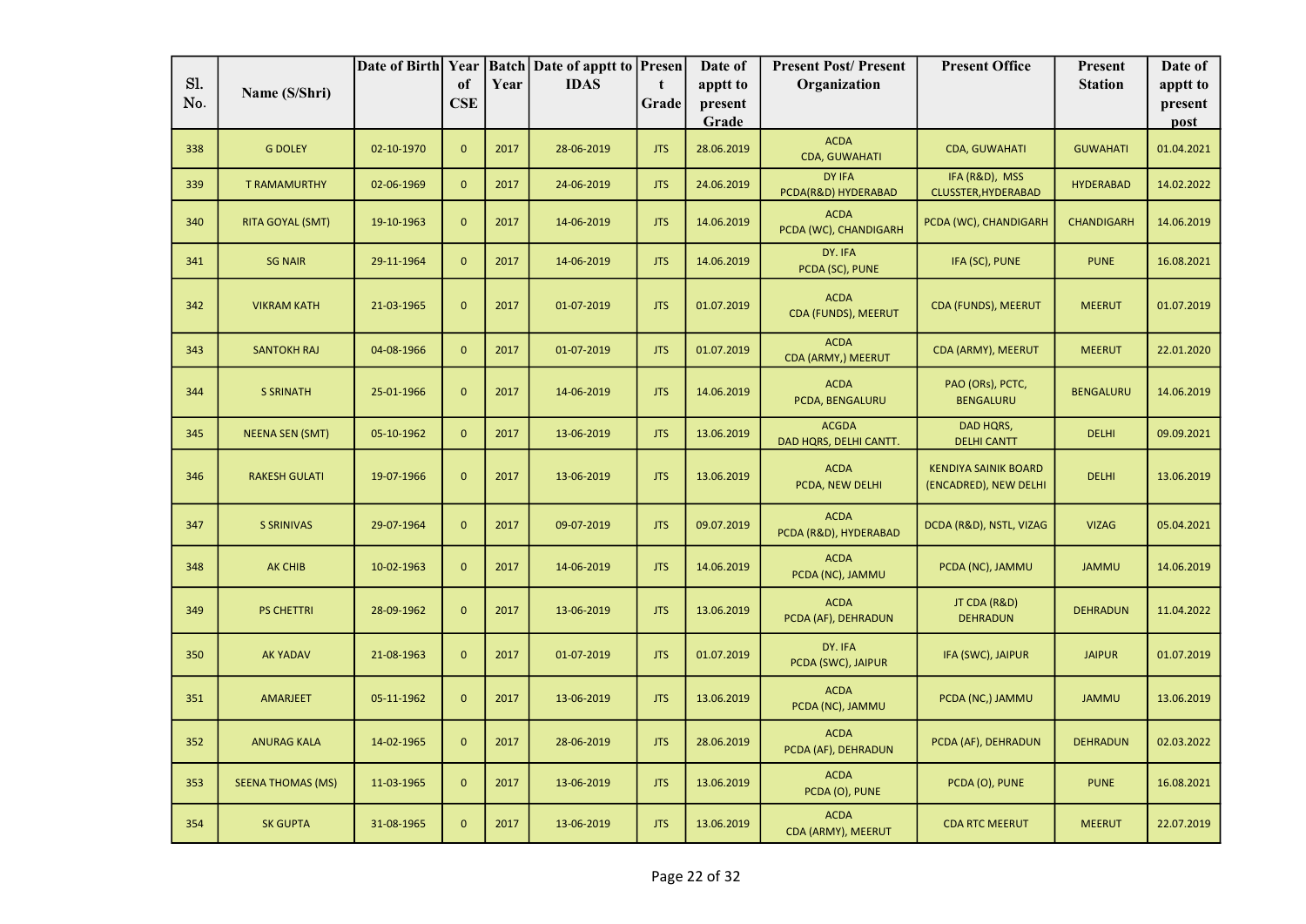| Sl. No. | Name (S/Shri) | Date of Birth | Year of CSE | Batch Year | Date of apptt to IDAS | Present Grade | Date of apptt to present Grade | Present Post/ Present Organization | Present Office | Present Station | Date of apptt to present post |
|---|---|---|---|---|---|---|---|---|---|---|---|
| 338 | G DOLEY | 02-10-1970 | 0 | 2017 | 28-06-2019 | JTS | 28.06.2019 | ACDA CDA, GUWAHATI | CDA, GUWAHATI | GUWAHATI | 01.04.2021 |
| 339 | T RAMAMURTHY | 02-06-1969 | 0 | 2017 | 24-06-2019 | JTS | 24.06.2019 | DY IFA PCDA(R&D) HYDERABAD | IFA (R&D), MSS CLUSSTER,HYDERABAD | HYDERABAD | 14.02.2022 |
| 340 | RITA GOYAL (SMT) | 19-10-1963 | 0 | 2017 | 14-06-2019 | JTS | 14.06.2019 | ACDA PCDA (WC), CHANDIGARH | PCDA (WC), CHANDIGARH | CHANDIGARH | 14.06.2019 |
| 341 | SG NAIR | 29-11-1964 | 0 | 2017 | 14-06-2019 | JTS | 14.06.2019 | DY. IFA PCDA (SC), PUNE | IFA (SC), PUNE | PUNE | 16.08.2021 |
| 342 | VIKRAM KATH | 21-03-1965 | 0 | 2017 | 01-07-2019 | JTS | 01.07.2019 | ACDA CDA (FUNDS), MEERUT | CDA (FUNDS), MEERUT | MEERUT | 01.07.2019 |
| 343 | SANTOKH RAJ | 04-08-1966 | 0 | 2017 | 01-07-2019 | JTS | 01.07.2019 | ACDA CDA (ARMY,) MEERUT | CDA (ARMY), MEERUT | MEERUT | 22.01.2020 |
| 344 | S SRINATH | 25-01-1966 | 0 | 2017 | 14-06-2019 | JTS | 14.06.2019 | ACDA PCDA, BENGALURU | PAO (ORs), PCTC, BENGALURU | BENGALURU | 14.06.2019 |
| 345 | NEENA SEN (SMT) | 05-10-1962 | 0 | 2017 | 13-06-2019 | JTS | 13.06.2019 | ACGDA DAD HQRS, DELHI CANTT. | DAD HQRS, DELHI CANTT | DELHI | 09.09.2021 |
| 346 | RAKESH GULATI | 19-07-1966 | 0 | 2017 | 13-06-2019 | JTS | 13.06.2019 | ACDA PCDA, NEW DELHI | KENDIYA SAINIK BOARD (ENCADRED), NEW DELHI | DELHI | 13.06.2019 |
| 347 | S SRINIVAS | 29-07-1964 | 0 | 2017 | 09-07-2019 | JTS | 09.07.2019 | ACDA PCDA (R&D), HYDERABAD | DCDA (R&D), NSTL, VIZAG | VIZAG | 05.04.2021 |
| 348 | AK CHIB | 10-02-1963 | 0 | 2017 | 14-06-2019 | JTS | 14.06.2019 | ACDA PCDA (NC), JAMMU | PCDA (NC), JAMMU | JAMMU | 14.06.2019 |
| 349 | PS CHETTRI | 28-09-1962 | 0 | 2017 | 13-06-2019 | JTS | 13.06.2019 | ACDA PCDA (AF), DEHRADUN | JT CDA (R&D) DEHRADUN | DEHRADUN | 11.04.2022 |
| 350 | AK YADAV | 21-08-1963 | 0 | 2017 | 01-07-2019 | JTS | 01.07.2019 | DY. IFA PCDA (SWC), JAIPUR | IFA (SWC), JAIPUR | JAIPUR | 01.07.2019 |
| 351 | AMARJEET | 05-11-1962 | 0 | 2017 | 13-06-2019 | JTS | 13.06.2019 | ACDA PCDA (NC), JAMMU | PCDA (NC,) JAMMU | JAMMU | 13.06.2019 |
| 352 | ANURAG KALA | 14-02-1965 | 0 | 2017 | 28-06-2019 | JTS | 28.06.2019 | ACDA PCDA (AF), DEHRADUN | PCDA (AF), DEHRADUN | DEHRADUN | 02.03.2022 |
| 353 | SEENA THOMAS (MS) | 11-03-1965 | 0 | 2017 | 13-06-2019 | JTS | 13.06.2019 | ACDA PCDA (O), PUNE | PCDA (O), PUNE | PUNE | 16.08.2021 |
| 354 | SK GUPTA | 31-08-1965 | 0 | 2017 | 13-06-2019 | JTS | 13.06.2019 | ACDA CDA (ARMY), MEERUT | CDA RTC MEERUT | MEERUT | 22.07.2019 |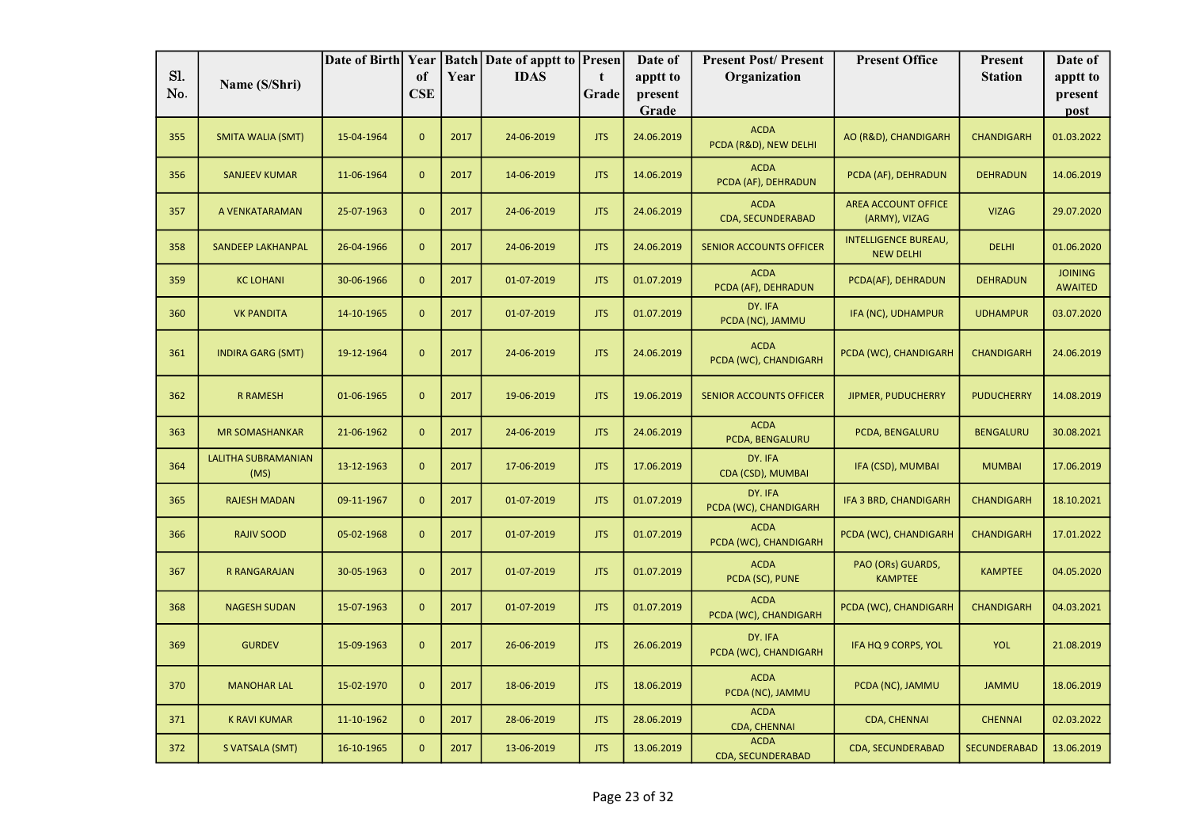| Sl. No. | Name (S/Shri) | Date of Birth | Year of CSE | Batch Year | Date of apptt to IDAS | Present Grade | Date of apptt to present Grade | Present Post/ Present Organization | Present Office | Present Station | Date of apptt to present post |
|---|---|---|---|---|---|---|---|---|---|---|---|
| 355 | SMITA WALIA (SMT) | 15-04-1964 | 0 | 2017 | 24-06-2019 | JTS | 24.06.2019 | ACDA PCDA (R&D), NEW DELHI | AO (R&D), CHANDIGARH | CHANDIGARH | 01.03.2022 |
| 356 | SANJEEV KUMAR | 11-06-1964 | 0 | 2017 | 14-06-2019 | JTS | 14.06.2019 | ACDA PCDA (AF), DEHRADUN | PCDA (AF), DEHRADUN | DEHRADUN | 14.06.2019 |
| 357 | A VENKATARAMAN | 25-07-1963 | 0 | 2017 | 24-06-2019 | JTS | 24.06.2019 | ACDA CDA, SECUNDERABAD | AREA ACCOUNT OFFICE (ARMY), VIZAG | VIZAG | 29.07.2020 |
| 358 | SANDEEP LAKHANPAL | 26-04-1966 | 0 | 2017 | 24-06-2019 | JTS | 24.06.2019 | SENIOR ACCOUNTS OFFICER | INTELLIGENCE BUREAU, NEW DELHI | DELHI | 01.06.2020 |
| 359 | KC LOHANI | 30-06-1966 | 0 | 2017 | 01-07-2019 | JTS | 01.07.2019 | ACDA PCDA (AF), DEHRADUN | PCDA(AF), DEHRADUN | DEHRADUN | JOINING AWAITED |
| 360 | VK PANDITA | 14-10-1965 | 0 | 2017 | 01-07-2019 | JTS | 01.07.2019 | DY. IFA PCDA (NC), JAMMU | IFA (NC), UDHAMPUR | UDHAMPUR | 03.07.2020 |
| 361 | INDIRA GARG (SMT) | 19-12-1964 | 0 | 2017 | 24-06-2019 | JTS | 24.06.2019 | ACDA PCDA (WC), CHANDIGARH | PCDA (WC), CHANDIGARH | CHANDIGARH | 24.06.2019 |
| 362 | R RAMESH | 01-06-1965 | 0 | 2017 | 19-06-2019 | JTS | 19.06.2019 | SENIOR ACCOUNTS OFFICER | JIPMER, PUDUCHERRY | PUDUCHERRY | 14.08.2019 |
| 363 | MR SOMASHANKAR | 21-06-1962 | 0 | 2017 | 24-06-2019 | JTS | 24.06.2019 | ACDA PCDA, BENGALURU | PCDA, BENGALURU | BENGALURU | 30.08.2021 |
| 364 | LALITHA SUBRAMANIAN (MS) | 13-12-1963 | 0 | 2017 | 17-06-2019 | JTS | 17.06.2019 | DY. IFA CDA (CSD), MUMBAI | IFA (CSD), MUMBAI | MUMBAI | 17.06.2019 |
| 365 | RAJESH MADAN | 09-11-1967 | 0 | 2017 | 01-07-2019 | JTS | 01.07.2019 | DY. IFA PCDA (WC), CHANDIGARH | IFA 3 BRD, CHANDIGARH | CHANDIGARH | 18.10.2021 |
| 366 | RAJIV SOOD | 05-02-1968 | 0 | 2017 | 01-07-2019 | JTS | 01.07.2019 | ACDA PCDA (WC), CHANDIGARH | PCDA (WC), CHANDIGARH | CHANDIGARH | 17.01.2022 |
| 367 | R RANGARAJAN | 30-05-1963 | 0 | 2017 | 01-07-2019 | JTS | 01.07.2019 | ACDA PCDA (SC), PUNE | PAO (ORs) GUARDS, KAMPTEE | KAMPTEE | 04.05.2020 |
| 368 | NAGESH SUDAN | 15-07-1963 | 0 | 2017 | 01-07-2019 | JTS | 01.07.2019 | ACDA PCDA (WC), CHANDIGARH | PCDA (WC), CHANDIGARH | CHANDIGARH | 04.03.2021 |
| 369 | GURDEV | 15-09-1963 | 0 | 2017 | 26-06-2019 | JTS | 26.06.2019 | DY. IFA PCDA (WC), CHANDIGARH | IFA HQ 9 CORPS, YOL | YOL | 21.08.2019 |
| 370 | MANOHAR LAL | 15-02-1970 | 0 | 2017 | 18-06-2019 | JTS | 18.06.2019 | ACDA PCDA (NC), JAMMU | PCDA (NC), JAMMU | JAMMU | 18.06.2019 |
| 371 | K RAVI KUMAR | 11-10-1962 | 0 | 2017 | 28-06-2019 | JTS | 28.06.2019 | ACDA CDA, CHENNAI | CDA, CHENNAI | CHENNAI | 02.03.2022 |
| 372 | S VATSALA (SMT) | 16-10-1965 | 0 | 2017 | 13-06-2019 | JTS | 13.06.2019 | ACDA CDA, SECUNDERABAD | CDA, SECUNDERABAD | SECUNDERABAD | 13.06.2019 |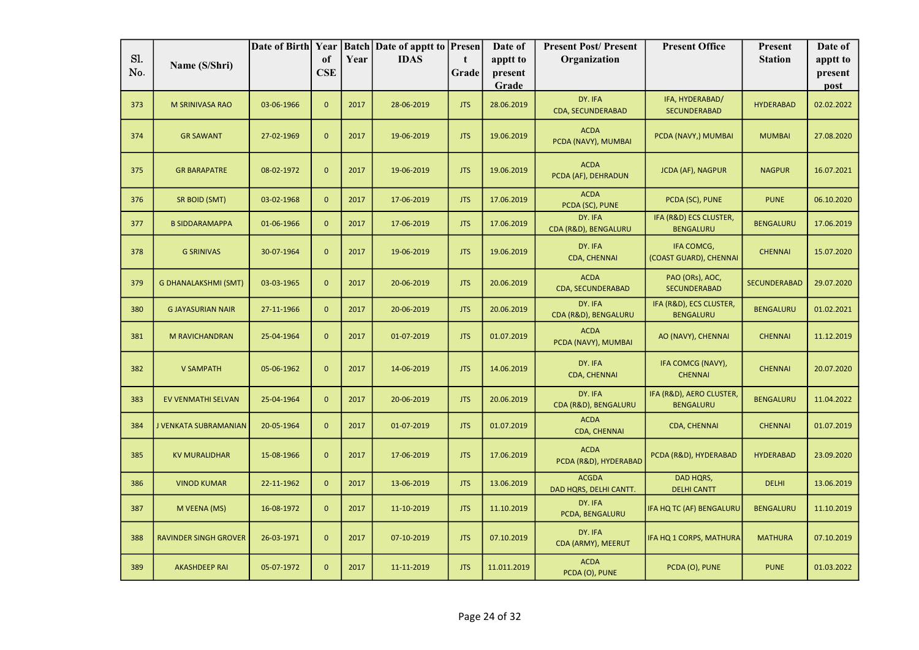| Sl. No. | Name (S/Shri) | Date of Birth | Year of CSE | Batch Year | Date of apptt to IDAS | Present Grade | Date of apptt to present Grade | Present Post/ Present Organization | Present Office | Present Station | Date of apptt to present post |
|---|---|---|---|---|---|---|---|---|---|---|---|
| 373 | M SRINIVASA RAO | 03-06-1966 | 0 | 2017 | 28-06-2019 | JTS | 28.06.2019 | DY. IFA CDA, SECUNDERABAD | IFA, HYDERABAD/ SECUNDERABAD | HYDERABAD | 02.02.2022 |
| 374 | GR SAWANT | 27-02-1969 | 0 | 2017 | 19-06-2019 | JTS | 19.06.2019 | ACDA PCDA (NAVY), MUMBAI | PCDA (NAVY,) MUMBAI | MUMBAI | 27.08.2020 |
| 375 | GR BARAPATRE | 08-02-1972 | 0 | 2017 | 19-06-2019 | JTS | 19.06.2019 | ACDA PCDA (AF), DEHRADUN | JCDA (AF), NAGPUR | NAGPUR | 16.07.2021 |
| 376 | SR BOID (SMT) | 03-02-1968 | 0 | 2017 | 17-06-2019 | JTS | 17.06.2019 | ACDA PCDA (SC), PUNE | PCDA (SC), PUNE | PUNE | 06.10.2020 |
| 377 | B SIDDARAMAPPA | 01-06-1966 | 0 | 2017 | 17-06-2019 | JTS | 17.06.2019 | DY. IFA CDA (R&D), BENGALURU | IFA (R&D) ECS CLUSTER, BENGALURU | BENGALURU | 17.06.2019 |
| 378 | G SRINIVAS | 30-07-1964 | 0 | 2017 | 19-06-2019 | JTS | 19.06.2019 | DY. IFA CDA, CHENNAI | IFA COMCG, (COAST GUARD), CHENNAI | CHENNAI | 15.07.2020 |
| 379 | G DHANALAKSHMI (SMT) | 03-03-1965 | 0 | 2017 | 20-06-2019 | JTS | 20.06.2019 | ACDA CDA, SECUNDERABAD | PAO (ORs), AOC, SECUNDERABAD | SECUNDERABAD | 29.07.2020 |
| 380 | G JAYASURIAN NAIR | 27-11-1966 | 0 | 2017 | 20-06-2019 | JTS | 20.06.2019 | DY. IFA CDA (R&D), BENGALURU | IFA (R&D), ECS CLUSTER, BENGALURU | BENGALURU | 01.02.2021 |
| 381 | M RAVICHANDRAN | 25-04-1964 | 0 | 2017 | 01-07-2019 | JTS | 01.07.2019 | ACDA PCDA (NAVY), MUMBAI | AO (NAVY), CHENNAI | CHENNAI | 11.12.2019 |
| 382 | V SAMPATH | 05-06-1962 | 0 | 2017 | 14-06-2019 | JTS | 14.06.2019 | DY. IFA CDA, CHENNAI | IFA COMCG (NAVY), CHENNAI | CHENNAI | 20.07.2020 |
| 383 | EV VENMATHI SELVAN | 25-04-1964 | 0 | 2017 | 20-06-2019 | JTS | 20.06.2019 | DY. IFA CDA (R&D), BENGALURU | IFA (R&D), AERO CLUSTER, BENGALURU | BENGALURU | 11.04.2022 |
| 384 | J VENKATA SUBRAMANIAN | 20-05-1964 | 0 | 2017 | 01-07-2019 | JTS | 01.07.2019 | ACDA CDA, CHENNAI | CDA, CHENNAI | CHENNAI | 01.07.2019 |
| 385 | KV MURALIDHAR | 15-08-1966 | 0 | 2017 | 17-06-2019 | JTS | 17.06.2019 | ACDA PCDA (R&D), HYDERABAD | PCDA (R&D), HYDERABAD | HYDERABAD | 23.09.2020 |
| 386 | VINOD KUMAR | 22-11-1962 | 0 | 2017 | 13-06-2019 | JTS | 13.06.2019 | ACGDA DAD HQRS, DELHI CANTT. | DAD HQRS, DELHI CANTT | DELHI | 13.06.2019 |
| 387 | M VEENA (MS) | 16-08-1972 | 0 | 2017 | 11-10-2019 | JTS | 11.10.2019 | DY. IFA PCDA, BENGALURU | IFA HQ TC (AF) BENGALURU | BENGALURU | 11.10.2019 |
| 388 | RAVINDER SINGH GROVER | 26-03-1971 | 0 | 2017 | 07-10-2019 | JTS | 07.10.2019 | DY. IFA CDA (ARMY), MEERUT | IFA HQ 1 CORPS, MATHURA | MATHURA | 07.10.2019 |
| 389 | AKASHDEEP RAI | 05-07-1972 | 0 | 2017 | 11-11-2019 | JTS | 11.011.2019 | ACDA PCDA (O), PUNE | PCDA (O), PUNE | PUNE | 01.03.2022 |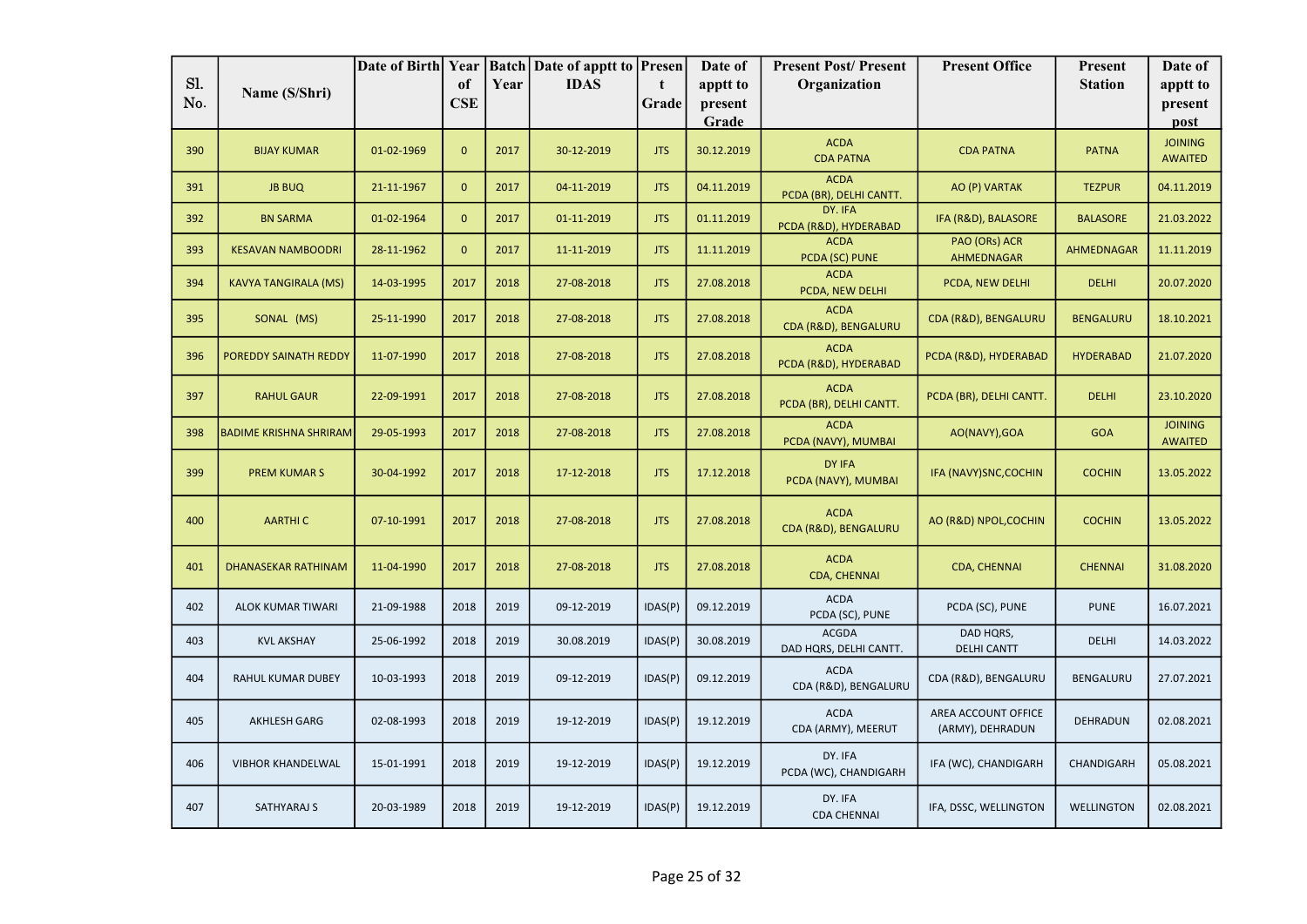| Sl. No. | Name (S/Shri) | Date of Birth | Year of CSE | Batch Year | Date of apptt to IDAS | Present Grade | Date of apptt to present Grade | Present Post/ Present Organization | Present Office | Present Station | Date of apptt to present post |
|---|---|---|---|---|---|---|---|---|---|---|---|
| 390 | BIJAY KUMAR | 01-02-1969 | 0 | 2017 | 30-12-2019 | JTS | 30.12.2019 | ACDA CDA PATNA | CDA PATNA | PATNA | JOINING AWAITED |
| 391 | JB BUQ | 21-11-1967 | 0 | 2017 | 04-11-2019 | JTS | 04.11.2019 | ACDA PCDA (BR), DELHI CANTT. | AO (P) VARTAK | TEZPUR | 04.11.2019 |
| 392 | BN SARMA | 01-02-1964 | 0 | 2017 | 01-11-2019 | JTS | 01.11.2019 | DY. IFA PCDA (R&D), HYDERABAD | IFA (R&D), BALASORE | BALASORE | 21.03.2022 |
| 393 | KESAVAN NAMBOODRI | 28-11-1962 | 0 | 2017 | 11-11-2019 | JTS | 11.11.2019 | ACDA PCDA (SC) PUNE | PAO (ORs) ACR AHMEDNAGAR | AHMEDNAGAR | 11.11.2019 |
| 394 | KAVYA TANGIRALA (MS) | 14-03-1995 | 2017 | 2018 | 27-08-2018 | JTS | 27.08.2018 | ACDA PCDA, NEW DELHI | PCDA, NEW DELHI | DELHI | 20.07.2020 |
| 395 | SONAL (MS) | 25-11-1990 | 2017 | 2018 | 27-08-2018 | JTS | 27.08.2018 | ACDA CDA (R&D), BENGALURU | CDA (R&D), BENGALURU | BENGALURU | 18.10.2021 |
| 396 | POREDDY SAINATH REDDY | 11-07-1990 | 2017 | 2018 | 27-08-2018 | JTS | 27.08.2018 | ACDA PCDA (R&D), HYDERABAD | PCDA (R&D), HYDERABAD | HYDERABAD | 21.07.2020 |
| 397 | RAHUL GAUR | 22-09-1991 | 2017 | 2018 | 27-08-2018 | JTS | 27.08.2018 | ACDA PCDA (BR), DELHI CANTT. | PCDA (BR), DELHI CANTT. | DELHI | 23.10.2020 |
| 398 | BADIME KRISHNA SHRIRAM | 29-05-1993 | 2017 | 2018 | 27-08-2018 | JTS | 27.08.2018 | ACDA PCDA (NAVY), MUMBAI | AO(NAVY),GOA | GOA | JOINING AWAITED |
| 399 | PREM KUMAR S | 30-04-1992 | 2017 | 2018 | 17-12-2018 | JTS | 17.12.2018 | DY IFA PCDA (NAVY), MUMBAI | IFA (NAVY)SNC,COCHIN | COCHIN | 13.05.2022 |
| 400 | AARTHI C | 07-10-1991 | 2017 | 2018 | 27-08-2018 | JTS | 27.08.2018 | ACDA CDA (R&D), BENGALURU | AO (R&D) NPOL,COCHIN | COCHIN | 13.05.2022 |
| 401 | DHANASEKAR RATHINAM | 11-04-1990 | 2017 | 2018 | 27-08-2018 | JTS | 27.08.2018 | ACDA CDA, CHENNAI | CDA, CHENNAI | CHENNAI | 31.08.2020 |
| 402 | ALOK KUMAR TIWARI | 21-09-1988 | 2018 | 2019 | 09-12-2019 | IDAS(P) | 09.12.2019 | ACDA PCDA (SC), PUNE | PCDA (SC), PUNE | PUNE | 16.07.2021 |
| 403 | KVL AKSHAY | 25-06-1992 | 2018 | 2019 | 30.08.2019 | IDAS(P) | 30.08.2019 | ACGDA DAD HQRS, DELHI CANTT. | DAD HQRS, DELHI CANTT | DELHI | 14.03.2022 |
| 404 | RAHUL KUMAR DUBEY | 10-03-1993 | 2018 | 2019 | 09-12-2019 | IDAS(P) | 09.12.2019 | ACDA CDA (R&D), BENGALURU | CDA (R&D), BENGALURU | BENGALURU | 27.07.2021 |
| 405 | AKHLESH GARG | 02-08-1993 | 2018 | 2019 | 19-12-2019 | IDAS(P) | 19.12.2019 | ACDA CDA (ARMY), MEERUT | AREA ACCOUNT OFFICE (ARMY), DEHRADUN | DEHRADUN | 02.08.2021 |
| 406 | VIBHOR KHANDELWAL | 15-01-1991 | 2018 | 2019 | 19-12-2019 | IDAS(P) | 19.12.2019 | DY. IFA PCDA (WC), CHANDIGARH | IFA (WC), CHANDIGARH | CHANDIGARH | 05.08.2021 |
| 407 | SATHYARAJ S | 20-03-1989 | 2018 | 2019 | 19-12-2019 | IDAS(P) | 19.12.2019 | DY. IFA CDA CHENNAI | IFA, DSSC, WELLINGTON | WELLINGTON | 02.08.2021 |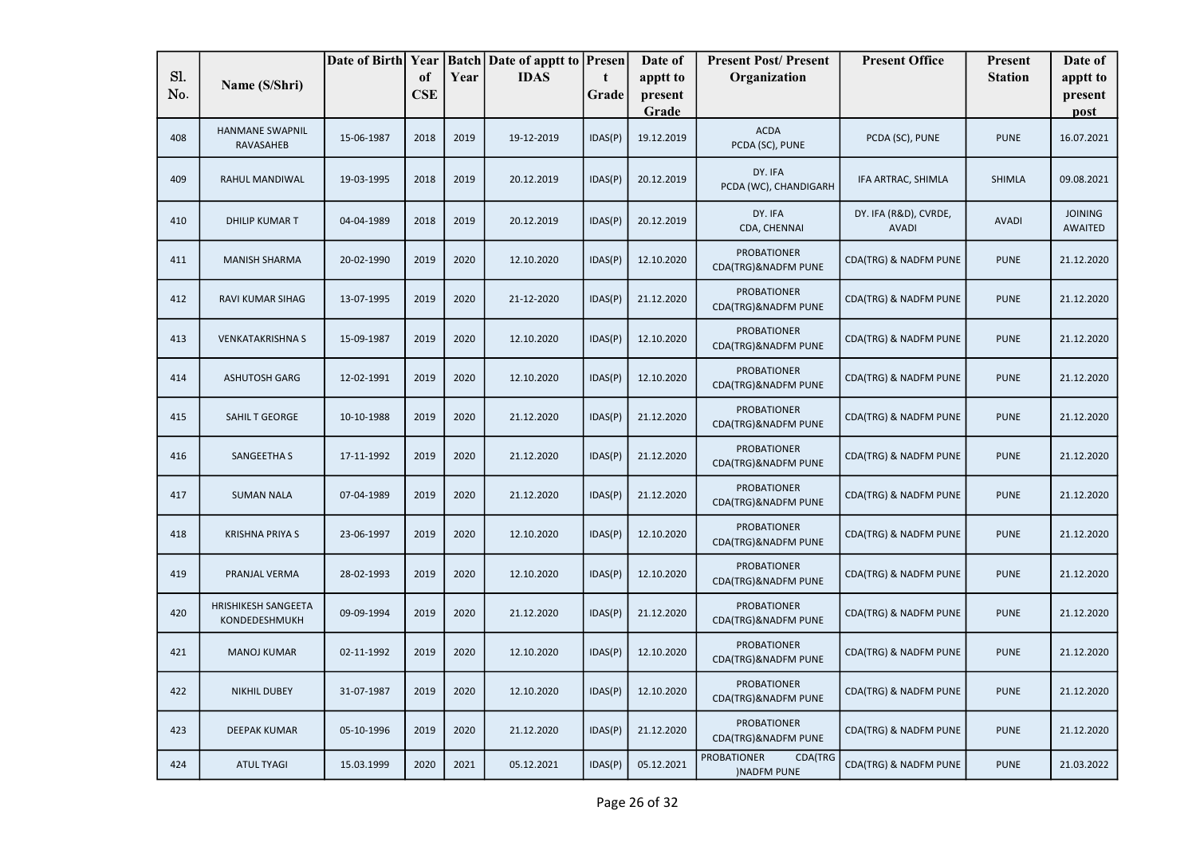| Sl. No. | Name (S/Shri) | Date of Birth | Year of CSE | Batch Year | Date of apptt to IDAS | Present Grade | Date of apptt to present Grade | Present Post/ Present Organization | Present Office | Present Station | Date of apptt to present post |
|---|---|---|---|---|---|---|---|---|---|---|---|
| 408 | HANMANE SWAPNIL RAVASAHEB | 15-06-1987 | 2018 | 2019 | 19-12-2019 | IDAS(P) | 19.12.2019 | ACDA PCDA (SC), PUNE | PCDA (SC), PUNE | PUNE | 16.07.2021 |
| 409 | RAHUL MANDIWAL | 19-03-1995 | 2018 | 2019 | 20.12.2019 | IDAS(P) | 20.12.2019 | DY. IFA PCDA (WC), CHANDIGARH | IFA ARTRAC, SHIMLA | SHIMLA | 09.08.2021 |
| 410 | DHILIP KUMAR T | 04-04-1989 | 2018 | 2019 | 20.12.2019 | IDAS(P) | 20.12.2019 | DY. IFA CDA, CHENNAI | DY. IFA (R&D), CVRDE, AVADI | AVADI | JOINING AWAITED |
| 411 | MANISH SHARMA | 20-02-1990 | 2019 | 2020 | 12.10.2020 | IDAS(P) | 12.10.2020 | PROBATIONER CDA(TRG)&NADFM PUNE | CDA(TRG) & NADFM PUNE | PUNE | 21.12.2020 |
| 412 | RAVI KUMAR SIHAG | 13-07-1995 | 2019 | 2020 | 21-12-2020 | IDAS(P) | 21.12.2020 | PROBATIONER CDA(TRG)&NADFM PUNE | CDA(TRG) & NADFM PUNE | PUNE | 21.12.2020 |
| 413 | VENKATAKRISHNA S | 15-09-1987 | 2019 | 2020 | 12.10.2020 | IDAS(P) | 12.10.2020 | PROBATIONER CDA(TRG)&NADFM PUNE | CDA(TRG) & NADFM PUNE | PUNE | 21.12.2020 |
| 414 | ASHUTOSH GARG | 12-02-1991 | 2019 | 2020 | 12.10.2020 | IDAS(P) | 12.10.2020 | PROBATIONER CDA(TRG)&NADFM PUNE | CDA(TRG) & NADFM PUNE | PUNE | 21.12.2020 |
| 415 | SAHIL T GEORGE | 10-10-1988 | 2019 | 2020 | 21.12.2020 | IDAS(P) | 21.12.2020 | PROBATIONER CDA(TRG)&NADFM PUNE | CDA(TRG) & NADFM PUNE | PUNE | 21.12.2020 |
| 416 | SANGEETHA S | 17-11-1992 | 2019 | 2020 | 21.12.2020 | IDAS(P) | 21.12.2020 | PROBATIONER CDA(TRG)&NADFM PUNE | CDA(TRG) & NADFM PUNE | PUNE | 21.12.2020 |
| 417 | SUMAN NALA | 07-04-1989 | 2019 | 2020 | 21.12.2020 | IDAS(P) | 21.12.2020 | PROBATIONER CDA(TRG)&NADFM PUNE | CDA(TRG) & NADFM PUNE | PUNE | 21.12.2020 |
| 418 | KRISHNA PRIYA S | 23-06-1997 | 2019 | 2020 | 12.10.2020 | IDAS(P) | 12.10.2020 | PROBATIONER CDA(TRG)&NADFM PUNE | CDA(TRG) & NADFM PUNE | PUNE | 21.12.2020 |
| 419 | PRANJAL VERMA | 28-02-1993 | 2019 | 2020 | 12.10.2020 | IDAS(P) | 12.10.2020 | PROBATIONER CDA(TRG)&NADFM PUNE | CDA(TRG) & NADFM PUNE | PUNE | 21.12.2020 |
| 420 | HRISHIKESH SANGEETA KONDEDESHMUKH | 09-09-1994 | 2019 | 2020 | 21.12.2020 | IDAS(P) | 21.12.2020 | PROBATIONER CDA(TRG)&NADFM PUNE | CDA(TRG) & NADFM PUNE | PUNE | 21.12.2020 |
| 421 | MANOJ KUMAR | 02-11-1992 | 2019 | 2020 | 12.10.2020 | IDAS(P) | 12.10.2020 | PROBATIONER CDA(TRG)&NADFM PUNE | CDA(TRG) & NADFM PUNE | PUNE | 21.12.2020 |
| 422 | NIKHIL DUBEY | 31-07-1987 | 2019 | 2020 | 12.10.2020 | IDAS(P) | 12.10.2020 | PROBATIONER CDA(TRG)&NADFM PUNE | CDA(TRG) & NADFM PUNE | PUNE | 21.12.2020 |
| 423 | DEEPAK KUMAR | 05-10-1996 | 2019 | 2020 | 21.12.2020 | IDAS(P) | 21.12.2020 | PROBATIONER CDA(TRG)&NADFM PUNE | CDA(TRG) & NADFM PUNE | PUNE | 21.12.2020 |
| 424 | ATUL TYAGI | 15.03.1999 | 2020 | 2021 | 05.12.2021 | IDAS(P) | 05.12.2021 | PROBATIONER CDA(TRG )NADFM PUNE | CDA(TRG) & NADFM PUNE | PUNE | 21.03.2022 |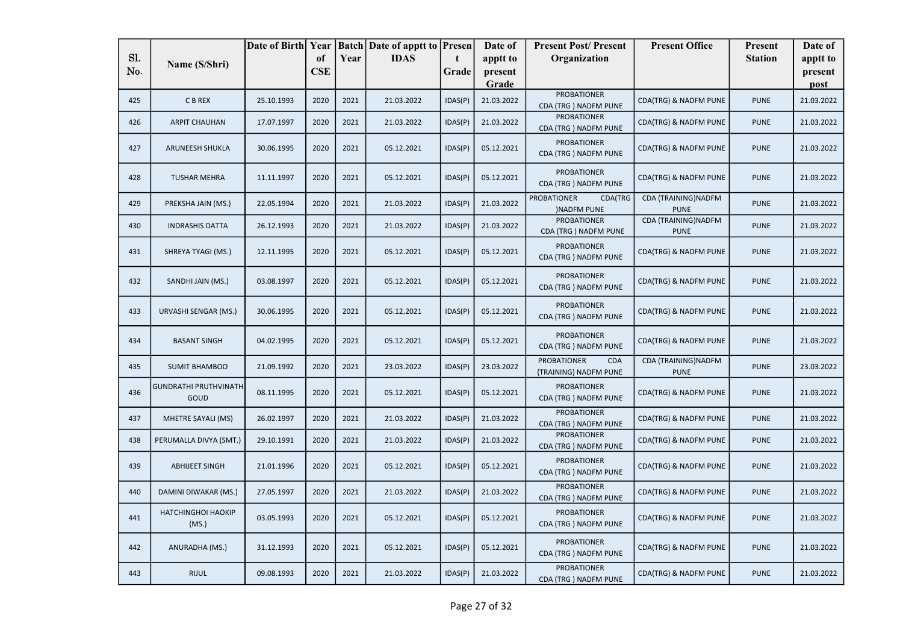| Sl. No. | Name (S/Shri) | Date of Birth | Year of CSE | Batch Year | Date of apptt to IDAS | Present Grade | Date of apptt to present Grade | Present Post/ Present Organization | Present Office | Present Station | Date of apptt to present post |
|---|---|---|---|---|---|---|---|---|---|---|---|
| 425 | C B REX | 25.10.1993 | 2020 | 2021 | 21.03.2022 | IDAS(P) | 21.03.2022 | PROBATIONER CDA (TRG ) NADFM PUNE | CDA(TRG) & NADFM PUNE | PUNE | 21.03.2022 |
| 426 | ARPIT CHAUHAN | 17.07.1997 | 2020 | 2021 | 21.03.2022 | IDAS(P) | 21.03.2022 | PROBATIONER CDA (TRG ) NADFM PUNE | CDA(TRG) & NADFM PUNE | PUNE | 21.03.2022 |
| 427 | ARUNEESH SHUKLA | 30.06.1995 | 2020 | 2021 | 05.12.2021 | IDAS(P) | 05.12.2021 | PROBATIONER CDA (TRG ) NADFM PUNE | CDA(TRG) & NADFM PUNE | PUNE | 21.03.2022 |
| 428 | TUSHAR MEHRA | 11.11.1997 | 2020 | 2021 | 05.12.2021 | IDAS(P) | 05.12.2021 | PROBATIONER CDA (TRG ) NADFM PUNE | CDA(TRG) & NADFM PUNE | PUNE | 21.03.2022 |
| 429 | PREKSHA JAIN (MS.) | 22.05.1994 | 2020 | 2021 | 21.03.2022 | IDAS(P) | 21.03.2022 | PROBATIONER CDA(TRG )NADFM PUNE | CDA (TRAINING)NADFM PUNE | PUNE | 21.03.2022 |
| 430 | INDRASHIS DATTA | 26.12.1993 | 2020 | 2021 | 21.03.2022 | IDAS(P) | 21.03.2022 | PROBATIONER CDA (TRG ) NADFM PUNE | CDA (TRAINING)NADFM PUNE | PUNE | 21.03.2022 |
| 431 | SHREYA TYAGI (MS.) | 12.11.1995 | 2020 | 2021 | 05.12.2021 | IDAS(P) | 05.12.2021 | PROBATIONER CDA (TRG ) NADFM PUNE | CDA(TRG) & NADFM PUNE | PUNE | 21.03.2022 |
| 432 | SANDHI JAIN (MS.) | 03.08.1997 | 2020 | 2021 | 05.12.2021 | IDAS(P) | 05.12.2021 | PROBATIONER CDA (TRG ) NADFM PUNE | CDA(TRG) & NADFM PUNE | PUNE | 21.03.2022 |
| 433 | URVASHI SENGAR (MS.) | 30.06.1995 | 2020 | 2021 | 05.12.2021 | IDAS(P) | 05.12.2021 | PROBATIONER CDA (TRG ) NADFM PUNE | CDA(TRG) & NADFM PUNE | PUNE | 21.03.2022 |
| 434 | BASANT SINGH | 04.02.1995 | 2020 | 2021 | 05.12.2021 | IDAS(P) | 05.12.2021 | PROBATIONER CDA (TRG ) NADFM PUNE | CDA(TRG) & NADFM PUNE | PUNE | 21.03.2022 |
| 435 | SUMIT BHAMBOO | 21.09.1992 | 2020 | 2021 | 23.03.2022 | IDAS(P) | 23.03.2022 | PROBATIONER CDA (TRAINING) NADFM PUNE | CDA (TRAINING)NADFM PUNE | PUNE | 23.03.2022 |
| 436 | GUNDRATHI PRUTHVINATH GOUD | 08.11.1995 | 2020 | 2021 | 05.12.2021 | IDAS(P) | 05.12.2021 | PROBATIONER CDA (TRG ) NADFM PUNE | CDA(TRG) & NADFM PUNE | PUNE | 21.03.2022 |
| 437 | MHETRE SAYALI (MS) | 26.02.1997 | 2020 | 2021 | 21.03.2022 | IDAS(P) | 21.03.2022 | PROBATIONER CDA (TRG ) NADFM PUNE | CDA(TRG) & NADFM PUNE | PUNE | 21.03.2022 |
| 438 | PERUMALLA DIVYA (SMT.) | 29.10.1991 | 2020 | 2021 | 21.03.2022 | IDAS(P) | 21.03.2022 | PROBATIONER CDA (TRG ) NADFM PUNE | CDA(TRG) & NADFM PUNE | PUNE | 21.03.2022 |
| 439 | ABHIJEET SINGH | 21.01.1996 | 2020 | 2021 | 05.12.2021 | IDAS(P) | 05.12.2021 | PROBATIONER CDA (TRG ) NADFM PUNE | CDA(TRG) & NADFM PUNE | PUNE | 21.03.2022 |
| 440 | DAMINI DIWAKAR (MS.) | 27.05.1997 | 2020 | 2021 | 21.03.2022 | IDAS(P) | 21.03.2022 | PROBATIONER CDA (TRG ) NADFM PUNE | CDA(TRG) & NADFM PUNE | PUNE | 21.03.2022 |
| 441 | HATCHINGHOI HAOKIP (MS.) | 03.05.1993 | 2020 | 2021 | 05.12.2021 | IDAS(P) | 05.12.2021 | PROBATIONER CDA (TRG ) NADFM PUNE | CDA(TRG) & NADFM PUNE | PUNE | 21.03.2022 |
| 442 | ANURADHA (MS.) | 31.12.1993 | 2020 | 2021 | 05.12.2021 | IDAS(P) | 05.12.2021 | PROBATIONER CDA (TRG ) NADFM PUNE | CDA(TRG) & NADFM PUNE | PUNE | 21.03.2022 |
| 443 | RIJUL | 09.08.1993 | 2020 | 2021 | 21.03.2022 | IDAS(P) | 21.03.2022 | PROBATIONER CDA (TRG ) NADFM PUNE | CDA(TRG) & NADFM PUNE | PUNE | 21.03.2022 |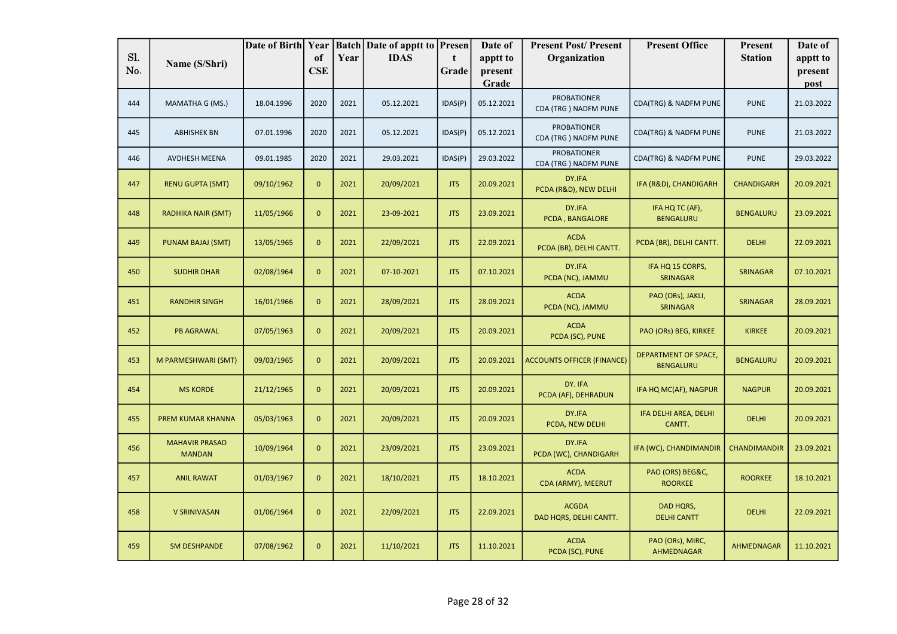| Sl. No. | Name (S/Shri) | Date of Birth | Year of CSE | Batch Year | Date of apptt to IDAS | Present Grade | Date of apptt to present Grade | Present Post/ Present Organization | Present Office | Present Station | Date of apptt to present post |
|---|---|---|---|---|---|---|---|---|---|---|---|
| 444 | MAMATHA G (MS.) | 18.04.1996 | 2020 | 2021 | 05.12.2021 | IDAS(P) | 05.12.2021 | PROBATIONER CDA (TRG ) NADFM PUNE | CDA(TRG) & NADFM PUNE | PUNE | 21.03.2022 |
| 445 | ABHISHEK BN | 07.01.1996 | 2020 | 2021 | 05.12.2021 | IDAS(P) | 05.12.2021 | PROBATIONER CDA (TRG ) NADFM PUNE | CDA(TRG) & NADFM PUNE | PUNE | 21.03.2022 |
| 446 | AVDHESH MEENA | 09.01.1985 | 2020 | 2021 | 29.03.2021 | IDAS(P) | 29.03.2022 | PROBATIONER CDA (TRG ) NADFM PUNE | CDA(TRG) & NADFM PUNE | PUNE | 29.03.2022 |
| 447 | RENU GUPTA (SMT) | 09/10/1962 | 0 | 2021 | 20/09/2021 | JTS | 20.09.2021 | DY.IFA PCDA (R&D), NEW DELHI | IFA (R&D), CHANDIGARH | CHANDIGARH | 20.09.2021 |
| 448 | RADHIKA NAIR (SMT) | 11/05/1966 | 0 | 2021 | 23-09-2021 | JTS | 23.09.2021 | DY.IFA PCDA , BANGALORE | IFA HQ TC (AF), BENGALURU | BENGALURU | 23.09.2021 |
| 449 | PUNAM BAJAJ (SMT) | 13/05/1965 | 0 | 2021 | 22/09/2021 | JTS | 22.09.2021 | ACDA PCDA (BR), DELHI CANTT. | PCDA (BR), DELHI CANTT. | DELHI | 22.09.2021 |
| 450 | SUDHIR DHAR | 02/08/1964 | 0 | 2021 | 07-10-2021 | JTS | 07.10.2021 | DY.IFA PCDA (NC), JAMMU | IFA HQ 15 CORPS, SRINAGAR | SRINAGAR | 07.10.2021 |
| 451 | RANDHIR SINGH | 16/01/1966 | 0 | 2021 | 28/09/2021 | JTS | 28.09.2021 | ACDA PCDA (NC), JAMMU | PAO (ORs), JAKLI, SRINAGAR | SRINAGAR | 28.09.2021 |
| 452 | PB AGRAWAL | 07/05/1963 | 0 | 2021 | 20/09/2021 | JTS | 20.09.2021 | ACDA PCDA (SC), PUNE | PAO (ORs) BEG, KIRKEE | KIRKEE | 20.09.2021 |
| 453 | M PARMESHWARI (SMT) | 09/03/1965 | 0 | 2021 | 20/09/2021 | JTS | 20.09.2021 | ACCOUNTS OFFICER (FINANCE) | DEPARTMENT OF SPACE, BENGALURU | BENGALURU | 20.09.2021 |
| 454 | MS KORDE | 21/12/1965 | 0 | 2021 | 20/09/2021 | JTS | 20.09.2021 | DY. IFA PCDA (AF), DEHRADUN | IFA HQ MC(AF), NAGPUR | NAGPUR | 20.09.2021 |
| 455 | PREM KUMAR KHANNA | 05/03/1963 | 0 | 2021 | 20/09/2021 | JTS | 20.09.2021 | DY.IFA PCDA, NEW DELHI | IFA DELHI AREA, DELHI CANTT. | DELHI | 20.09.2021 |
| 456 | MAHAVIR PRASAD MANDAN | 10/09/1964 | 0 | 2021 | 23/09/2021 | JTS | 23.09.2021 | DY.IFA PCDA (WC), CHANDIGARH | IFA (WC), CHANDIMANDIR | CHANDIMANDIR | 23.09.2021 |
| 457 | ANIL RAWAT | 01/03/1967 | 0 | 2021 | 18/10/2021 | JTS | 18.10.2021 | ACDA CDA (ARMY), MEERUT | PAO (ORS) BEG&C, ROORKEE | ROORKEE | 18.10.2021 |
| 458 | V SRINIVASAN | 01/06/1964 | 0 | 2021 | 22/09/2021 | JTS | 22.09.2021 | ACGDA DAD HQRS, DELHI CANTT. | DAD HQRS, DELHI CANTT | DELHI | 22.09.2021 |
| 459 | SM DESHPANDE | 07/08/1962 | 0 | 2021 | 11/10/2021 | JTS | 11.10.2021 | ACDA PCDA (SC), PUNE | PAO (ORs), MIRC, AHMEDNAGAR | AHMEDNAGAR | 11.10.2021 |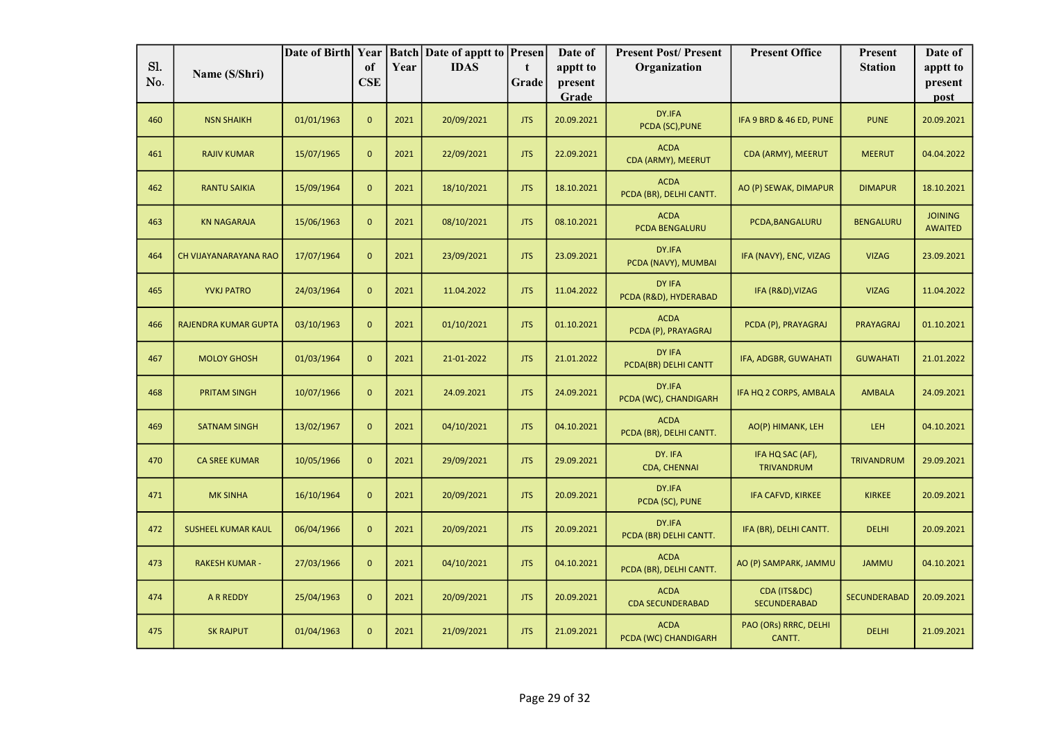| Sl. No. | Name (S/Shri) | Date of Birth | Year of CSE | Batch Year | Date of apptt to IDAS | Present Grade | Date of apptt to present Grade | Present Post/ Present Organization | Present Office | Present Station | Date of apptt to present post |
|---|---|---|---|---|---|---|---|---|---|---|---|
| 460 | NSN SHAIKH | 01/01/1963 | 0 | 2021 | 20/09/2021 | JTS | 20.09.2021 | DY.IFA PCDA (SC),PUNE | IFA 9 BRD & 46 ED, PUNE | PUNE | 20.09.2021 |
| 461 | RAJIV KUMAR | 15/07/1965 | 0 | 2021 | 22/09/2021 | JTS | 22.09.2021 | ACDA CDA (ARMY), MEERUT | CDA (ARMY), MEERUT | MEERUT | 04.04.2022 |
| 462 | RANTU SAIKIA | 15/09/1964 | 0 | 2021 | 18/10/2021 | JTS | 18.10.2021 | ACDA PCDA (BR), DELHI CANTT. | AO (P) SEWAK, DIMAPUR | DIMAPUR | 18.10.2021 |
| 463 | KN NAGARAJA | 15/06/1963 | 0 | 2021 | 08/10/2021 | JTS | 08.10.2021 | ACDA PCDA BENGALURU | PCDA,BANGALURU | BENGALURU | JOINING AWAITED |
| 464 | CH VIJAYANARAYANA RAO | 17/07/1964 | 0 | 2021 | 23/09/2021 | JTS | 23.09.2021 | DY.IFA PCDA (NAVY), MUMBAI | IFA (NAVY), ENC, VIZAG | VIZAG | 23.09.2021 |
| 465 | YVKJ PATRO | 24/03/1964 | 0 | 2021 | 11.04.2022 | JTS | 11.04.2022 | DY IFA PCDA (R&D), HYDERABAD | IFA (R&D),VIZAG | VIZAG | 11.04.2022 |
| 466 | RAJENDRA KUMAR GUPTA | 03/10/1963 | 0 | 2021 | 01/10/2021 | JTS | 01.10.2021 | ACDA PCDA (P), PRAYAGRAJ | PCDA (P), PRAYAGRAJ | PRAYAGRAJ | 01.10.2021 |
| 467 | MOLOY GHOSH | 01/03/1964 | 0 | 2021 | 21-01-2022 | JTS | 21.01.2022 | DY IFA PCDA(BR) DELHI CANTT | IFA, ADGBR, GUWAHATI | GUWAHATI | 21.01.2022 |
| 468 | PRITAM SINGH | 10/07/1966 | 0 | 2021 | 24.09.2021 | JTS | 24.09.2021 | DY.IFA PCDA (WC), CHANDIGARH | IFA HQ 2 CORPS, AMBALA | AMBALA | 24.09.2021 |
| 469 | SATNAM SINGH | 13/02/1967 | 0 | 2021 | 04/10/2021 | JTS | 04.10.2021 | ACDA PCDA (BR), DELHI CANTT. | AO(P) HIMANK, LEH | LEH | 04.10.2021 |
| 470 | CA SREE KUMAR | 10/05/1966 | 0 | 2021 | 29/09/2021 | JTS | 29.09.2021 | DY. IFA CDA, CHENNAI | IFA HQ SAC (AF), TRIVANDRUM | TRIVANDRUM | 29.09.2021 |
| 471 | MK SINHA | 16/10/1964 | 0 | 2021 | 20/09/2021 | JTS | 20.09.2021 | DY.IFA PCDA (SC), PUNE | IFA CAFVD, KIRKEE | KIRKEE | 20.09.2021 |
| 472 | SUSHEEL KUMAR KAUL | 06/04/1966 | 0 | 2021 | 20/09/2021 | JTS | 20.09.2021 | DY.IFA PCDA (BR) DELHI CANTT. | IFA (BR), DELHI CANTT. | DELHI | 20.09.2021 |
| 473 | RAKESH KUMAR - | 27/03/1966 | 0 | 2021 | 04/10/2021 | JTS | 04.10.2021 | ACDA PCDA (BR), DELHI CANTT. | AO (P) SAMPARK, JAMMU | JAMMU | 04.10.2021 |
| 474 | A R REDDY | 25/04/1963 | 0 | 2021 | 20/09/2021 | JTS | 20.09.2021 | ACDA CDA SECUNDERABAD | CDA (ITS&DC) SECUNDERABAD | SECUNDERABAD | 20.09.2021 |
| 475 | SK RAJPUT | 01/04/1963 | 0 | 2021 | 21/09/2021 | JTS | 21.09.2021 | ACDA PCDA (WC) CHANDIGARH | PAO (ORs) RRRC, DELHI CANTT. | DELHI | 21.09.2021 |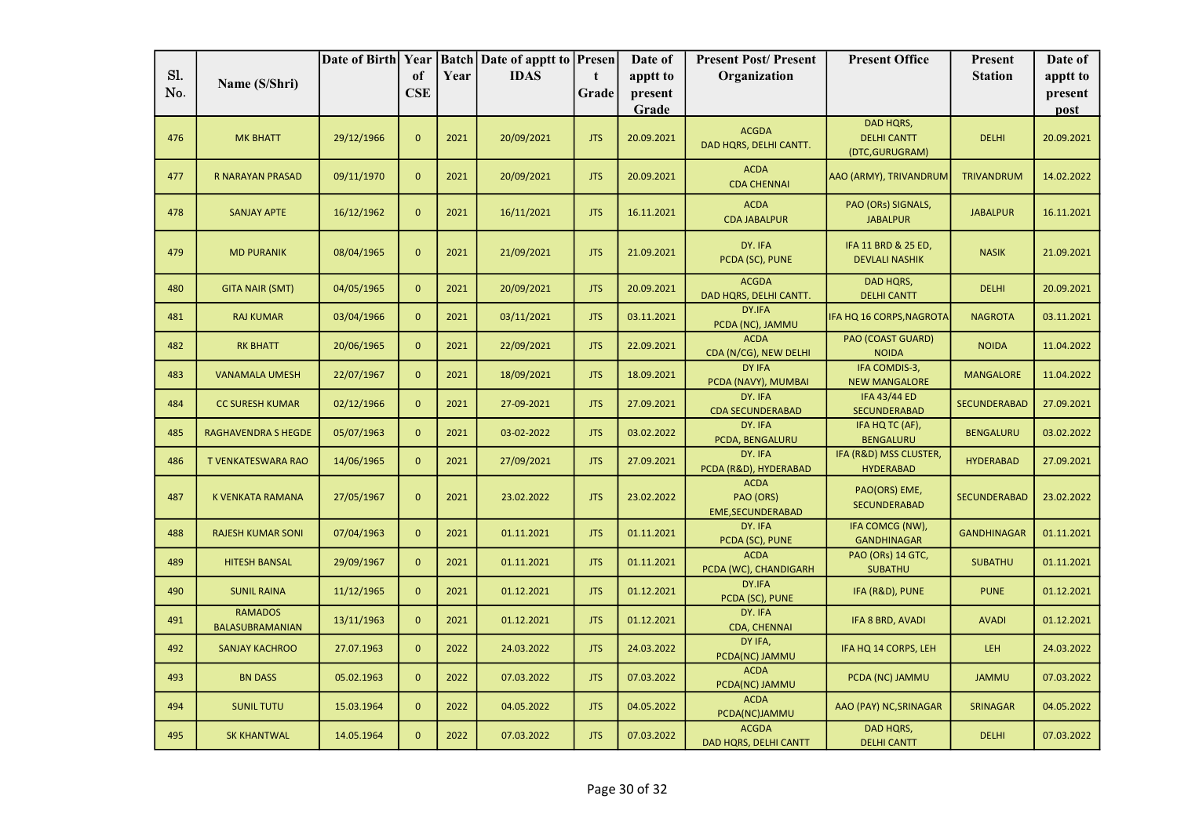| Sl. No. | Name (S/Shri) | Date of Birth | Year of CSE | Batch Year | Date of apptt to IDAS | Present Grade | Date of apptt to present Grade | Present Post/ Present Organization | Present Office | Present Station | Date of apptt to present post |
|---|---|---|---|---|---|---|---|---|---|---|---|
| 476 | MK BHATT | 29/12/1966 | 0 | 2021 | 20/09/2021 | JTS | 20.09.2021 | ACGDA DAD HQRS, DELHI CANTT. | DAD HQRS, DELHI CANTT (DTC,GURUGRAM) | DELHI | 20.09.2021 |
| 477 | R NARAYAN PRASAD | 09/11/1970 | 0 | 2021 | 20/09/2021 | JTS | 20.09.2021 | ACDA CDA CHENNAI | AAO (ARMY), TRIVANDRUM | TRIVANDRUM | 14.02.2022 |
| 478 | SANJAY APTE | 16/12/1962 | 0 | 2021 | 16/11/2021 | JTS | 16.11.2021 | ACDA CDA JABALPUR | PAO (ORs) SIGNALS, JABALPUR | JABALPUR | 16.11.2021 |
| 479 | MD PURANIK | 08/04/1965 | 0 | 2021 | 21/09/2021 | JTS | 21.09.2021 | DY. IFA PCDA (SC), PUNE | IFA 11 BRD & 25 ED, DEVLALI NASHIK | NASIK | 21.09.2021 |
| 480 | GITA NAIR (SMT) | 04/05/1965 | 0 | 2021 | 20/09/2021 | JTS | 20.09.2021 | ACGDA DAD HQRS, DELHI CANTT. | DAD HQRS, DELHI CANTT | DELHI | 20.09.2021 |
| 481 | RAJ KUMAR | 03/04/1966 | 0 | 2021 | 03/11/2021 | JTS | 03.11.2021 | DY.IFA PCDA (NC), JAMMU | IFA HQ 16 CORPS,NAGROTA | NAGROTA | 03.11.2021 |
| 482 | RK BHATT | 20/06/1965 | 0 | 2021 | 22/09/2021 | JTS | 22.09.2021 | ACDA CDA (N/CG), NEW DELHI | PAO (COAST GUARD) NOIDA | NOIDA | 11.04.2022 |
| 483 | VANAMALA UMESH | 22/07/1967 | 0 | 2021 | 18/09/2021 | JTS | 18.09.2021 | DY IFA PCDA (NAVY), MUMBAI | IFA COMDIS-3, NEW MANGALORE | MANGALORE | 11.04.2022 |
| 484 | CC SURESH KUMAR | 02/12/1966 | 0 | 2021 | 27-09-2021 | JTS | 27.09.2021 | DY. IFA CDA SECUNDERABAD | IFA 43/44 ED SECUNDERABAD | SECUNDERABAD | 27.09.2021 |
| 485 | RAGHAVENDRA S HEGDE | 05/07/1963 | 0 | 2021 | 03-02-2022 | JTS | 03.02.2022 | DY. IFA PCDA, BENGALURU | IFA HQ TC (AF), BENGALURU | BENGALURU | 03.02.2022 |
| 486 | T VENKATESWARA RAO | 14/06/1965 | 0 | 2021 | 27/09/2021 | JTS | 27.09.2021 | DY. IFA PCDA (R&D), HYDERABAD | IFA (R&D) MSS CLUSTER, HYDERABAD | HYDERABAD | 27.09.2021 |
| 487 | K VENKATA RAMANA | 27/05/1967 | 0 | 2021 | 23.02.2022 | JTS | 23.02.2022 | ACDA PAO (ORS) EME,SECUNDERABAD | PAO(ORS) EME, SECUNDERABAD | SECUNDERABAD | 23.02.2022 |
| 488 | RAJESH KUMAR SONI | 07/04/1963 | 0 | 2021 | 01.11.2021 | JTS | 01.11.2021 | DY. IFA PCDA (SC), PUNE | IFA COMCG (NW), GANDHINAGAR | GANDHINAGAR | 01.11.2021 |
| 489 | HITESH BANSAL | 29/09/1967 | 0 | 2021 | 01.11.2021 | JTS | 01.11.2021 | ACDA PCDA (WC), CHANDIGARH | PAO (ORs) 14 GTC, SUBATHU | SUBATHU | 01.11.2021 |
| 490 | SUNIL RAINA | 11/12/1965 | 0 | 2021 | 01.12.2021 | JTS | 01.12.2021 | DY.IFA PCDA (SC), PUNE | IFA (R&D), PUNE | PUNE | 01.12.2021 |
| 491 | RAMADOS BALASUBRAMANIAN | 13/11/1963 | 0 | 2021 | 01.12.2021 | JTS | 01.12.2021 | DY. IFA CDA, CHENNAI | IFA 8 BRD, AVADI | AVADI | 01.12.2021 |
| 492 | SANJAY KACHROO | 27.07.1963 | 0 | 2022 | 24.03.2022 | JTS | 24.03.2022 | DY IFA, PCDA(NC) JAMMU | IFA HQ 14 CORPS, LEH | LEH | 24.03.2022 |
| 493 | BN DASS | 05.02.1963 | 0 | 2022 | 07.03.2022 | JTS | 07.03.2022 | ACDA PCDA(NC) JAMMU | PCDA (NC) JAMMU | JAMMU | 07.03.2022 |
| 494 | SUNIL TUTU | 15.03.1964 | 0 | 2022 | 04.05.2022 | JTS | 04.05.2022 | ACDA PCDA(NC)JAMMU | AAO (PAY) NC,SRINAGAR | SRINAGAR | 04.05.2022 |
| 495 | SK KHANTWAL | 14.05.1964 | 0 | 2022 | 07.03.2022 | JTS | 07.03.2022 | ACGDA DAD HQRS, DELHI CANTT | DAD HQRS, DELHI CANTT | DELHI | 07.03.2022 |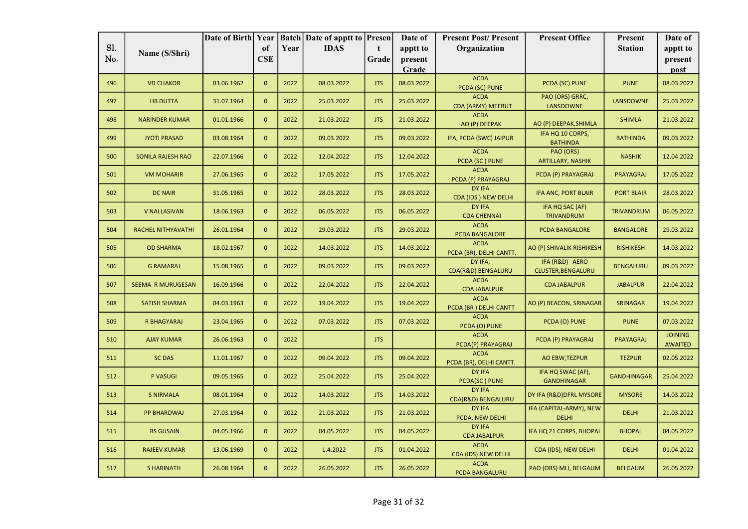| Sl. No. | Name (S/Shri) | Date of Birth | Year of CSE | Batch Year | Date of apptt to IDAS | Present Grade | Date of apptt to present Grade | Present Post/ Present Organization | Present Office | Present Station | Date of apptt to present post |
|---|---|---|---|---|---|---|---|---|---|---|---|
| 496 | VD CHAKOR | 03.06.1962 | 0 | 2022 | 08.03.2022 | JTS | 08.03.2022 | ACDA PCDA (SC) PUNE | PCDA (SC) PUNE | PUNE | 08.03.2022 |
| 497 | HB DUTTA | 31.07.1964 | 0 | 2022 | 25.03.2022 | JTS | 25.03.2022 | ACDA CDA (ARMY) MEERUT | PAO (ORS) GRRC, LANSDOWNE | LANSDOWNE | 25.03.2022 |
| 498 | NARINDER KUMAR | 01.01.1966 | 0 | 2022 | 21.03.2022 | JTS | 21.03.2022 | ACDA AO (P) DEEPAK | AO (P) DEEPAK,SHIMLA | SHIMLA | 21.03.2022 |
| 499 | JYOTI PRASAD | 03.08.1964 | 0 | 2022 | 09.03.2022 | JTS | 09.03.2022 | IFA, PCDA (SWC) JAIPUR | IFA HQ 10 CORPS, BATHINDA | BATHINDA | 09.03.2022 |
| 500 | SONILA RAJESH RAO | 22.07.1966 | 0 | 2022 | 12.04.2022 | JTS | 12.04.2022 | ACDA PCDA (SC ) PUNE | PAO (ORS) ARTILLARY, NASHIK | NASHIK | 12.04.2022 |
| 501 | VM MOHARIR | 27.06.1965 | 0 | 2022 | 17.05.2022 | JTS | 17.05.2022 | ACDA PCDA (P) PRAYAGRAJ | PCDA (P) PRAYAGRAJ | PRAYAGRAJ | 17.05.2022 |
| 502 | DC NAIR | 31.05.1965 | 0 | 2022 | 28.03.2022 | JTS | 28.03.2022 | DY IFA CDA (IDS ) NEW DELHI | IFA ANC, PORT BLAIR | PORT BLAIR | 28.03.2022 |
| 503 | V NALLASIVAN | 18.06.1963 | 0 | 2022 | 06.05.2022 | JTS | 06.05.2022 | DY IFA CDA CHENNAI | IFA HQ SAC (AF) TRIVANDRUM | TRIVANDRUM | 06.05.2022 |
| 504 | RACHEL NITHYAVATHI | 26.01.1964 | 0 | 2022 | 29.03.2022 | JTS | 29.03.2022 | ACDA PCDA BANGALORE | PCDA BANGALORE | BANGALORE | 29.03.2022 |
| 505 | OD SHARMA | 18.02.1967 | 0 | 2022 | 14.03.2022 | JTS | 14.03.2022 | ACDA PCDA (BR), DELHI CANTT. | AO (P) SHIVALIK RISHIKESH | RISHIKESH | 14.03.2022 |
| 506 | G RAMARAJ | 15.08.1965 | 0 | 2022 | 09.03.2022 | JTS | 09.03.2022 | DY IFA, CDA(R&D) BENGALURU | IFA (R&D) AERO CLUSTER,BENGALURU | BENGALURU | 09.03.2022 |
| 507 | SEEMA R MURUGESAN | 16.09.1966 | 0 | 2022 | 22.04.2022 | JTS | 22.04.2022 | ACDA CDA JABALPUR | CDA JABALPUR | JABALPUR | 22.04.2022 |
| 508 | SATISH SHARMA | 04.03.1963 | 0 | 2022 | 19.04.2022 | JTS | 19.04.2022 | ACDA PCDA (BR ) DELHI CANTT | AO (P) BEACON, SRINAGAR | SRINAGAR | 19.04.2022 |
| 509 | R BHAGYARAJ | 23.04.1965 | 0 | 2022 | 07.03.2022 | JTS | 07.03.2022 | ACDA PCDA (O) PUNE | PCDA (O) PUNE | PUNE | 07.03.2022 |
| 510 | AJAY KUMAR | 26.06.1963 | 0 | 2022 | | JTS | | ACDA PCDA(P) PRAYAGRAJ | PCDA (P) PRAYAGRAJ | PRAYAGRAJ | JOINING AWAITED |
| 511 | SC DAS | 11.01.1967 | 0 | 2022 | 09.04.2022 | JTS | 09.04.2022 | ACDA PCDA (BR), DELHI CANTT. | AO EBW,TEZPUR | TEZPUR | 02.05.2022 |
| 512 | P VASUGI | 09.05.1965 | 0 | 2022 | 25.04.2022 | JTS | 25.04.2022 | DY IFA PCDA(SC ) PUNE | IFA HQ SWAC (AF), GANDHINAGAR | GANDHINAGAR | 25.04.2022 |
| 513 | S NIRMALA | 08.01.1964 | 0 | 2022 | 14.03.2022 | JTS | 14.03.2022 | DY IFA CDA(R&D) BENGALURU | DY IFA (R&D)DFRL MYSORE | MYSORE | 14.03.2022 |
| 514 | PP BHARDWAJ | 27.03.1964 | 0 | 2022 | 21.03.2022 | JTS | 21.03.2022 | DY IFA PCDA, NEW DELHI | IFA (CAPITAL-ARMY), NEW DELHI | DELHI | 21.03.2022 |
| 515 | RS GUSAIN | 04.05.1966 | 0 | 2022 | 04.05.2022 | JTS | 04.05.2022 | DY IFA CDA JABALPUR | IFA HQ 21 CORPS, BHOPAL | BHOPAL | 04.05.2022 |
| 516 | RAJEEV KUMAR | 13.06.1969 | 0 | 2022 | 1.4.2022 | JTS | 01.04.2022 | ACDA CDA (IDS) NEW DELHI | CDA (IDS), NEW DELHI | DELHI | 01.04.2022 |
| 517 | S HARINATH | 26.08.1964 | 0 | 2022 | 26.05.2022 | JTS | 26.05.2022 | ACDA PCDA BANGALURU | PAO (ORS) MLI, BELGAUM | BELGAUM | 26.05.2022 |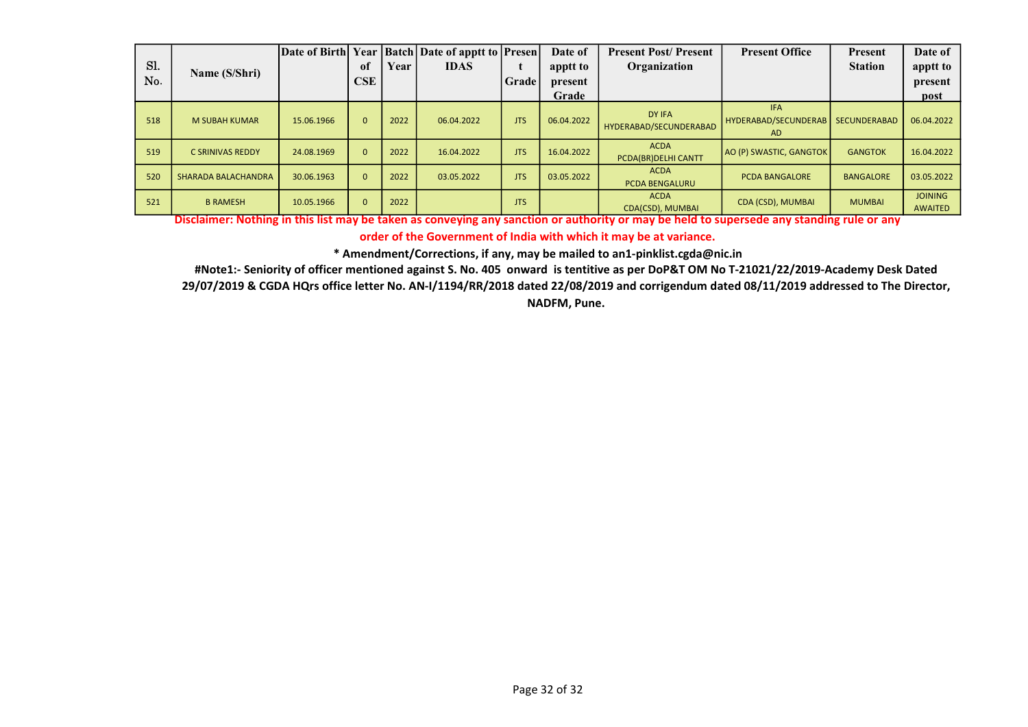| Sl. No. | Name (S/Shri) | Date of Birth | Year of CSE | Batch Year | Date of apptt to IDAS | Present Grade | Date of apptt to present Grade | Present Post/ Present Organization | Present Office | Present Station | Date of apptt to present post |
|---|---|---|---|---|---|---|---|---|---|---|---|
| 518 | M SUBAH KUMAR | 15.06.1966 | 0 | 2022 | 06.04.2022 | JTS | 06.04.2022 | DY IFA HYDERABAD/SECUNDERABAD | IFA HYDERABAD/SECUNDERABAD | SECUNDERABAD | 06.04.2022 |
| 519 | C SRINIVAS REDDY | 24.08.1969 | 0 | 2022 | 16.04.2022 | JTS | 16.04.2022 | ACDA PCDA(BR)DELHI CANTT | AO (P) SWASTIC, GANGTOK | GANGTOK | 16.04.2022 |
| 520 | SHARADA BALACHANDRA | 30.06.1963 | 0 | 2022 | 03.05.2022 | JTS | 03.05.2022 | ACDA PCDA BENGALURU | PCDA BANGALORE | BANGALORE | 03.05.2022 |
| 521 | B RAMESH | 10.05.1966 | 0 | 2022 | | JTS | | ACDA CDA(CSD), MUMBAI | CDA (CSD), MUMBAI | MUMBAI | JOINING AWAITED |

**Disclaimer: Nothing in this list may be taken as conveying any sanction or authority or may be held to supersede any standing rule or any order of the Government of India with which it may be at variance.**

**\* Amendment/Corrections, if any, may be mailed to an1-pinklist.cgda@nic.in**

**#Note1:- Seniority of officer mentioned against S. No. 405 onward is tentitive as per DoP&T OM No T-21021/22/2019-Academy Desk Dated 29/07/2019 & CGDA HQrs office letter No. AN-I/1194/RR/2018 dated 22/08/2019 and corrigendum dated 08/11/2019 addressed to The Director, NADFM, Pune.**